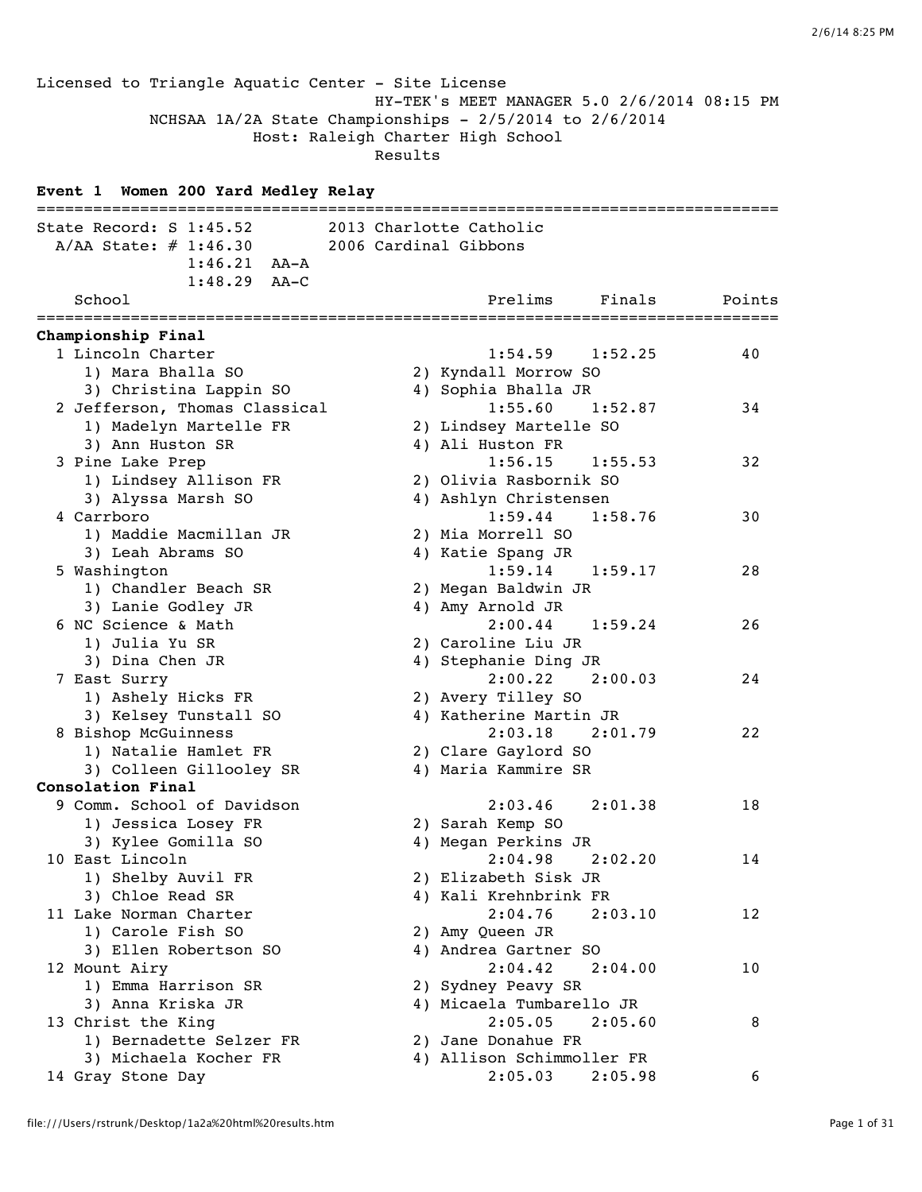Licensed to Triangle Aquatic Center - Site License
HY-TEK's MEET MANAGER 5.0 2/6/2014 08:15 PM
NCHSAA 1A/2A State Championships - 2/5/2014 to 2/6/2014
Host: Raleigh Charter High School
Results

**Event 1 Women 200 Yard Medley Relay**

```
===============================================================================
State Record: S 1:45.52       2013 Charlotte Catholic
  A/AA State: # 1:46.30       2006 Cardinal Gibbons
              1:46.21  AA-A
              1:48.29  AA-C
    School                                    Prelims     Finals       Points
===============================================================================
Championship Final
  1 Lincoln Charter                           1:54.59    1:52.25         40
     1) Mara Bhalla SO                   2) Kyndall Morrow SO
     3) Christina Lappin SO              4) Sophia Bhalla JR
  2 Jefferson, Thomas Classical               1:55.60    1:52.87         34
     1) Madelyn Martelle FR              2) Lindsey Martelle SO
     3) Ann Huston SR                    4) Ali Huston FR
  3 Pine Lake Prep                            1:56.15    1:55.53         32
     1) Lindsey Allison FR               2) Olivia Rasbornik SO
     3) Alyssa Marsh SO                  4) Ashlyn Christensen
  4 Carrboro                                  1:59.44    1:58.76         30
     1) Maddie Macmillan JR              2) Mia Morrell SO
     3) Leah Abrams SO                   4) Katie Spang JR
  5 Washington                                1:59.14    1:59.17         28
     1) Chandler Beach SR                2) Megan Baldwin JR
     3) Lanie Godley JR                  4) Amy Arnold JR
  6 NC Science & Math                         2:00.44    1:59.24         26
     1) Julia Yu SR                      2) Caroline Liu JR
     3) Dina Chen JR                     4) Stephanie Ding JR
  7 East Surry                                2:00.22    2:00.03         24
     1) Ashely Hicks FR                  2) Avery Tilley SO
     3) Kelsey Tunstall SO               4) Katherine Martin JR
  8 Bishop McGuinness                         2:03.18    2:01.79         22
     1) Natalie Hamlet FR                2) Clare Gaylord SO
     3) Colleen Gillooley SR             4) Maria Kammire SR
Consolation Final
  9 Comm. School of Davidson                  2:03.46    2:01.38         18
     1) Jessica Losey FR                 2) Sarah Kemp SO
     3) Kylee Gomilla SO                 4) Megan Perkins JR
 10 East Lincoln                              2:04.98    2:02.20         14
     1) Shelby Auvil FR                  2) Elizabeth Sisk JR
     3) Chloe Read SR                    4) Kali Krehnbrink FR
 11 Lake Norman Charter                       2:04.76    2:03.10         12
     1) Carole Fish SO                   2) Amy Queen JR
     3) Ellen Robertson SO               4) Andrea Gartner SO
 12 Mount Airy                                2:04.42    2:04.00         10
     1) Emma Harrison SR                 2) Sydney Peavy SR
     3) Anna Kriska JR                   4) Micaela Tumbarello JR
 13 Christ the King                           2:05.05    2:05.60          8
     1) Bernadette Selzer FR             2) Jane Donahue FR
     3) Michaela Kocher FR               4) Allison Schimmoller FR
 14 Gray Stone Day                            2:05.03    2:05.98          6
```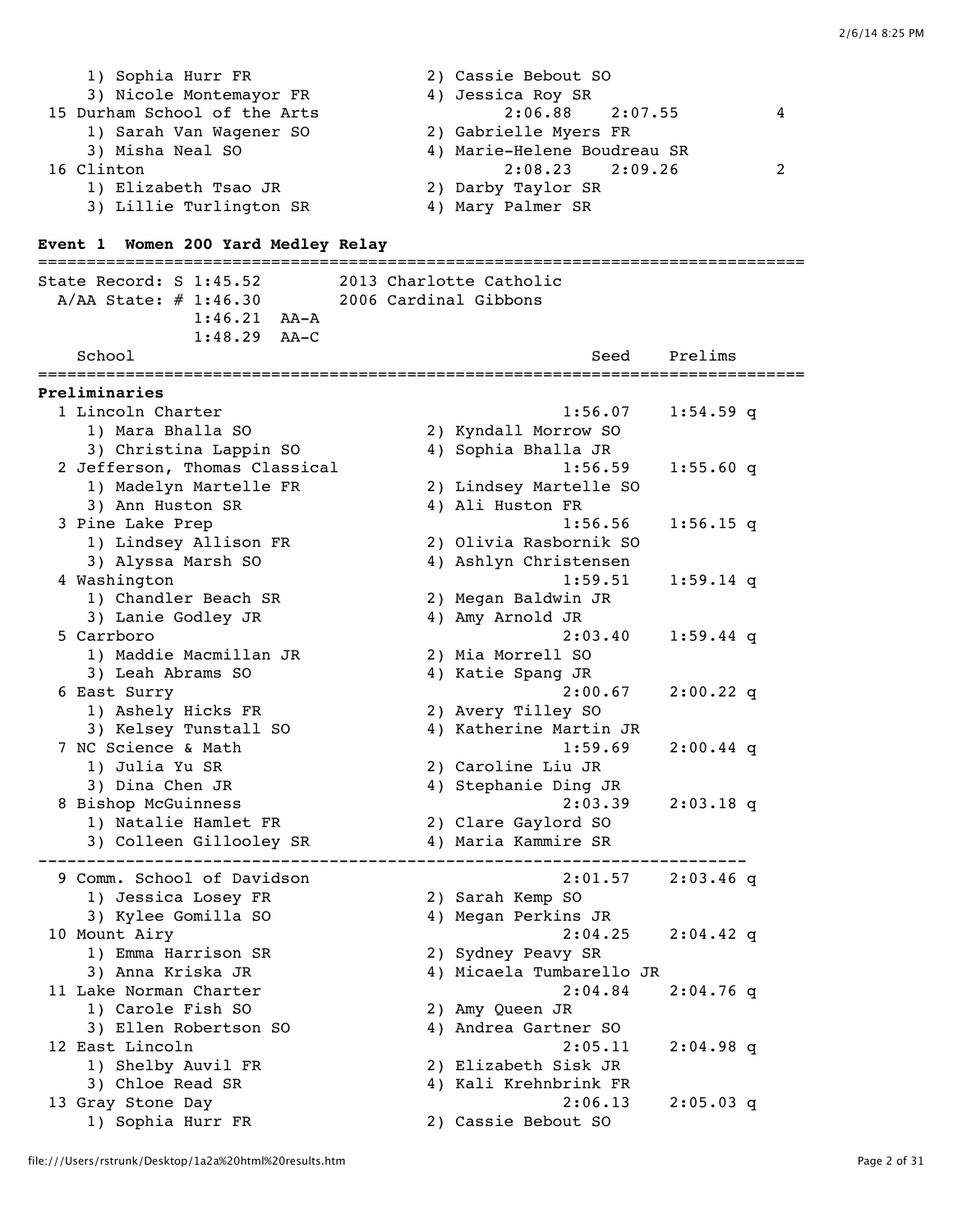1) Sophia Hurr FR  2) Cassie Bebout SO
3) Nicole Montemayor FR  4) Jessica Roy SR

15 Durham School of the Arts  2:06.88  2:07.55  4
1) Sarah Van Wagener SO  2) Gabrielle Myers FR
3) Misha Neal SO  4) Marie-Helene Boudreau SR

16 Clinton  2:08.23  2:09.26  2
1) Elizabeth Tsao JR  2) Darby Taylor SR
3) Lillie Turlington SR  4) Mary Palmer SR

**Event 1 Women 200 Yard Medley Relay**

```
===============================================================================
State Record: S 1:45.52        2013 Charlotte Catholic
  A/AA State: # 1:46.30        2006 Cardinal Gibbons
              1:46.21  AA-A
              1:48.29  AA-C
   School                                            Seed    Prelims
===============================================================================
Preliminaries
  1 Lincoln Charter                                 1:56.07    1:54.59 q
     1) Mara Bhalla SO                  2) Kyndall Morrow SO
     3) Christina Lappin SO             4) Sophia Bhalla JR
  2 Jefferson, Thomas Classical                     1:56.59    1:55.60 q
     1) Madelyn Martelle FR             2) Lindsey Martelle SO
     3) Ann Huston SR                   4) Ali Huston FR
  3 Pine Lake Prep                                  1:56.56    1:56.15 q
     1) Lindsey Allison FR              2) Olivia Rasbornik SO
     3) Alyssa Marsh SO                 4) Ashlyn Christensen
  4 Washington                                      1:59.51    1:59.14 q
     1) Chandler Beach SR               2) Megan Baldwin JR
     3) Lanie Godley JR                 4) Amy Arnold JR
  5 Carrboro                                        2:03.40    1:59.44 q
     1) Maddie Macmillan JR             2) Mia Morrell SO
     3) Leah Abrams SO                  4) Katie Spang JR
  6 East Surry                                      2:00.67    2:00.22 q
     1) Ashely Hicks FR                 2) Avery Tilley SO
     3) Kelsey Tunstall SO              4) Katherine Martin JR
  7 NC Science & Math                               1:59.69    2:00.44 q
     1) Julia Yu SR                     2) Caroline Liu JR
     3) Dina Chen JR                    4) Stephanie Ding JR
  8 Bishop McGuinness                               2:03.39    2:03.18 q
     1) Natalie Hamlet FR               2) Clare Gaylord SO
     3) Colleen Gillooley SR            4) Maria Kammire SR
--------------------------------------------------------------------------
  9 Comm. School of Davidson                        2:01.57    2:03.46 q
     1) Jessica Losey FR                2) Sarah Kemp SO
     3) Kylee Gomilla SO                4) Megan Perkins JR
 10 Mount Airy                                      2:04.25    2:04.42 q
     1) Emma Harrison SR                2) Sydney Peavy SR
     3) Anna Kriska JR                  4) Micaela Tumbarello JR
 11 Lake Norman Charter                             2:04.84    2:04.76 q
     1) Carole Fish SO                  2) Amy Queen JR
     3) Ellen Robertson SO              4) Andrea Gartner SO
 12 East Lincoln                                    2:05.11    2:04.98 q
     1) Shelby Auvil FR                 2) Elizabeth Sisk JR
     3) Chloe Read SR                   4) Kali Krehnbrink FR
 13 Gray Stone Day                                  2:06.13    2:05.03 q
     1) Sophia Hurr FR                  2) Cassie Bebout SO
```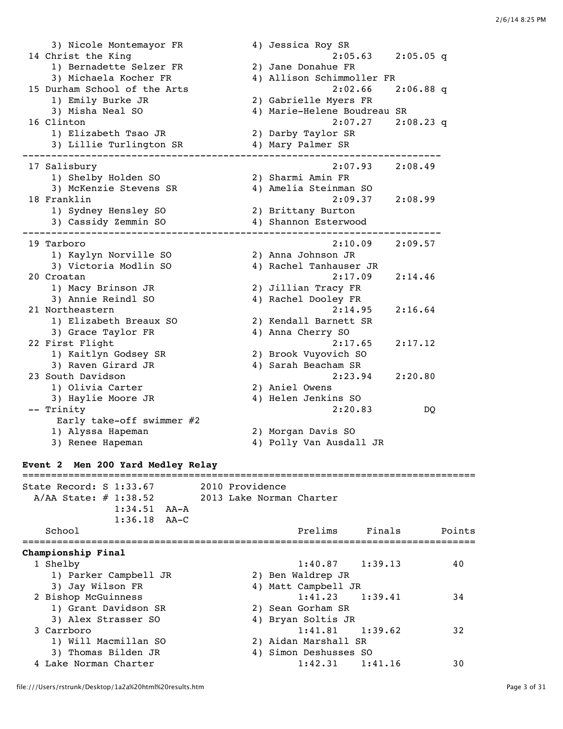```
   3) Nicole Montemayor FR            4) Jessica Roy SR
14 Christ the King                             2:05.63    2:05.05 q
   1) Bernadette Selzer FR            2) Jane Donahue FR
   3) Michaela Kocher FR              4) Allison Schimmoller FR
15 Durham School of the Arts                   2:02.66    2:06.88 q
   1) Emily Burke JR                  2) Gabrielle Myers FR
   3) Misha Neal SO                   4) Marie-Helene Boudreau SR
16 Clinton                                     2:07.27    2:08.23 q
   1) Elizabeth Tsao JR               2) Darby Taylor SR
   3) Lillie Turlington SR            4) Mary Palmer SR
-------------------------------------------------------------------------
17 Salisbury                                   2:07.93    2:08.49
   1) Shelby Holden SO                2) Sharmi Amin FR
   3) McKenzie Stevens SR             4) Amelia Steinman SO
18 Franklin                                    2:09.37    2:08.99
   1) Sydney Hensley SO               2) Brittany Burton
   3) Cassidy Zemmin SO               4) Shannon Esterwood
-------------------------------------------------------------------------
19 Tarboro                                     2:10.09    2:09.57
   1) Kaylyn Norville SO              2) Anna Johnson JR
   3) Victoria Modlin SO              4) Rachel Tanhauser JR
20 Croatan                                     2:17.09    2:14.46
   1) Macy Brinson JR                 2) Jillian Tracy FR
   3) Annie Reindl SO                 4) Rachel Dooley FR
21 Northeastern                                2:14.95    2:16.64
   1) Elizabeth Breaux SO             2) Kendall Barnett SR
   3) Grace Taylor FR                 4) Anna Cherry SO
22 First Flight                                2:17.65    2:17.12
   1) Kaitlyn Godsey SR               2) Brook Vuyovich SO
   3) Raven Girard JR                 4) Sarah Beacham SR
23 South Davidson                              2:23.94    2:20.80
   1) Olivia Carter                   2) Aniel Owens
   3) Haylie Moore JR                 4) Helen Jenkins SO
-- Trinity                                     2:20.83         DQ
    Early take-off swimmer #2
   1) Alyssa Hapeman                  2) Morgan Davis SO
   3) Renee Hapeman                   4) Polly Van Ausdall JR
```

**Event 2 Men 200 Yard Medley Relay**

```
===============================================================================
State Record: S 1:33.67        2010 Providence
  A/AA State: # 1:38.52        2013 Lake Norman Charter
              1:34.51  AA-A
              1:36.18  AA-C
   School                                     Prelims     Finals       Points
===============================================================================
```

**Championship Final**

```
  1 Shelby                                    1:40.87    1:39.13         40
     1) Parker Campbell JR             2) Ben Waldrep JR
     3) Jay Wilson FR                  4) Matt Campbell JR
  2 Bishop McGuinness                         1:41.23    1:39.41         34
     1) Grant Davidson SR              2) Sean Gorham SR
     3) Alex Strasser SO               4) Bryan Soltis JR
  3 Carrboro                                  1:41.81    1:39.62         32
     1) Will Macmillan SO              2) Aidan Marshall SR
     3) Thomas Bilden JR               4) Simon Deshusses SO
  4 Lake Norman Charter                       1:42.31    1:41.16         30
```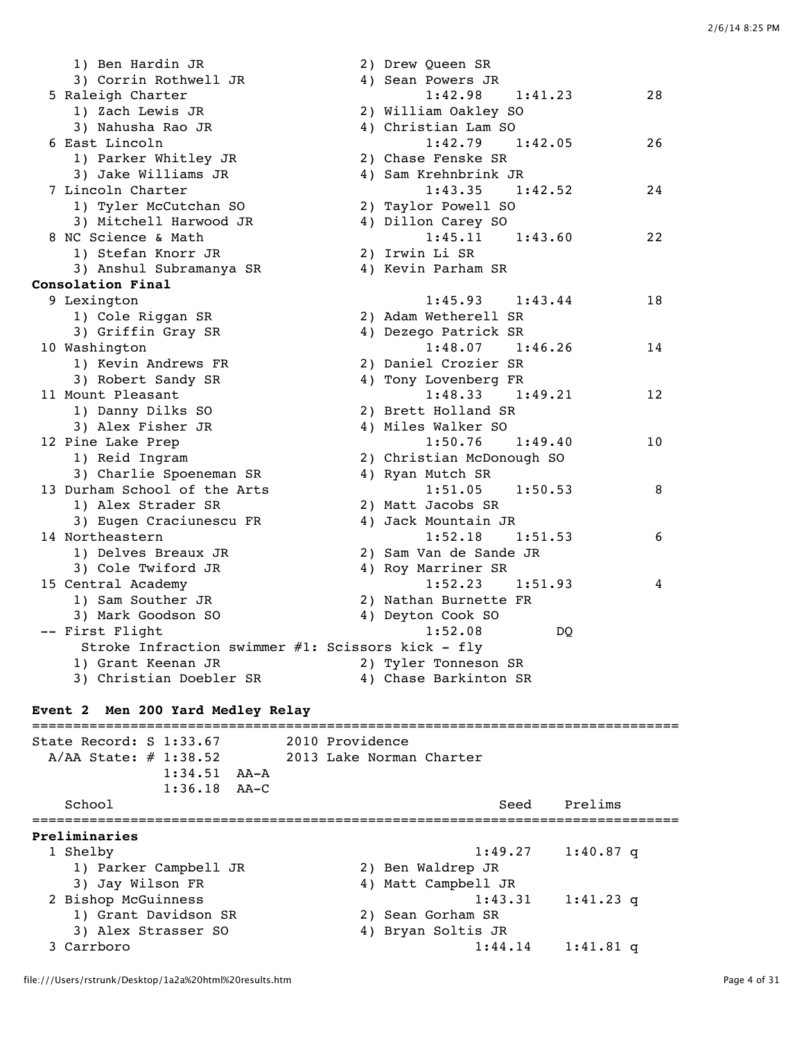```
    1) Ben Hardin JR                      2) Drew Queen SR
    3) Corrin Rothwell JR                 4) Sean Powers JR
  5 Raleigh Charter                            1:42.98    1:41.23          28
    1) Zach Lewis JR                      2) William Oakley SO
    3) Nahusha Rao JR                     4) Christian Lam SO
  6 East Lincoln                               1:42.79    1:42.05          26
    1) Parker Whitley JR                  2) Chase Fenske SR
    3) Jake Williams JR                   4) Sam Krehnbrink JR
  7 Lincoln Charter                            1:43.35    1:42.52          24
    1) Tyler McCutchan SO                 2) Taylor Powell SO
    3) Mitchell Harwood JR                4) Dillon Carey SO
  8 NC Science & Math                          1:45.11    1:43.60          22
    1) Stefan Knorr JR                    2) Irwin Li SR
    3) Anshul Subramanya SR               4) Kevin Parham SR
```

**Consolation Final**

```
  9 Lexington                                  1:45.93    1:43.44          18
    1) Cole Riggan SR                     2) Adam Wetherell SR
    3) Griffin Gray SR                    4) Dezego Patrick SR
 10 Washington                                 1:48.07    1:46.26          14
    1) Kevin Andrews FR                   2) Daniel Crozier SR
    3) Robert Sandy SR                    4) Tony Lovenberg FR
 11 Mount Pleasant                             1:48.33    1:49.21          12
    1) Danny Dilks SO                     2) Brett Holland SR
    3) Alex Fisher JR                     4) Miles Walker SO
 12 Pine Lake Prep                             1:50.76    1:49.40          10
    1) Reid Ingram                        2) Christian McDonough SO
    3) Charlie Spoeneman SR               4) Ryan Mutch SR
 13 Durham School of the Arts                  1:51.05    1:50.53           8
    1) Alex Strader SR                    2) Matt Jacobs SR
    3) Eugen Craciunescu FR               4) Jack Mountain JR
 14 Northeastern                               1:52.18    1:51.53           6
    1) Delves Breaux JR                   2) Sam Van de Sande JR
    3) Cole Twiford JR                    4) Roy Marriner SR
 15 Central Academy                            1:52.23    1:51.93           4
    1) Sam Souther JR                     2) Nathan Burnette FR
    3) Mark Goodson SO                    4) Deyton Cook SO
 -- First Flight                               1:52.08         DQ
      Stroke Infraction swimmer #1: Scissors kick - fly
    1) Grant Keenan JR                    2) Tyler Tonneson SR
    3) Christian Doebler SR               4) Chase Barkinton SR
```

**Event 2  Men 200 Yard Medley Relay**

```
===============================================================================
State Record: S 1:33.67         2010 Providence
  A/AA State: # 1:38.52         2013 Lake Norman Charter
              1:34.51  AA-A
              1:36.18  AA-C
    School                                            Seed    Prelims
===============================================================================
```

**Preliminaries**

```
  1 Shelby                                         1:49.27    1:40.87 q
    1) Parker Campbell JR                 2) Ben Waldrep JR
    3) Jay Wilson FR                      4) Matt Campbell JR
  2 Bishop McGuinness                              1:43.31    1:41.23 q
    1) Grant Davidson SR                  2) Sean Gorham SR
    3) Alex Strasser SO                   4) Bryan Soltis JR
  3 Carrboro                                       1:44.14    1:41.81 q
```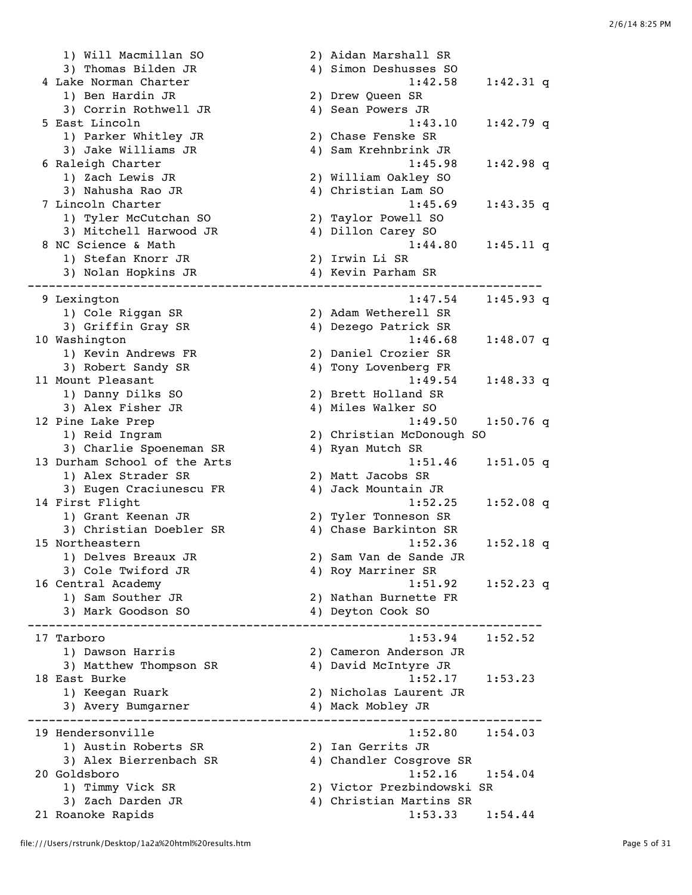```
    1) Will Macmillan SO              2) Aidan Marshall SR
    3) Thomas Bilden JR               4) Simon Deshusses SO
  4 Lake Norman Charter                            1:42.58    1:42.31 q
    1) Ben Hardin JR                  2) Drew Queen SR
    3) Corrin Rothwell JR             4) Sean Powers JR
  5 East Lincoln                                   1:43.10    1:42.79 q
    1) Parker Whitley JR              2) Chase Fenske SR
    3) Jake Williams JR               4) Sam Krehnbrink JR
  6 Raleigh Charter                                1:45.98    1:42.98 q
    1) Zach Lewis JR                  2) William Oakley SO
    3) Nahusha Rao JR                 4) Christian Lam SO
  7 Lincoln Charter                                1:45.69    1:43.35 q
    1) Tyler McCutchan SO             2) Taylor Powell SO
    3) Mitchell Harwood JR            4) Dillon Carey SO
  8 NC Science & Math                              1:44.80    1:45.11 q
    1) Stefan Knorr JR                2) Irwin Li SR
    3) Nolan Hopkins JR               4) Kevin Parham SR
-------------------------------------------------------------------------
  9 Lexington                                      1:47.54    1:45.93 q
    1) Cole Riggan SR                 2) Adam Wetherell SR
    3) Griffin Gray SR                4) Dezego Patrick SR
 10 Washington                                     1:46.68    1:48.07 q
    1) Kevin Andrews FR               2) Daniel Crozier SR
    3) Robert Sandy SR                4) Tony Lovenberg FR
 11 Mount Pleasant                                 1:49.54    1:48.33 q
    1) Danny Dilks SO                 2) Brett Holland SR
    3) Alex Fisher JR                 4) Miles Walker SO
 12 Pine Lake Prep                                 1:49.50    1:50.76 q
    1) Reid Ingram                    2) Christian McDonough SO
    3) Charlie Spoeneman SR           4) Ryan Mutch SR
 13 Durham School of the Arts                      1:51.46    1:51.05 q
    1) Alex Strader SR                2) Matt Jacobs SR
    3) Eugen Craciunescu FR           4) Jack Mountain JR
 14 First Flight                                   1:52.25    1:52.08 q
    1) Grant Keenan JR                2) Tyler Tonneson SR
    3) Christian Doebler SR           4) Chase Barkinton SR
 15 Northeastern                                   1:52.36    1:52.18 q
    1) Delves Breaux JR               2) Sam Van de Sande JR
    3) Cole Twiford JR                4) Roy Marriner SR
 16 Central Academy                                1:51.92    1:52.23 q
    1) Sam Souther JR                 2) Nathan Burnette FR
    3) Mark Goodson SO                4) Deyton Cook SO
-------------------------------------------------------------------------
 17 Tarboro                                        1:53.94    1:52.52
    1) Dawson Harris                  2) Cameron Anderson JR
    3) Matthew Thompson SR            4) David McIntyre JR
 18 East Burke                                     1:52.17    1:53.23
    1) Keegan Ruark                   2) Nicholas Laurent JR
    3) Avery Bumgarner                4) Mack Mobley JR
-------------------------------------------------------------------------
 19 Hendersonville                                 1:52.80    1:54.03
    1) Austin Roberts SR              2) Ian Gerrits JR
    3) Alex Bierrenbach SR            4) Chandler Cosgrove SR
 20 Goldsboro                                      1:52.16    1:54.04
    1) Timmy Vick SR                  2) Victor Prezbindowski SR
    3) Zach Darden JR                 4) Christian Martins SR
 21 Roanoke Rapids                                 1:53.33    1:54.44
```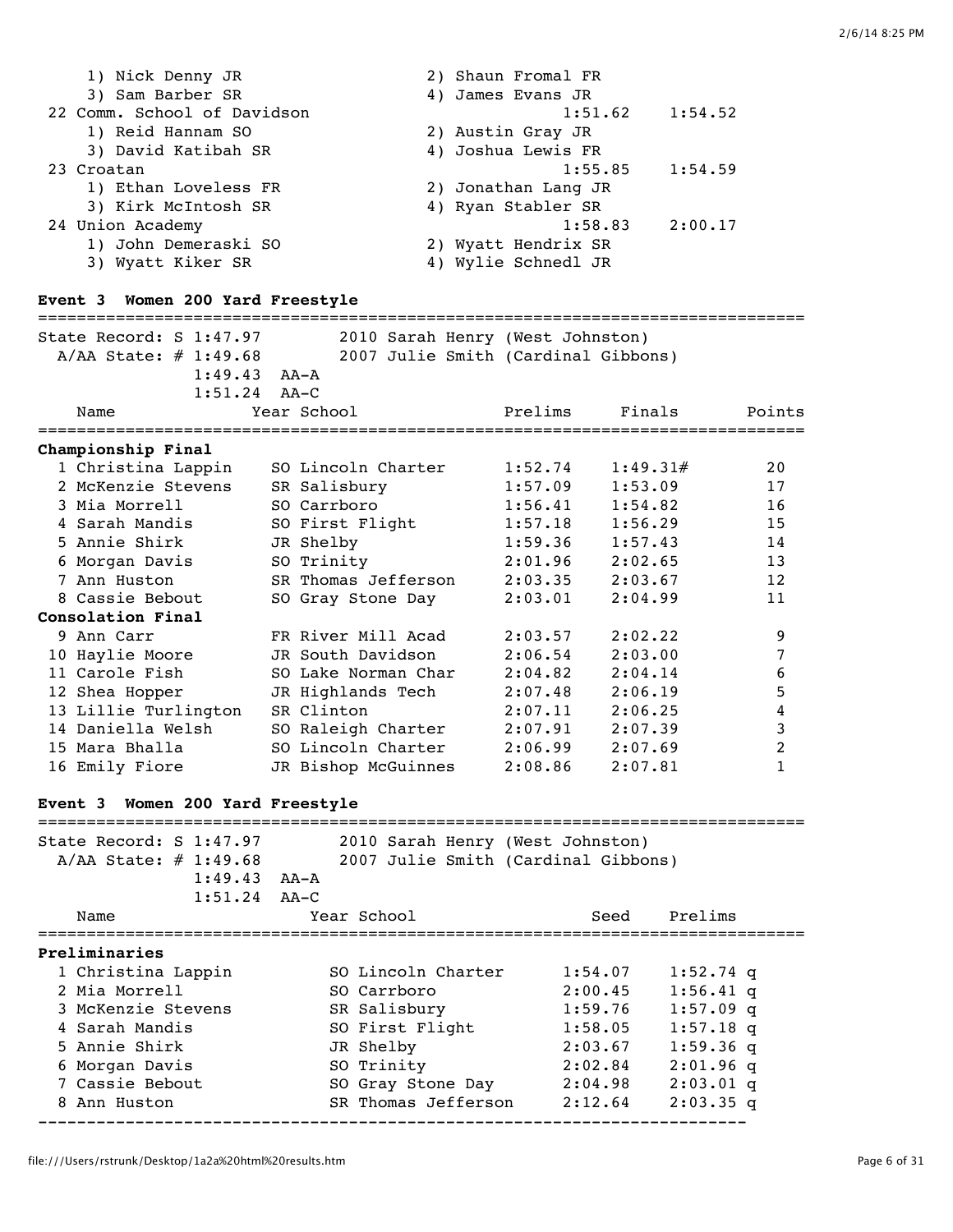| | | | |
|---|---|---|---|
| 1) Nick Denny JR | 2) Shaun Fromal FR | | |
| 3) Sam Barber SR | 4) James Evans JR | | |
| 22 Comm. School of Davidson | | 1:51.62 | 1:54.52 |
| 1) Reid Hannam SO | 2) Austin Gray JR | | |
| 3) David Katibah SR | 4) Joshua Lewis FR | | |
| 23 Croatan | | 1:55.85 | 1:54.59 |
| 1) Ethan Loveless FR | 2) Jonathan Lang JR | | |
| 3) Kirk McIntosh SR | 4) Ryan Stabler SR | | |
| 24 Union Academy | | 1:58.83 | 2:00.17 |
| 1) John Demeraski SO | 2) Wyatt Hendrix SR | | |
| 3) Wyatt Kiker SR | 4) Wylie Schnedl JR | | |

### Event 3 Women 200 Yard Freestyle

State Record: S 1:47.97 2010 Sarah Henry (West Johnston)
A/AA State: # 1:49.68 2007 Julie Smith (Cardinal Gibbons)
1:49.43 AA-A
1:51.24 AA-C

| Name | Year | School | Prelims | Finals | Points |
|---|---|---|---|---|---|
| **Championship Final** | | | | | |
| 1 Christina Lappin | SO | Lincoln Charter | 1:52.74 | 1:49.31# | 20 |
| 2 McKenzie Stevens | SR | Salisbury | 1:57.09 | 1:53.09 | 17 |
| 3 Mia Morrell | SO | Carrboro | 1:56.41 | 1:54.82 | 16 |
| 4 Sarah Mandis | SO | First Flight | 1:57.18 | 1:56.29 | 15 |
| 5 Annie Shirk | JR | Shelby | 1:59.36 | 1:57.43 | 14 |
| 6 Morgan Davis | SO | Trinity | 2:01.96 | 2:02.65 | 13 |
| 7 Ann Huston | SR | Thomas Jefferson | 2:03.35 | 2:03.67 | 12 |
| 8 Cassie Bebout | SO | Gray Stone Day | 2:03.01 | 2:04.99 | 11 |
| **Consolation Final** | | | | | |
| 9 Ann Carr | FR | River Mill Acad | 2:03.57 | 2:02.22 | 9 |
| 10 Haylie Moore | JR | South Davidson | 2:06.54 | 2:03.00 | 7 |
| 11 Carole Fish | SO | Lake Norman Char | 2:04.82 | 2:04.14 | 6 |
| 12 Shea Hopper | JR | Highlands Tech | 2:07.48 | 2:06.19 | 5 |
| 13 Lillie Turlington | SR | Clinton | 2:07.11 | 2:06.25 | 4 |
| 14 Daniella Welsh | SO | Raleigh Charter | 2:07.91 | 2:07.39 | 3 |
| 15 Mara Bhalla | SO | Lincoln Charter | 2:06.99 | 2:07.69 | 2 |
| 16 Emily Fiore | JR | Bishop McGuinnes | 2:08.86 | 2:07.81 | 1 |

### Event 3 Women 200 Yard Freestyle

State Record: S 1:47.97 2010 Sarah Henry (West Johnston)
A/AA State: # 1:49.68 2007 Julie Smith (Cardinal Gibbons)
1:49.43 AA-A
1:51.24 AA-C

| Name | Year | School | Seed | Prelims |
|---|---|---|---|---|
| **Preliminaries** | | | | |
| 1 Christina Lappin | SO | Lincoln Charter | 1:54.07 | 1:52.74 q |
| 2 Mia Morrell | SO | Carrboro | 2:00.45 | 1:56.41 q |
| 3 McKenzie Stevens | SR | Salisbury | 1:59.76 | 1:57.09 q |
| 4 Sarah Mandis | SO | First Flight | 1:58.05 | 1:57.18 q |
| 5 Annie Shirk | JR | Shelby | 2:03.67 | 1:59.36 q |
| 6 Morgan Davis | SO | Trinity | 2:02.84 | 2:01.96 q |
| 7 Cassie Bebout | SO | Gray Stone Day | 2:04.98 | 2:03.01 q |
| 8 Ann Huston | SR | Thomas Jefferson | 2:12.64 | 2:03.35 q |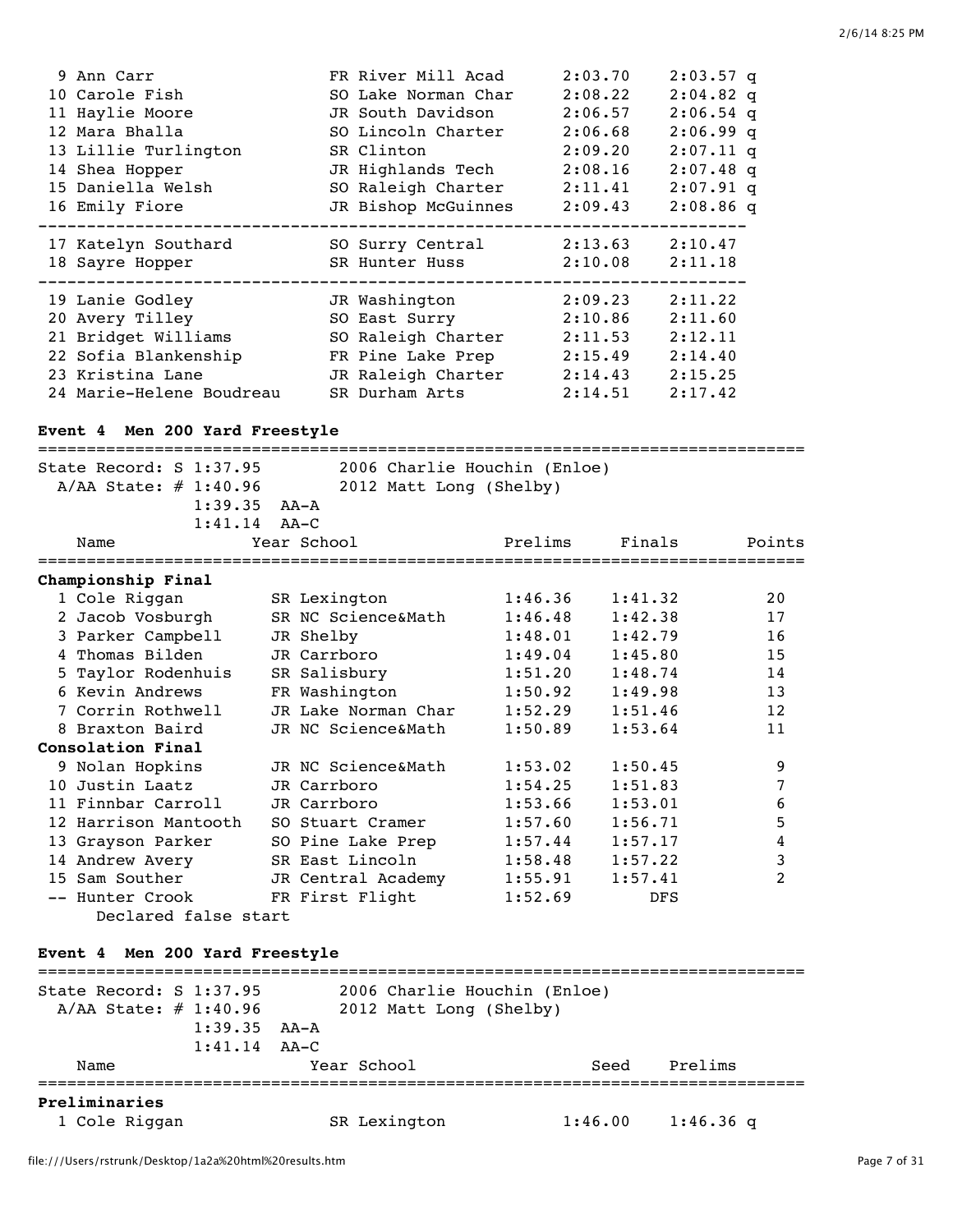| Place | Name | Year | School | Prelims | Finals |
|---|---|---|---|---|---|
| 9 | Ann Carr | FR | River Mill Acad | 2:03.70 | 2:03.57 q |
| 10 | Carole Fish | SO | Lake Norman Char | 2:08.22 | 2:04.82 q |
| 11 | Haylie Moore | JR | South Davidson | 2:06.57 | 2:06.54 q |
| 12 | Mara Bhalla | SO | Lincoln Charter | 2:06.68 | 2:06.99 q |
| 13 | Lillie Turlington | SR | Clinton | 2:09.20 | 2:07.11 q |
| 14 | Shea Hopper | JR | Highlands Tech | 2:08.16 | 2:07.48 q |
| 15 | Daniella Welsh | SO | Raleigh Charter | 2:11.41 | 2:07.91 q |
| 16 | Emily Fiore | JR | Bishop McGuinnes | 2:09.43 | 2:08.86 q |
| 17 | Katelyn Southard | SO | Surry Central | 2:13.63 | 2:10.47 |
| 18 | Sayre Hopper | SR | Hunter Huss | 2:10.08 | 2:11.18 |
| 19 | Lanie Godley | JR | Washington | 2:09.23 | 2:11.22 |
| 20 | Avery Tilley | SO | East Surry | 2:10.86 | 2:11.60 |
| 21 | Bridget Williams | SO | Raleigh Charter | 2:11.53 | 2:12.11 |
| 22 | Sofia Blankenship | FR | Pine Lake Prep | 2:15.49 | 2:14.40 |
| 23 | Kristina Lane | JR | Raleigh Charter | 2:14.43 | 2:15.25 |
| 24 | Marie-Helene Boudreau | SR | Durham Arts | 2:14.51 | 2:17.42 |

**Event 4 Men 200 Yard Freestyle**

```
State Record: S 1:37.95        2006 Charlie Houchin (Enloe)
  A/AA State: # 1:40.96        2012 Matt Long (Shelby)
              1:39.35  AA-A
              1:41.14  AA-C
```

| Place | Name | Year | School | Prelims | Finals | Points |
|---|---|---|---|---|---|---|
| **Championship Final** | | | | | | |
| 1 | Cole Riggan | SR | Lexington | 1:46.36 | 1:41.32 | 20 |
| 2 | Jacob Vosburgh | SR | NC Science&Math | 1:46.48 | 1:42.38 | 17 |
| 3 | Parker Campbell | JR | Shelby | 1:48.01 | 1:42.79 | 16 |
| 4 | Thomas Bilden | JR | Carrboro | 1:49.04 | 1:45.80 | 15 |
| 5 | Taylor Rodenhuis | SR | Salisbury | 1:51.20 | 1:48.74 | 14 |
| 6 | Kevin Andrews | FR | Washington | 1:50.92 | 1:49.98 | 13 |
| 7 | Corrin Rothwell | JR | Lake Norman Char | 1:52.29 | 1:51.46 | 12 |
| 8 | Braxton Baird | JR | NC Science&Math | 1:50.89 | 1:53.64 | 11 |
| **Consolation Final** | | | | | | |
| 9 | Nolan Hopkins | JR | NC Science&Math | 1:53.02 | 1:50.45 | 9 |
| 10 | Justin Laatz | JR | Carrboro | 1:54.25 | 1:51.83 | 7 |
| 11 | Finnbar Carroll | JR | Carrboro | 1:53.66 | 1:53.01 | 6 |
| 12 | Harrison Mantooth | SO | Stuart Cramer | 1:57.60 | 1:56.71 | 5 |
| 13 | Grayson Parker | SO | Pine Lake Prep | 1:57.44 | 1:57.17 | 4 |
| 14 | Andrew Avery | SR | East Lincoln | 1:58.48 | 1:57.22 | 3 |
| 15 | Sam Souther | JR | Central Academy | 1:55.91 | 1:57.41 | 2 |
| -- | Hunter Crook | FR | First Flight | 1:52.69 | DFS | |
| | Declared false start | | | | | |

**Event 4 Men 200 Yard Freestyle**

```
State Record: S 1:37.95        2006 Charlie Houchin (Enloe)
  A/AA State: # 1:40.96        2012 Matt Long (Shelby)
              1:39.35  AA-A
              1:41.14  AA-C
```

| Place | Name | Year | School | Seed | Prelims |
|---|---|---|---|---|---|
| **Preliminaries** | | | | | |
| 1 | Cole Riggan | SR | Lexington | 1:46.00 | 1:46.36 q |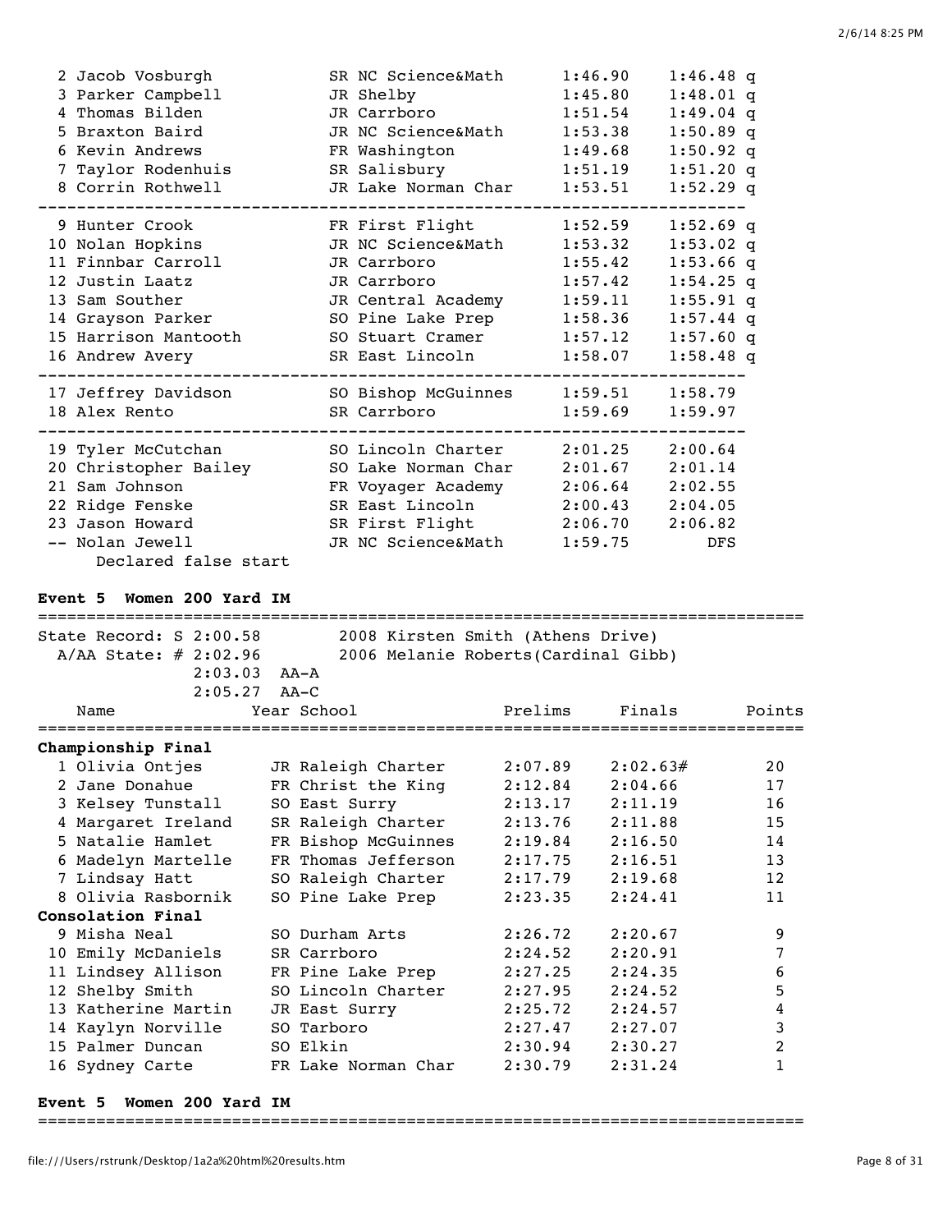| Place | Name | Year | School | Prelims | Finals | |
|---|---|---|---|---|---|---|
| 2 | Jacob Vosburgh | SR | NC Science&Math | 1:46.90 | 1:46.48 | q |
| 3 | Parker Campbell | JR | Shelby | 1:45.80 | 1:48.01 | q |
| 4 | Thomas Bilden | JR | Carrboro | 1:51.54 | 1:49.04 | q |
| 5 | Braxton Baird | JR | NC Science&Math | 1:53.38 | 1:50.89 | q |
| 6 | Kevin Andrews | FR | Washington | 1:49.68 | 1:50.92 | q |
| 7 | Taylor Rodenhuis | SR | Salisbury | 1:51.19 | 1:51.20 | q |
| 8 | Corrin Rothwell | JR | Lake Norman Char | 1:53.51 | 1:52.29 | q |
| 9 | Hunter Crook | FR | First Flight | 1:52.59 | 1:52.69 | q |
| 10 | Nolan Hopkins | JR | NC Science&Math | 1:53.32 | 1:53.02 | q |
| 11 | Finnbar Carroll | JR | Carrboro | 1:55.42 | 1:53.66 | q |
| 12 | Justin Laatz | JR | Carrboro | 1:57.42 | 1:54.25 | q |
| 13 | Sam Souther | JR | Central Academy | 1:59.11 | 1:55.91 | q |
| 14 | Grayson Parker | SO | Pine Lake Prep | 1:58.36 | 1:57.44 | q |
| 15 | Harrison Mantooth | SO | Stuart Cramer | 1:57.12 | 1:57.60 | q |
| 16 | Andrew Avery | SR | East Lincoln | 1:58.07 | 1:58.48 | q |
| 17 | Jeffrey Davidson | SO | Bishop McGuinnes | 1:59.51 | 1:58.79 | |
| 18 | Alex Rento | SR | Carrboro | 1:59.69 | 1:59.97 | |
| 19 | Tyler McCutchan | SO | Lincoln Charter | 2:01.25 | 2:00.64 | |
| 20 | Christopher Bailey | SO | Lake Norman Char | 2:01.67 | 2:01.14 | |
| 21 | Sam Johnson | FR | Voyager Academy | 2:06.64 | 2:02.55 | |
| 22 | Ridge Fenske | SR | East Lincoln | 2:00.43 | 2:04.05 | |
| 23 | Jason Howard | SR | First Flight | 2:06.70 | 2:06.82 | |
| -- | Nolan Jewell | JR | NC Science&Math | 1:59.75 | DFS | |

Declared false start

## Event 5 Women 200 Yard IM

State Record: S 2:00.58 — 2008 Kirsten Smith (Athens Drive)
A/AA State: # 2:02.96 — 2006 Melanie Roberts(Cardinal Gibb)
2:03.03 AA-A
2:05.27 AA-C

| Place | Name | Year | School | Prelims | Finals | Points |
|---|---|---|---|---|---|---|
| **Championship Final** | | | | | | |
| 1 | Olivia Ontjes | JR | Raleigh Charter | 2:07.89 | 2:02.63# | 20 |
| 2 | Jane Donahue | FR | Christ the King | 2:12.84 | 2:04.66 | 17 |
| 3 | Kelsey Tunstall | SO | East Surry | 2:13.17 | 2:11.19 | 16 |
| 4 | Margaret Ireland | SR | Raleigh Charter | 2:13.76 | 2:11.88 | 15 |
| 5 | Natalie Hamlet | FR | Bishop McGuinnes | 2:19.84 | 2:16.50 | 14 |
| 6 | Madelyn Martelle | FR | Thomas Jefferson | 2:17.75 | 2:16.51 | 13 |
| 7 | Lindsay Hatt | SO | Raleigh Charter | 2:17.79 | 2:19.68 | 12 |
| 8 | Olivia Rasbornik | SO | Pine Lake Prep | 2:23.35 | 2:24.41 | 11 |
| **Consolation Final** | | | | | | |
| 9 | Misha Neal | SO | Durham Arts | 2:26.72 | 2:20.67 | 9 |
| 10 | Emily McDaniels | SR | Carrboro | 2:24.52 | 2:20.91 | 7 |
| 11 | Lindsey Allison | FR | Pine Lake Prep | 2:27.25 | 2:24.35 | 6 |
| 12 | Shelby Smith | SO | Lincoln Charter | 2:27.95 | 2:24.52 | 5 |
| 13 | Katherine Martin | JR | East Surry | 2:25.72 | 2:24.57 | 4 |
| 14 | Kaylyn Norville | SO | Tarboro | 2:27.47 | 2:27.07 | 3 |
| 15 | Palmer Duncan | SO | Elkin | 2:30.94 | 2:30.27 | 2 |
| 16 | Sydney Carte | FR | Lake Norman Char | 2:30.79 | 2:31.24 | 1 |

## Event 5 Women 200 Yard IM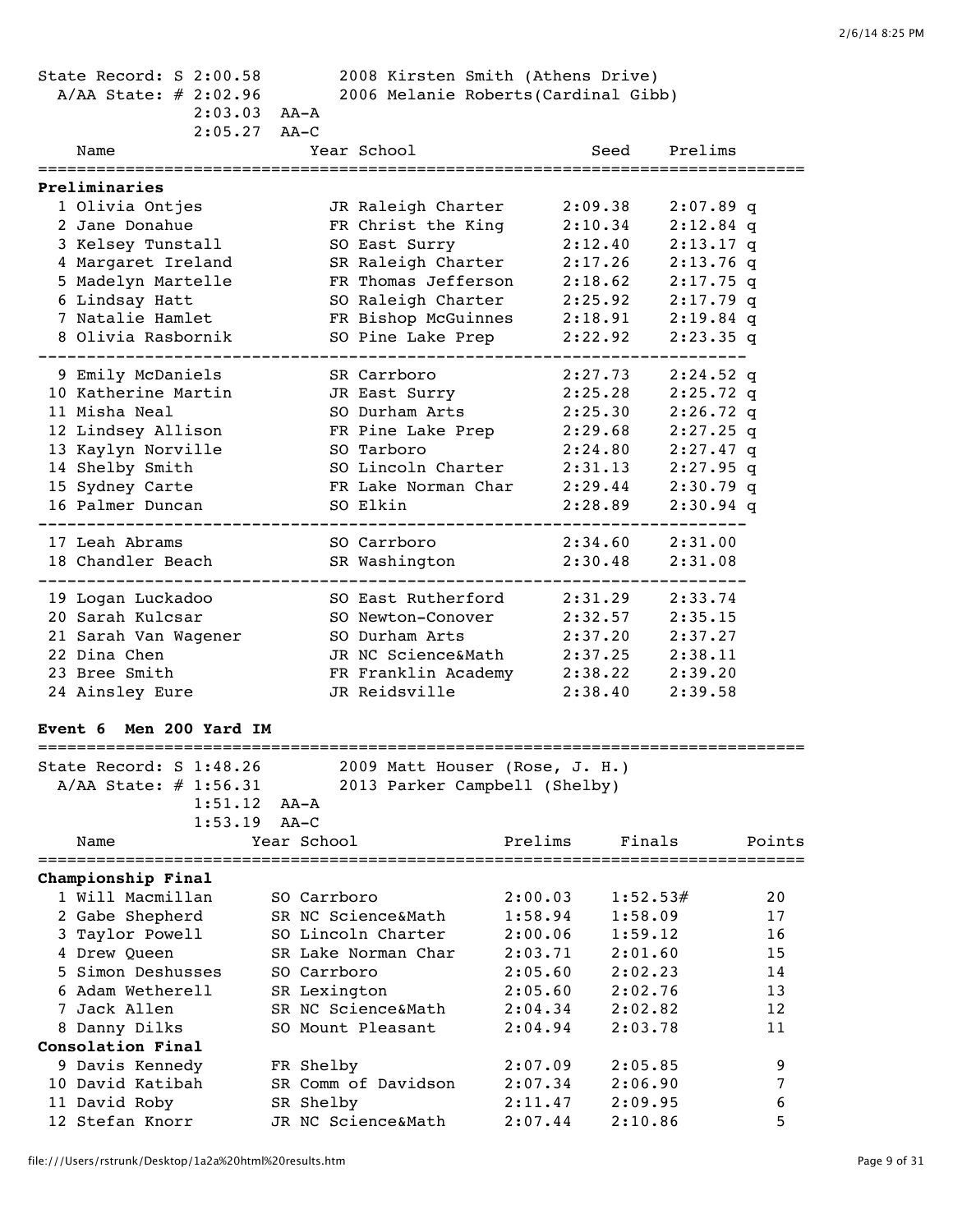State Record: S 2:00.58 — 2008 Kirsten Smith (Athens Drive)
A/AA State: # 2:02.96 — 2006 Melanie Roberts(Cardinal Gibb)
2:03.03 AA-A
2:05.27 AA-C

| | Name | Year | School | Seed | Prelims | |
|---|---|---|---|---|---|---|
| **Preliminaries** | | | | | | |
| 1 | Olivia Ontjes | JR | Raleigh Charter | 2:09.38 | 2:07.89 | q |
| 2 | Jane Donahue | FR | Christ the King | 2:10.34 | 2:12.84 | q |
| 3 | Kelsey Tunstall | SO | East Surry | 2:12.40 | 2:13.17 | q |
| 4 | Margaret Ireland | SR | Raleigh Charter | 2:17.26 | 2:13.76 | q |
| 5 | Madelyn Martelle | FR | Thomas Jefferson | 2:18.62 | 2:17.75 | q |
| 6 | Lindsay Hatt | SO | Raleigh Charter | 2:25.92 | 2:17.79 | q |
| 7 | Natalie Hamlet | FR | Bishop McGuinnes | 2:18.91 | 2:19.84 | q |
| 8 | Olivia Rasbornik | SO | Pine Lake Prep | 2:22.92 | 2:23.35 | q |
| 9 | Emily McDaniels | SR | Carrboro | 2:27.73 | 2:24.52 | q |
| 10 | Katherine Martin | JR | East Surry | 2:25.28 | 2:25.72 | q |
| 11 | Misha Neal | SO | Durham Arts | 2:25.30 | 2:26.72 | q |
| 12 | Lindsey Allison | FR | Pine Lake Prep | 2:29.68 | 2:27.25 | q |
| 13 | Kaylyn Norville | SO | Tarboro | 2:24.80 | 2:27.47 | q |
| 14 | Shelby Smith | SO | Lincoln Charter | 2:31.13 | 2:27.95 | q |
| 15 | Sydney Carte | FR | Lake Norman Char | 2:29.44 | 2:30.79 | q |
| 16 | Palmer Duncan | SO | Elkin | 2:28.89 | 2:30.94 | q |
| 17 | Leah Abrams | SO | Carrboro | 2:34.60 | 2:31.00 | |
| 18 | Chandler Beach | SR | Washington | 2:30.48 | 2:31.08 | |
| 19 | Logan Luckadoo | SO | East Rutherford | 2:31.29 | 2:33.74 | |
| 20 | Sarah Kulcsar | SO | Newton-Conover | 2:32.57 | 2:35.15 | |
| 21 | Sarah Van Wagener | SO | Durham Arts | 2:37.20 | 2:37.27 | |
| 22 | Dina Chen | JR | NC Science&Math | 2:37.25 | 2:38.11 | |
| 23 | Bree Smith | FR | Franklin Academy | 2:38.22 | 2:39.20 | |
| 24 | Ainsley Eure | JR | Reidsville | 2:38.40 | 2:39.58 | |

## Event 6 Men 200 Yard IM

State Record: S 1:48.26 — 2009 Matt Houser (Rose, J. H.)
A/AA State: # 1:56.31 — 2013 Parker Campbell (Shelby)
1:51.12 AA-A
1:53.19 AA-C

| | Name | Year | School | Prelims | Finals | Points |
|---|---|---|---|---|---|---|
| **Championship Final** | | | | | | |
| 1 | Will Macmillan | SO | Carrboro | 2:00.03 | 1:52.53# | 20 |
| 2 | Gabe Shepherd | SR | NC Science&Math | 1:58.94 | 1:58.09 | 17 |
| 3 | Taylor Powell | SO | Lincoln Charter | 2:00.06 | 1:59.12 | 16 |
| 4 | Drew Queen | SR | Lake Norman Char | 2:03.71 | 2:01.60 | 15 |
| 5 | Simon Deshusses | SO | Carrboro | 2:05.60 | 2:02.23 | 14 |
| 6 | Adam Wetherell | SR | Lexington | 2:05.60 | 2:02.76 | 13 |
| 7 | Jack Allen | SR | NC Science&Math | 2:04.34 | 2:02.82 | 12 |
| 8 | Danny Dilks | SO | Mount Pleasant | 2:04.94 | 2:03.78 | 11 |
| **Consolation Final** | | | | | | |
| 9 | Davis Kennedy | FR | Shelby | 2:07.09 | 2:05.85 | 9 |
| 10 | David Katibah | SR | Comm of Davidson | 2:07.34 | 2:06.90 | 7 |
| 11 | David Roby | SR | Shelby | 2:11.47 | 2:09.95 | 6 |
| 12 | Stefan Knorr | JR | NC Science&Math | 2:07.44 | 2:10.86 | 5 |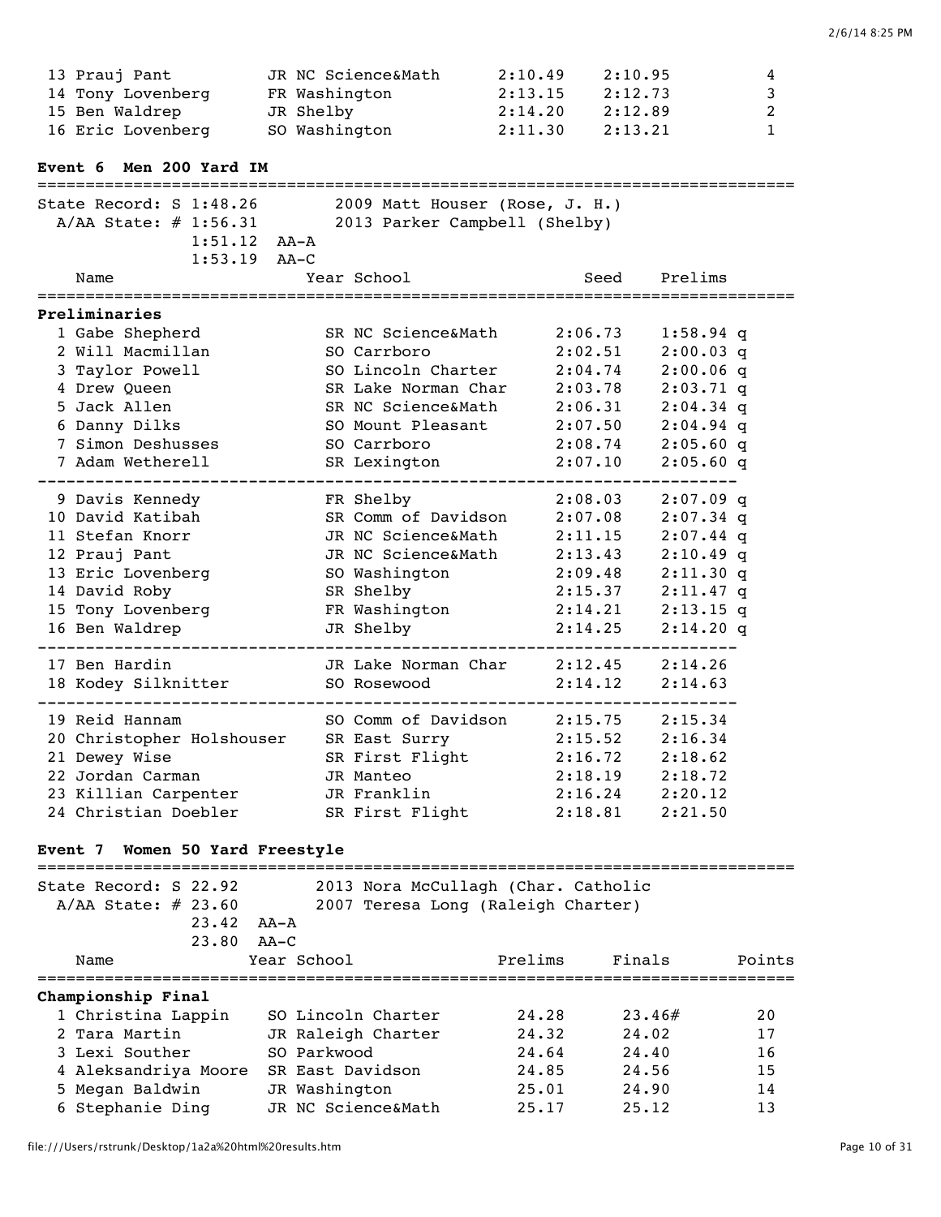| | Name | Year | School | Seed | Prelims | Points |
|---|---|---|---|---|---|---|
| 13 | Prauj Pant | JR | NC Science&Math | 2:10.49 | 2:10.95 | 4 |
| 14 | Tony Lovenberg | FR | Washington | 2:13.15 | 2:12.73 | 3 |
| 15 | Ben Waldrep | JR | Shelby | 2:14.20 | 2:12.89 | 2 |
| 16 | Eric Lovenberg | SO | Washington | 2:11.30 | 2:13.21 | 1 |

## Event 6 Men 200 Yard IM

State Record: S 1:48.26 — 2009 Matt Houser (Rose, J. H.)
A/AA State: # 1:56.31 — 2013 Parker Campbell (Shelby)
1:51.12 AA-A
1:53.19 AA-C

| | Name | Year | School | Seed | Prelims |
|---|---|---|---|---|---|
| **Preliminaries** | | | | | |
| 1 | Gabe Shepherd | SR | NC Science&Math | 2:06.73 | 1:58.94 q |
| 2 | Will Macmillan | SO | Carrboro | 2:02.51 | 2:00.03 q |
| 3 | Taylor Powell | SO | Lincoln Charter | 2:04.74 | 2:00.06 q |
| 4 | Drew Queen | SR | Lake Norman Char | 2:03.78 | 2:03.71 q |
| 5 | Jack Allen | SR | NC Science&Math | 2:06.31 | 2:04.34 q |
| 6 | Danny Dilks | SO | Mount Pleasant | 2:07.50 | 2:04.94 q |
| 7 | Simon Deshusses | SO | Carrboro | 2:08.74 | 2:05.60 q |
| 7 | Adam Wetherell | SR | Lexington | 2:07.10 | 2:05.60 q |
| 9 | Davis Kennedy | FR | Shelby | 2:08.03 | 2:07.09 q |
| 10 | David Katibah | SR | Comm of Davidson | 2:07.08 | 2:07.34 q |
| 11 | Stefan Knorr | JR | NC Science&Math | 2:11.15 | 2:07.44 q |
| 12 | Prauj Pant | JR | NC Science&Math | 2:13.43 | 2:10.49 q |
| 13 | Eric Lovenberg | SO | Washington | 2:09.48 | 2:11.30 q |
| 14 | David Roby | SR | Shelby | 2:15.37 | 2:11.47 q |
| 15 | Tony Lovenberg | FR | Washington | 2:14.21 | 2:13.15 q |
| 16 | Ben Waldrep | JR | Shelby | 2:14.25 | 2:14.20 q |
| 17 | Ben Hardin | JR | Lake Norman Char | 2:12.45 | 2:14.26 |
| 18 | Kodey Silknitter | SO | Rosewood | 2:14.12 | 2:14.63 |
| 19 | Reid Hannam | SO | Comm of Davidson | 2:15.75 | 2:15.34 |
| 20 | Christopher Holshouser | SR | East Surry | 2:15.52 | 2:16.34 |
| 21 | Dewey Wise | SR | First Flight | 2:16.72 | 2:18.62 |
| 22 | Jordan Carman | JR | Manteo | 2:18.19 | 2:18.72 |
| 23 | Killian Carpenter | JR | Franklin | 2:16.24 | 2:20.12 |
| 24 | Christian Doebler | SR | First Flight | 2:18.81 | 2:21.50 |

## Event 7 Women 50 Yard Freestyle

State Record: S 22.92 — 2013 Nora McCullagh (Char. Catholic
A/AA State: # 23.60 — 2007 Teresa Long (Raleigh Charter)
23.42 AA-A
23.80 AA-C

| | Name | Year | School | Prelims | Finals | Points |
|---|---|---|---|---|---|---|
| **Championship Final** | | | | | | |
| 1 | Christina Lappin | SO | Lincoln Charter | 24.28 | 23.46# | 20 |
| 2 | Tara Martin | JR | Raleigh Charter | 24.32 | 24.02 | 17 |
| 3 | Lexi Souther | SO | Parkwood | 24.64 | 24.40 | 16 |
| 4 | Aleksandriya Moore | SR | East Davidson | 24.85 | 24.56 | 15 |
| 5 | Megan Baldwin | JR | Washington | 25.01 | 24.90 | 14 |
| 6 | Stephanie Ding | JR | NC Science&Math | 25.17 | 25.12 | 13 |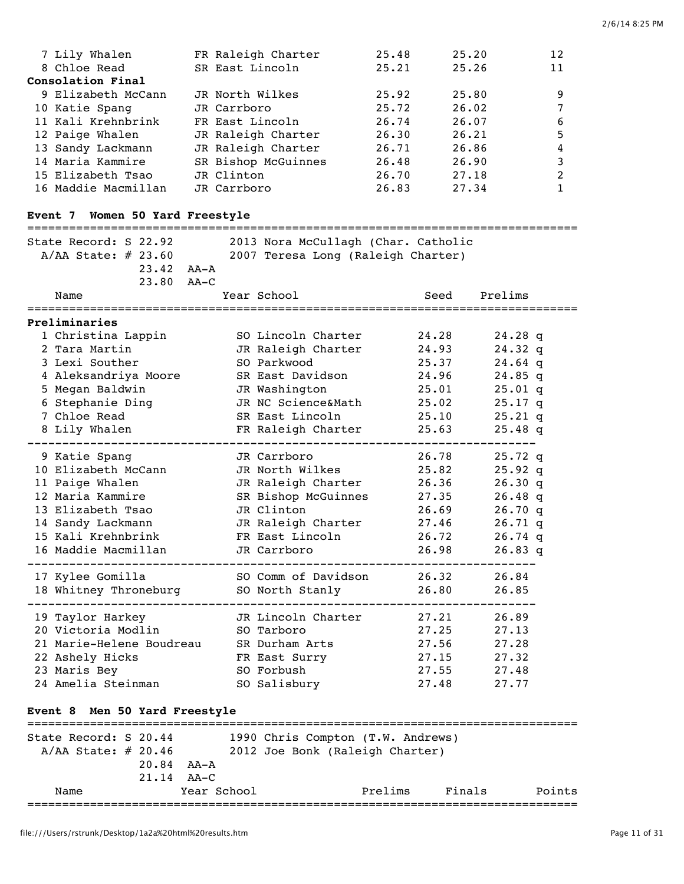| | Name | Year | School | Prelims | Finals | Points |
|---|---|---|---|---|---|---|
| 7 | Lily Whalen | FR | Raleigh Charter | 25.48 | 25.20 | 12 |
| 8 | Chloe Read | SR | East Lincoln | 25.21 | 25.26 | 11 |

**Consolation Final**

| | Name | Year | School | Prelims | Finals | Points |
|---|---|---|---|---|---|---|
| 9 | Elizabeth McCann | JR | North Wilkes | 25.92 | 25.80 | 9 |
| 10 | Katie Spang | JR | Carrboro | 25.72 | 26.02 | 7 |
| 11 | Kali Krehnbrink | FR | East Lincoln | 26.74 | 26.07 | 6 |
| 12 | Paige Whalen | JR | Raleigh Charter | 26.30 | 26.21 | 5 |
| 13 | Sandy Lackmann | JR | Raleigh Charter | 26.71 | 26.86 | 4 |
| 14 | Maria Kammire | SR | Bishop McGuinnes | 26.48 | 26.90 | 3 |
| 15 | Elizabeth Tsao | JR | Clinton | 26.70 | 27.18 | 2 |
| 16 | Maddie Macmillan | JR | Carrboro | 26.83 | 27.34 | 1 |

## Event 7 Women 50 Yard Freestyle

State Record: S 22.92 2013 Nora McCullagh (Char. Catholic
A/AA State: # 23.60 2007 Teresa Long (Raleigh Charter)
23.42 AA-A
23.80 AA-C

**Preliminaries**

| | Name | Year | School | Seed | Prelims | |
|---|---|---|---|---|---|---|
| 1 | Christina Lappin | SO | Lincoln Charter | 24.28 | 24.28 | q |
| 2 | Tara Martin | JR | Raleigh Charter | 24.93 | 24.32 | q |
| 3 | Lexi Souther | SO | Parkwood | 25.37 | 24.64 | q |
| 4 | Aleksandriya Moore | SR | East Davidson | 24.96 | 24.85 | q |
| 5 | Megan Baldwin | JR | Washington | 25.01 | 25.01 | q |
| 6 | Stephanie Ding | JR | NC Science&Math | 25.02 | 25.17 | q |
| 7 | Chloe Read | SR | East Lincoln | 25.10 | 25.21 | q |
| 8 | Lily Whalen | FR | Raleigh Charter | 25.63 | 25.48 | q |
| 9 | Katie Spang | JR | Carrboro | 26.78 | 25.72 | q |
| 10 | Elizabeth McCann | JR | North Wilkes | 25.82 | 25.92 | q |
| 11 | Paige Whalen | JR | Raleigh Charter | 26.36 | 26.30 | q |
| 12 | Maria Kammire | SR | Bishop McGuinnes | 27.35 | 26.48 | q |
| 13 | Elizabeth Tsao | JR | Clinton | 26.69 | 26.70 | q |
| 14 | Sandy Lackmann | JR | Raleigh Charter | 27.46 | 26.71 | q |
| 15 | Kali Krehnbrink | FR | East Lincoln | 26.72 | 26.74 | q |
| 16 | Maddie Macmillan | JR | Carrboro | 26.98 | 26.83 | q |
| 17 | Kylee Gomilla | SO | Comm of Davidson | 26.32 | 26.84 | |
| 18 | Whitney Throneburg | SO | North Stanly | 26.80 | 26.85 | |
| 19 | Taylor Harkey | JR | Lincoln Charter | 27.21 | 26.89 | |
| 20 | Victoria Modlin | SO | Tarboro | 27.25 | 27.13 | |
| 21 | Marie-Helene Boudreau | SR | Durham Arts | 27.56 | 27.28 | |
| 22 | Ashely Hicks | FR | East Surry | 27.15 | 27.32 | |
| 23 | Maris Bey | SO | Forbush | 27.55 | 27.48 | |
| 24 | Amelia Steinman | SO | Salisbury | 27.48 | 27.77 | |

## Event 8 Men 50 Yard Freestyle

State Record: S 20.44 1990 Chris Compton (T.W. Andrews)
A/AA State: # 20.46 2012 Joe Bonk (Raleigh Charter)
20.84 AA-A
21.14 AA-C

| Name | Year | School | Prelims | Finals | Points |
|---|---|---|---|---|---|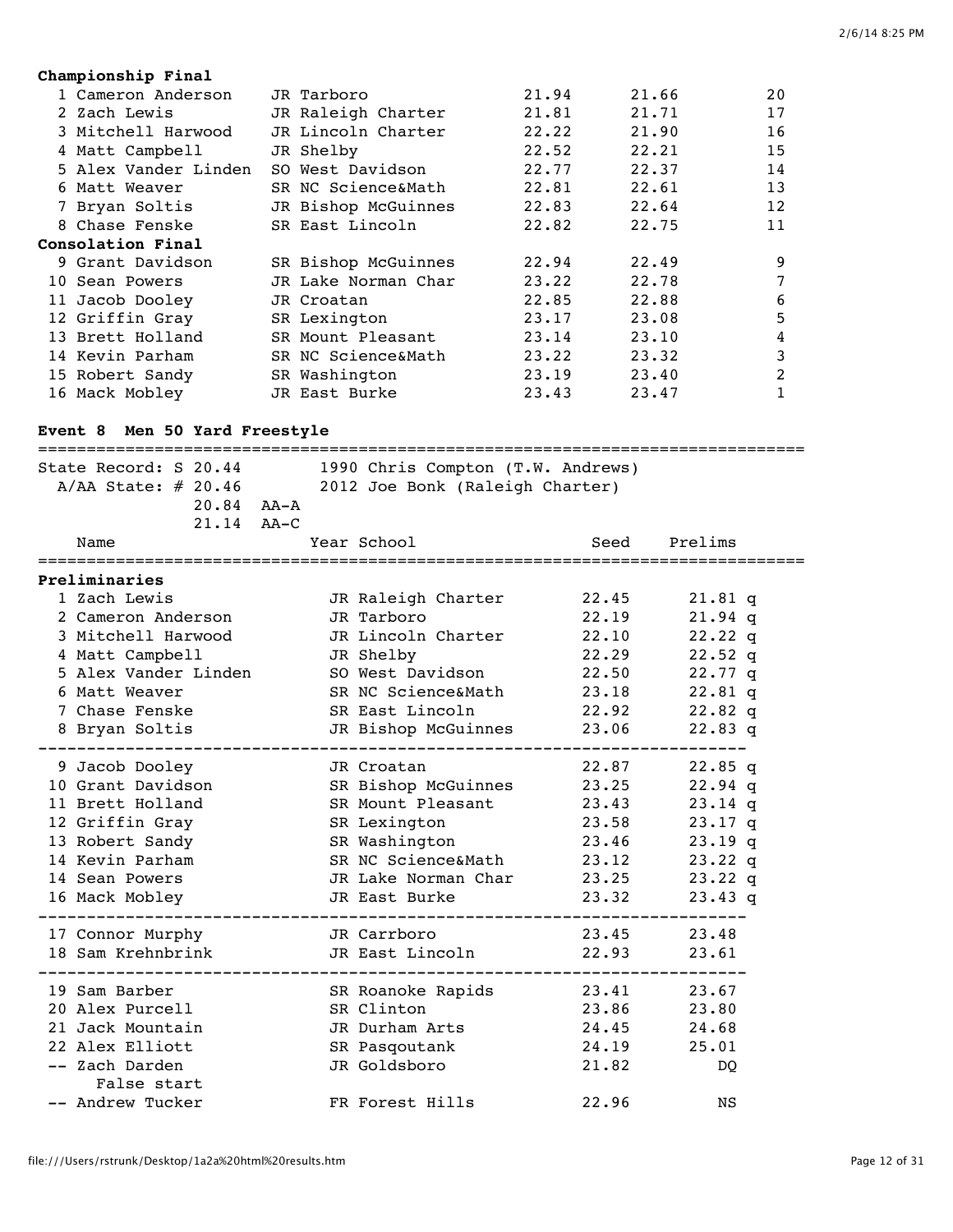**Championship Final**

| Place | Name | Year School | Prelims | Finals | Points |
|---|---|---|---|---|---|
| 1 | Cameron Anderson | JR Tarboro | 21.94 | 21.66 | 20 |
| 2 | Zach Lewis | JR Raleigh Charter | 21.81 | 21.71 | 17 |
| 3 | Mitchell Harwood | JR Lincoln Charter | 22.22 | 21.90 | 16 |
| 4 | Matt Campbell | JR Shelby | 22.52 | 22.21 | 15 |
| 5 | Alex Vander Linden | SO West Davidson | 22.77 | 22.37 | 14 |
| 6 | Matt Weaver | SR NC Science&Math | 22.81 | 22.61 | 13 |
| 7 | Bryan Soltis | JR Bishop McGuinnes | 22.83 | 22.64 | 12 |
| 8 | Chase Fenske | SR East Lincoln | 22.82 | 22.75 | 11 |

**Consolation Final**

| Place | Name | Year School | Prelims | Finals | Points |
|---|---|---|---|---|---|
| 9 | Grant Davidson | SR Bishop McGuinnes | 22.94 | 22.49 | 9 |
| 10 | Sean Powers | JR Lake Norman Char | 23.22 | 22.78 | 7 |
| 11 | Jacob Dooley | JR Croatan | 22.85 | 22.88 | 6 |
| 12 | Griffin Gray | SR Lexington | 23.17 | 23.08 | 5 |
| 13 | Brett Holland | SR Mount Pleasant | 23.14 | 23.10 | 4 |
| 14 | Kevin Parham | SR NC Science&Math | 23.22 | 23.32 | 3 |
| 15 | Robert Sandy | SR Washington | 23.19 | 23.40 | 2 |
| 16 | Mack Mobley | JR East Burke | 23.43 | 23.47 | 1 |

## Event 8 Men 50 Yard Freestyle

State Record: S 20.44 — 1990 Chris Compton (T.W. Andrews)
A/AA State: # 20.46 — 2012 Joe Bonk (Raleigh Charter)
20.84 AA-A
21.14 AA-C

**Preliminaries**

| Place | Name | Year School | Seed | Prelims |
|---|---|---|---|---|
| 1 | Zach Lewis | JR Raleigh Charter | 22.45 | 21.81 q |
| 2 | Cameron Anderson | JR Tarboro | 22.19 | 21.94 q |
| 3 | Mitchell Harwood | JR Lincoln Charter | 22.10 | 22.22 q |
| 4 | Matt Campbell | JR Shelby | 22.29 | 22.52 q |
| 5 | Alex Vander Linden | SO West Davidson | 22.50 | 22.77 q |
| 6 | Matt Weaver | SR NC Science&Math | 23.18 | 22.81 q |
| 7 | Chase Fenske | SR East Lincoln | 22.92 | 22.82 q |
| 8 | Bryan Soltis | JR Bishop McGuinnes | 23.06 | 22.83 q |
| 9 | Jacob Dooley | JR Croatan | 22.87 | 22.85 q |
| 10 | Grant Davidson | SR Bishop McGuinnes | 23.25 | 22.94 q |
| 11 | Brett Holland | SR Mount Pleasant | 23.43 | 23.14 q |
| 12 | Griffin Gray | SR Lexington | 23.58 | 23.17 q |
| 13 | Robert Sandy | SR Washington | 23.46 | 23.19 q |
| 14 | Kevin Parham | SR NC Science&Math | 23.12 | 23.22 q |
| 14 | Sean Powers | JR Lake Norman Char | 23.25 | 23.22 q |
| 16 | Mack Mobley | JR East Burke | 23.32 | 23.43 q |
| 17 | Connor Murphy | JR Carrboro | 23.45 | 23.48 |
| 18 | Sam Krehnbrink | JR East Lincoln | 22.93 | 23.61 |
| 19 | Sam Barber | SR Roanoke Rapids | 23.41 | 23.67 |
| 20 | Alex Purcell | SR Clinton | 23.86 | 23.80 |
| 21 | Jack Mountain | JR Durham Arts | 24.45 | 24.68 |
| 22 | Alex Elliott | SR Pasqoutank | 24.19 | 25.01 |
| -- | Zach Darden (False start) | JR Goldsboro | 21.82 | DQ |
| -- | Andrew Tucker | FR Forest Hills | 22.96 | NS |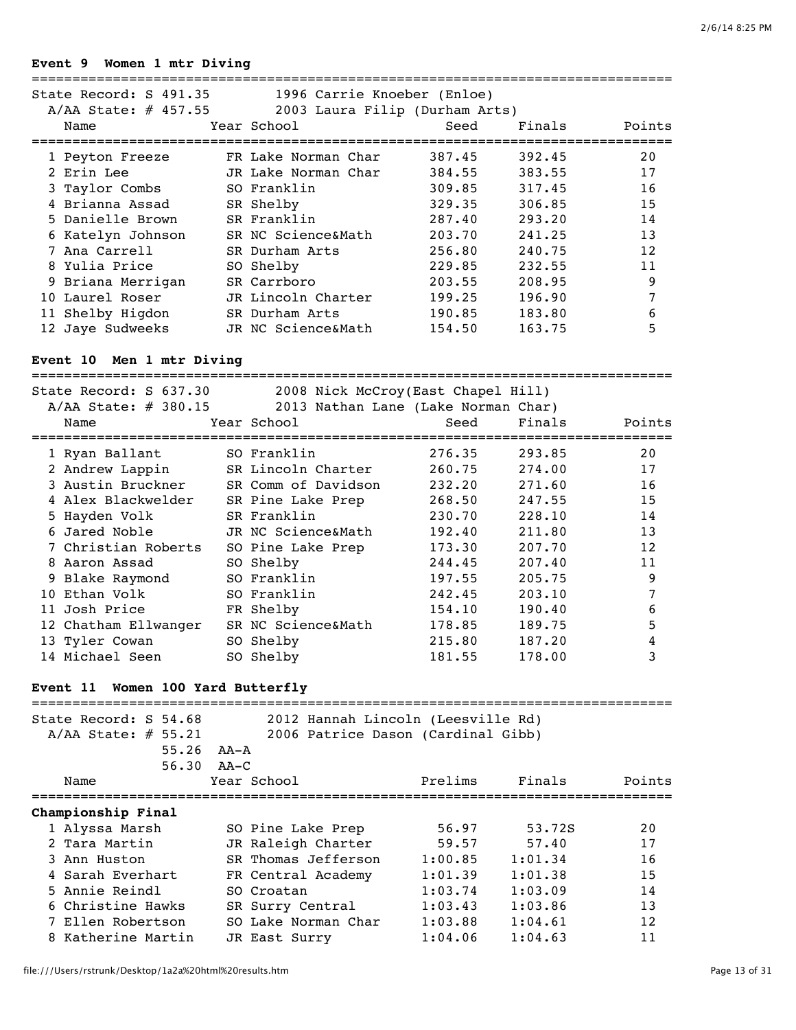### Event 9 Women 1 mtr Diving

State Record: S 491.35 — 1996 Carrie Knoeber (Enloe)
A/AA State: # 457.55 — 2003 Laura Filip (Durham Arts)

| | Name | Year | School | Seed | Finals | Points |
|---|---|---|---|---|---|---|
| 1 | Peyton Freeze | FR | Lake Norman Char | 387.45 | 392.45 | 20 |
| 2 | Erin Lee | JR | Lake Norman Char | 384.55 | 383.55 | 17 |
| 3 | Taylor Combs | SO | Franklin | 309.85 | 317.45 | 16 |
| 4 | Brianna Assad | SR | Shelby | 329.35 | 306.85 | 15 |
| 5 | Danielle Brown | SR | Franklin | 287.40 | 293.20 | 14 |
| 6 | Katelyn Johnson | SR | NC Science&Math | 203.70 | 241.25 | 13 |
| 7 | Ana Carrell | SR | Durham Arts | 256.80 | 240.75 | 12 |
| 8 | Yulia Price | SO | Shelby | 229.85 | 232.55 | 11 |
| 9 | Briana Merrigan | SR | Carrboro | 203.55 | 208.95 | 9 |
| 10 | Laurel Roser | JR | Lincoln Charter | 199.25 | 196.90 | 7 |
| 11 | Shelby Higdon | SR | Durham Arts | 190.85 | 183.80 | 6 |
| 12 | Jaye Sudweeks | JR | NC Science&Math | 154.50 | 163.75 | 5 |

### Event 10 Men 1 mtr Diving

State Record: S 637.30 — 2008 Nick McCroy(East Chapel Hill)
A/AA State: # 380.15 — 2013 Nathan Lane (Lake Norman Char)

| | Name | Year | School | Seed | Finals | Points |
|---|---|---|---|---|---|---|
| 1 | Ryan Ballant | SO | Franklin | 276.35 | 293.85 | 20 |
| 2 | Andrew Lappin | SR | Lincoln Charter | 260.75 | 274.00 | 17 |
| 3 | Austin Bruckner | SR | Comm of Davidson | 232.20 | 271.60 | 16 |
| 4 | Alex Blackwelder | SR | Pine Lake Prep | 268.50 | 247.55 | 15 |
| 5 | Hayden Volk | SR | Franklin | 230.70 | 228.10 | 14 |
| 6 | Jared Noble | JR | NC Science&Math | 192.40 | 211.80 | 13 |
| 7 | Christian Roberts | SO | Pine Lake Prep | 173.30 | 207.70 | 12 |
| 8 | Aaron Assad | SO | Shelby | 244.45 | 207.40 | 11 |
| 9 | Blake Raymond | SO | Franklin | 197.55 | 205.75 | 9 |
| 10 | Ethan Volk | SO | Franklin | 242.45 | 203.10 | 7 |
| 11 | Josh Price | FR | Shelby | 154.10 | 190.40 | 6 |
| 12 | Chatham Ellwanger | SR | NC Science&Math | 178.85 | 189.75 | 5 |
| 13 | Tyler Cowan | SO | Shelby | 215.80 | 187.20 | 4 |
| 14 | Michael Seen | SO | Shelby | 181.55 | 178.00 | 3 |

### Event 11 Women 100 Yard Butterfly

State Record: S 54.68 — 2012 Hannah Lincoln (Leesville Rd)
A/AA State: # 55.21 — 2006 Patrice Dason (Cardinal Gibb)
55.26 AA-A
56.30 AA-C

**Championship Final**

| | Name | Year | School | Prelims | Finals | Points |
|---|---|---|---|---|---|---|
| 1 | Alyssa Marsh | SO | Pine Lake Prep | 56.97 | 53.72S | 20 |
| 2 | Tara Martin | JR | Raleigh Charter | 59.57 | 57.40 | 17 |
| 3 | Ann Huston | SR | Thomas Jefferson | 1:00.85 | 1:01.34 | 16 |
| 4 | Sarah Everhart | FR | Central Academy | 1:01.39 | 1:01.38 | 15 |
| 5 | Annie Reindl | SO | Croatan | 1:03.74 | 1:03.09 | 14 |
| 6 | Christine Hawks | SR | Surry Central | 1:03.43 | 1:03.86 | 13 |
| 7 | Ellen Robertson | SO | Lake Norman Char | 1:03.88 | 1:04.61 | 12 |
| 8 | Katherine Martin | JR | East Surry | 1:04.06 | 1:04.63 | 11 |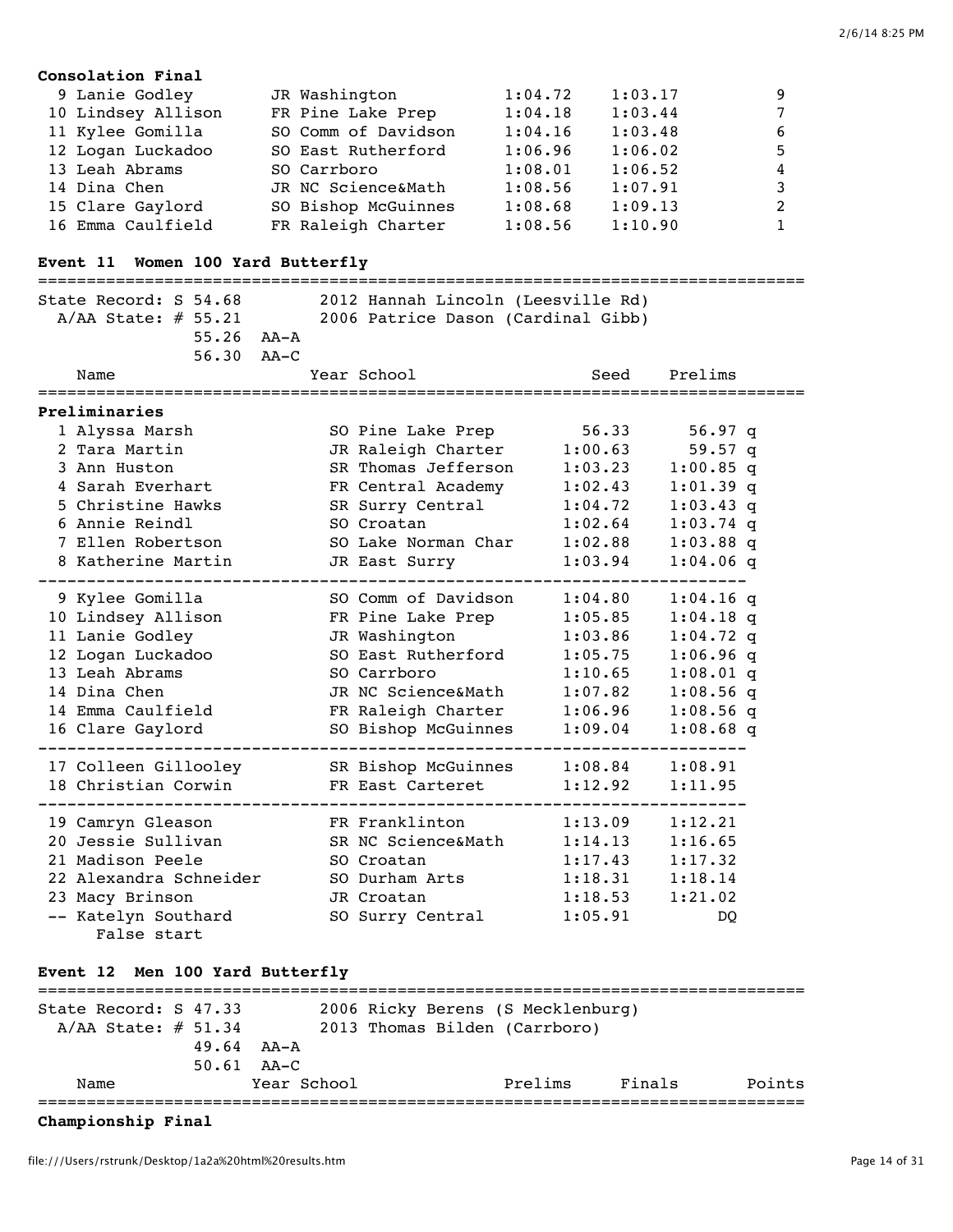**Consolation Final**

| Place | Name | Year | School | Prelims | Finals | Points |
|---|---|---|---|---|---|---|
| 9 | Lanie Godley | JR | Washington | 1:04.72 | 1:03.17 | 9 |
| 10 | Lindsey Allison | FR | Pine Lake Prep | 1:04.18 | 1:03.44 | 7 |
| 11 | Kylee Gomilla | SO | Comm of Davidson | 1:04.16 | 1:03.48 | 6 |
| 12 | Logan Luckadoo | SO | East Rutherford | 1:06.96 | 1:06.02 | 5 |
| 13 | Leah Abrams | SO | Carrboro | 1:08.01 | 1:06.52 | 4 |
| 14 | Dina Chen | JR | NC Science&Math | 1:08.56 | 1:07.91 | 3 |
| 15 | Clare Gaylord | SO | Bishop McGuinnes | 1:08.68 | 1:09.13 | 2 |
| 16 | Emma Caulfield | FR | Raleigh Charter | 1:08.56 | 1:10.90 | 1 |

### Event 11 Women 100 Yard Butterfly

```
State Record: S 54.68        2012 Hannah Lincoln (Leesville Rd)
  A/AA State: # 55.21        2006 Patrice Dason (Cardinal Gibb)
              55.26  AA-A
              56.30  AA-C
```

**Preliminaries**

| Place | Name | Year | School | Seed | Prelims | |
|---|---|---|---|---|---|---|
| 1 | Alyssa Marsh | SO | Pine Lake Prep | 56.33 | 56.97 | q |
| 2 | Tara Martin | JR | Raleigh Charter | 1:00.63 | 59.57 | q |
| 3 | Ann Huston | SR | Thomas Jefferson | 1:03.23 | 1:00.85 | q |
| 4 | Sarah Everhart | FR | Central Academy | 1:02.43 | 1:01.39 | q |
| 5 | Christine Hawks | SR | Surry Central | 1:04.72 | 1:03.43 | q |
| 6 | Annie Reindl | SO | Croatan | 1:02.64 | 1:03.74 | q |
| 7 | Ellen Robertson | SO | Lake Norman Char | 1:02.88 | 1:03.88 | q |
| 8 | Katherine Martin | JR | East Surry | 1:03.94 | 1:04.06 | q |
| 9 | Kylee Gomilla | SO | Comm of Davidson | 1:04.80 | 1:04.16 | q |
| 10 | Lindsey Allison | FR | Pine Lake Prep | 1:05.85 | 1:04.18 | q |
| 11 | Lanie Godley | JR | Washington | 1:03.86 | 1:04.72 | q |
| 12 | Logan Luckadoo | SO | East Rutherford | 1:05.75 | 1:06.96 | q |
| 13 | Leah Abrams | SO | Carrboro | 1:10.65 | 1:08.01 | q |
| 14 | Dina Chen | JR | NC Science&Math | 1:07.82 | 1:08.56 | q |
| 14 | Emma Caulfield | FR | Raleigh Charter | 1:06.96 | 1:08.56 | q |
| 16 | Clare Gaylord | SO | Bishop McGuinnes | 1:09.04 | 1:08.68 | q |
| 17 | Colleen Gillooley | SR | Bishop McGuinnes | 1:08.84 | 1:08.91 | |
| 18 | Christian Corwin | FR | East Carteret | 1:12.92 | 1:11.95 | |
| 19 | Camryn Gleason | FR | Franklinton | 1:13.09 | 1:12.21 | |
| 20 | Jessie Sullivan | SR | NC Science&Math | 1:14.13 | 1:16.65 | |
| 21 | Madison Peele | SO | Croatan | 1:17.43 | 1:17.32 | |
| 22 | Alexandra Schneider | SO | Durham Arts | 1:18.31 | 1:18.14 | |
| 23 | Macy Brinson | JR | Croatan | 1:18.53 | 1:21.02 | |
| -- | Katelyn Southard (False start) | SO | Surry Central | 1:05.91 | DQ | |

### Event 12 Men 100 Yard Butterfly

```
State Record: S 47.33        2006 Ricky Berens (S Mecklenburg)
  A/AA State: # 51.34        2013 Thomas Bilden (Carrboro)
              49.64  AA-A
              50.61  AA-C
```

| Name | Year | School | Prelims | Finals | Points |
|---|---|---|---|---|---|

**Championship Final**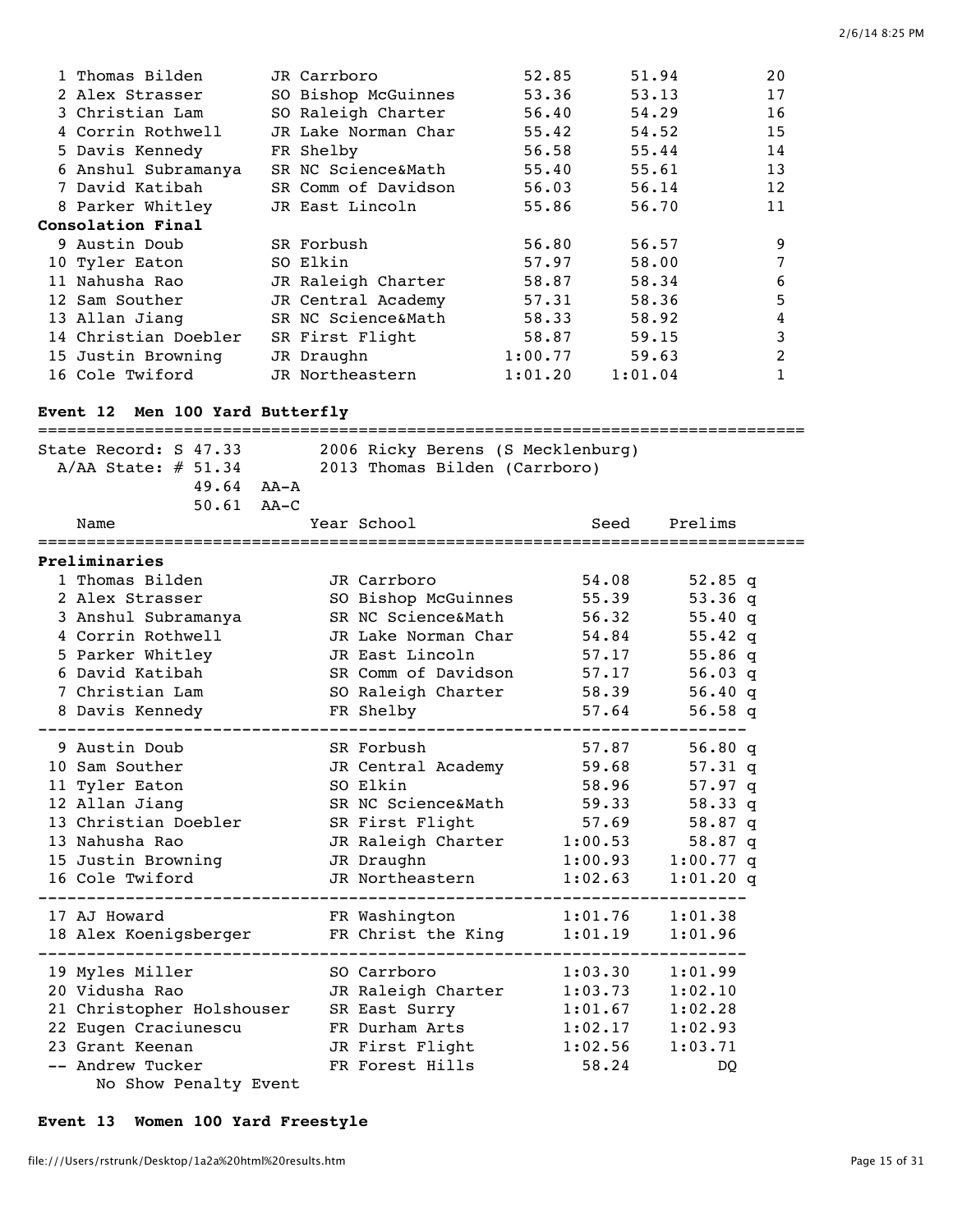| Place | Name | Year | School | Prelims | Finals | Points |
|---|---|---|---|---|---|---|
| 1 | Thomas Bilden | JR | Carrboro | 52.85 | 51.94 | 20 |
| 2 | Alex Strasser | SO | Bishop McGuinnes | 53.36 | 53.13 | 17 |
| 3 | Christian Lam | SO | Raleigh Charter | 56.40 | 54.29 | 16 |
| 4 | Corrin Rothwell | JR | Lake Norman Char | 55.42 | 54.52 | 15 |
| 5 | Davis Kennedy | FR | Shelby | 56.58 | 55.44 | 14 |
| 6 | Anshul Subramanya | SR | NC Science&Math | 55.40 | 55.61 | 13 |
| 7 | David Katibah | SR | Comm of Davidson | 56.03 | 56.14 | 12 |
| 8 | Parker Whitley | JR | East Lincoln | 55.86 | 56.70 | 11 |

**Consolation Final**

| Place | Name | Year | School | Prelims | Finals | Points |
|---|---|---|---|---|---|---|
| 9 | Austin Doub | SR | Forbush | 56.80 | 56.57 | 9 |
| 10 | Tyler Eaton | SO | Elkin | 57.97 | 58.00 | 7 |
| 11 | Nahusha Rao | JR | Raleigh Charter | 58.87 | 58.34 | 6 |
| 12 | Sam Souther | JR | Central Academy | 57.31 | 58.36 | 5 |
| 13 | Allan Jiang | SR | NC Science&Math | 58.33 | 58.92 | 4 |
| 14 | Christian Doebler | SR | First Flight | 58.87 | 59.15 | 3 |
| 15 | Justin Browning | JR | Draughn | 1:00.77 | 59.63 | 2 |
| 16 | Cole Twiford | JR | Northeastern | 1:01.20 | 1:01.04 | 1 |

### Event 12 Men 100 Yard Butterfly

State Record: S 47.33 — 2006 Ricky Berens (S Mecklenburg)
A/AA State: # 51.34 — 2013 Thomas Bilden (Carrboro)
49.64 AA-A
50.61 AA-C

**Preliminaries**

| Place | Name | Year | School | Seed | Prelims |
|---|---|---|---|---|---|
| 1 | Thomas Bilden | JR | Carrboro | 54.08 | 52.85 q |
| 2 | Alex Strasser | SO | Bishop McGuinnes | 55.39 | 53.36 q |
| 3 | Anshul Subramanya | SR | NC Science&Math | 56.32 | 55.40 q |
| 4 | Corrin Rothwell | JR | Lake Norman Char | 54.84 | 55.42 q |
| 5 | Parker Whitley | JR | East Lincoln | 57.17 | 55.86 q |
| 6 | David Katibah | SR | Comm of Davidson | 57.17 | 56.03 q |
| 7 | Christian Lam | SO | Raleigh Charter | 58.39 | 56.40 q |
| 8 | Davis Kennedy | FR | Shelby | 57.64 | 56.58 q |
| 9 | Austin Doub | SR | Forbush | 57.87 | 56.80 q |
| 10 | Sam Souther | JR | Central Academy | 59.68 | 57.31 q |
| 11 | Tyler Eaton | SO | Elkin | 58.96 | 57.97 q |
| 12 | Allan Jiang | SR | NC Science&Math | 59.33 | 58.33 q |
| 13 | Christian Doebler | SR | First Flight | 57.69 | 58.87 q |
| 13 | Nahusha Rao | JR | Raleigh Charter | 1:00.53 | 58.87 q |
| 15 | Justin Browning | JR | Draughn | 1:00.93 | 1:00.77 q |
| 16 | Cole Twiford | JR | Northeastern | 1:02.63 | 1:01.20 q |
| 17 | AJ Howard | FR | Washington | 1:01.76 | 1:01.38 |
| 18 | Alex Koenigsberger | FR | Christ the King | 1:01.19 | 1:01.96 |
| 19 | Myles Miller | SO | Carrboro | 1:03.30 | 1:01.99 |
| 20 | Vidusha Rao | JR | Raleigh Charter | 1:03.73 | 1:02.10 |
| 21 | Christopher Holshouser | SR | East Surry | 1:01.67 | 1:02.28 |
| 22 | Eugen Craciunescu | FR | Durham Arts | 1:02.17 | 1:02.93 |
| 23 | Grant Keenan | JR | First Flight | 1:02.56 | 1:03.71 |
| -- | Andrew Tucker | FR | Forest Hills | 58.24 | DQ |

No Show Penalty Event

### Event 13 Women 100 Yard Freestyle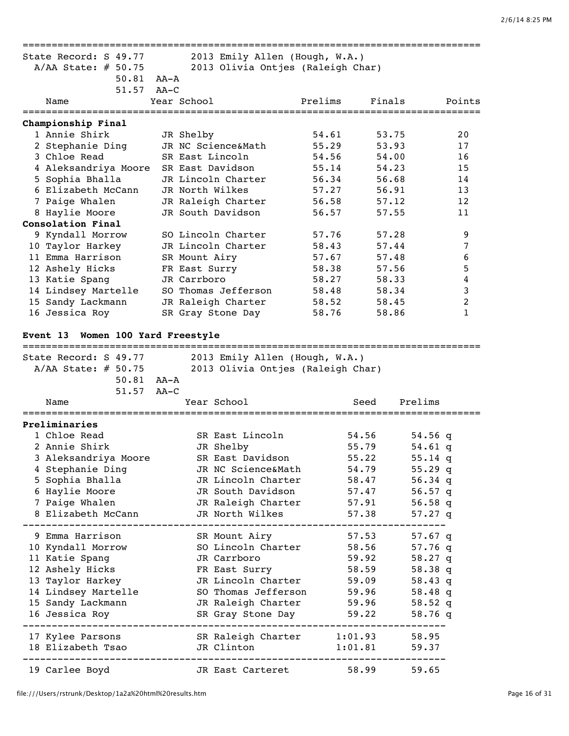State Record: S 49.77 2013 Emily Allen (Hough, W.A.)
A/AA State: # 50.75 2013 Olivia Ontjes (Raleigh Char)
50.81 AA-A
51.57 AA-C

| Name | Year | School | Prelims | Finals | Points |
|---|---|---|---|---|---|
| **Championship Final** | | | | | |
| 1 Annie Shirk | JR | Shelby | 54.61 | 53.75 | 20 |
| 2 Stephanie Ding | JR | NC Science&Math | 55.29 | 53.93 | 17 |
| 3 Chloe Read | SR | East Lincoln | 54.56 | 54.00 | 16 |
| 4 Aleksandriya Moore | SR | East Davidson | 55.14 | 54.23 | 15 |
| 5 Sophia Bhalla | JR | Lincoln Charter | 56.34 | 56.68 | 14 |
| 6 Elizabeth McCann | JR | North Wilkes | 57.27 | 56.91 | 13 |
| 7 Paige Whalen | JR | Raleigh Charter | 56.58 | 57.12 | 12 |
| 8 Haylie Moore | JR | South Davidson | 56.57 | 57.55 | 11 |
| **Consolation Final** | | | | | |
| 9 Kyndall Morrow | SO | Lincoln Charter | 57.76 | 57.28 | 9 |
| 10 Taylor Harkey | JR | Lincoln Charter | 58.43 | 57.44 | 7 |
| 11 Emma Harrison | SR | Mount Airy | 57.67 | 57.48 | 6 |
| 12 Ashely Hicks | FR | East Surry | 58.38 | 57.56 | 5 |
| 13 Katie Spang | JR | Carrboro | 58.27 | 58.33 | 4 |
| 14 Lindsey Martelle | SO | Thomas Jefferson | 58.48 | 58.34 | 3 |
| 15 Sandy Lackmann | JR | Raleigh Charter | 58.52 | 58.45 | 2 |
| 16 Jessica Roy | SR | Gray Stone Day | 58.76 | 58.86 | 1 |

## Event 13 Women 100 Yard Freestyle

State Record: S 49.77 2013 Emily Allen (Hough, W.A.)
A/AA State: # 50.75 2013 Olivia Ontjes (Raleigh Char)
50.81 AA-A
51.57 AA-C

| Name | Year | School | Seed | Prelims |
|---|---|---|---|---|
| **Preliminaries** | | | | |
| 1 Chloe Read | SR | East Lincoln | 54.56 | 54.56 q |
| 2 Annie Shirk | JR | Shelby | 55.79 | 54.61 q |
| 3 Aleksandriya Moore | SR | East Davidson | 55.22 | 55.14 q |
| 4 Stephanie Ding | JR | NC Science&Math | 54.79 | 55.29 q |
| 5 Sophia Bhalla | JR | Lincoln Charter | 58.47 | 56.34 q |
| 6 Haylie Moore | JR | South Davidson | 57.47 | 56.57 q |
| 7 Paige Whalen | JR | Raleigh Charter | 57.91 | 56.58 q |
| 8 Elizabeth McCann | JR | North Wilkes | 57.38 | 57.27 q |
| 9 Emma Harrison | SR | Mount Airy | 57.53 | 57.67 q |
| 10 Kyndall Morrow | SO | Lincoln Charter | 58.56 | 57.76 q |
| 11 Katie Spang | JR | Carrboro | 59.92 | 58.27 q |
| 12 Ashely Hicks | FR | East Surry | 58.59 | 58.38 q |
| 13 Taylor Harkey | JR | Lincoln Charter | 59.09 | 58.43 q |
| 14 Lindsey Martelle | SO | Thomas Jefferson | 59.96 | 58.48 q |
| 15 Sandy Lackmann | JR | Raleigh Charter | 59.96 | 58.52 q |
| 16 Jessica Roy | SR | Gray Stone Day | 59.22 | 58.76 q |
| 17 Kylee Parsons | SR | Raleigh Charter | 1:01.93 | 58.95 |
| 18 Elizabeth Tsao | JR | Clinton | 1:01.81 | 59.37 |
| 19 Carlee Boyd | JR | East Carteret | 58.99 | 59.65 |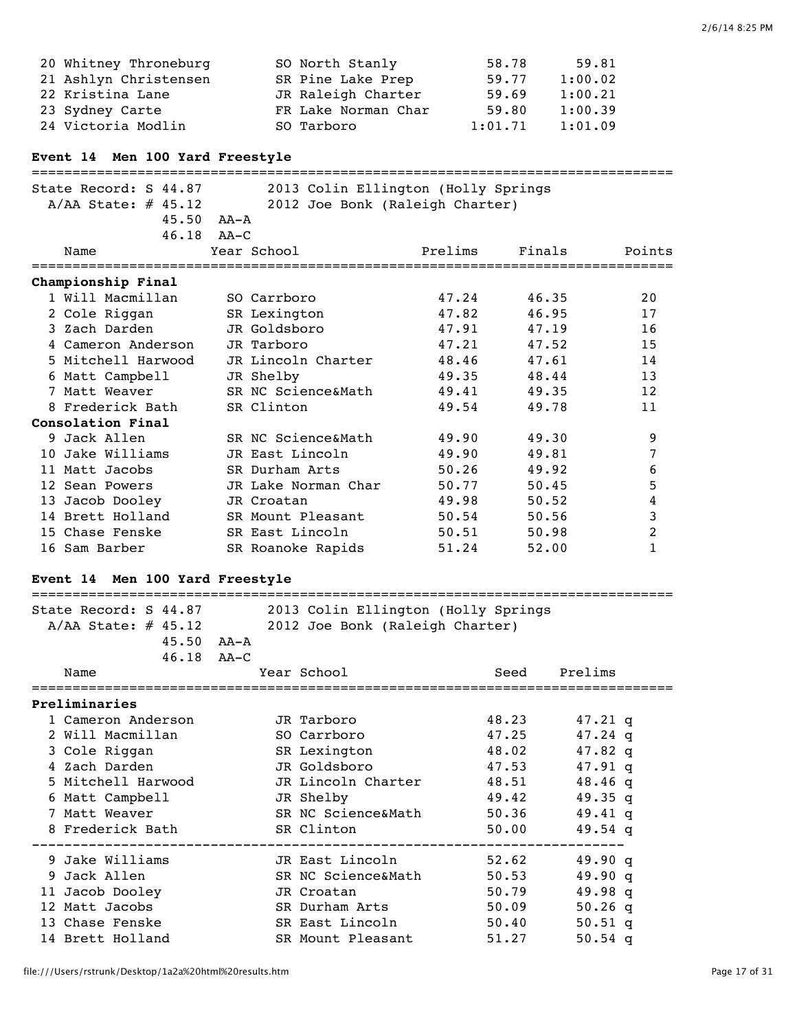| Place | Name | Year | School | Prelims | Finals |
|---|---|---|---|---|---|
| 20 | Whitney Throneburg | SO | North Stanly | 58.78 | 59.81 |
| 21 | Ashlyn Christensen | SR | Pine Lake Prep | 59.77 | 1:00.02 |
| 22 | Kristina Lane | JR | Raleigh Charter | 59.69 | 1:00.21 |
| 23 | Sydney Carte | FR | Lake Norman Char | 59.80 | 1:00.39 |
| 24 | Victoria Modlin | SO | Tarboro | 1:01.71 | 1:01.09 |

## Event 14 Men 100 Yard Freestyle

State Record: S 44.87 — 2013 Colin Ellington (Holly Springs
A/AA State: # 45.12 — 2012 Joe Bonk (Raleigh Charter)
45.50 AA-A
46.18 AA-C

| Place | Name | Year | School | Prelims | Finals | Points |
|---|---|---|---|---|---|---|
| **Championship Final** | | | | | | |
| 1 | Will Macmillan | SO | Carrboro | 47.24 | 46.35 | 20 |
| 2 | Cole Riggan | SR | Lexington | 47.82 | 46.95 | 17 |
| 3 | Zach Darden | JR | Goldsboro | 47.91 | 47.19 | 16 |
| 4 | Cameron Anderson | JR | Tarboro | 47.21 | 47.52 | 15 |
| 5 | Mitchell Harwood | JR | Lincoln Charter | 48.46 | 47.61 | 14 |
| 6 | Matt Campbell | JR | Shelby | 49.35 | 48.44 | 13 |
| 7 | Matt Weaver | SR | NC Science&Math | 49.41 | 49.35 | 12 |
| 8 | Frederick Bath | SR | Clinton | 49.54 | 49.78 | 11 |
| **Consolation Final** | | | | | | |
| 9 | Jack Allen | SR | NC Science&Math | 49.90 | 49.30 | 9 |
| 10 | Jake Williams | JR | East Lincoln | 49.90 | 49.81 | 7 |
| 11 | Matt Jacobs | SR | Durham Arts | 50.26 | 49.92 | 6 |
| 12 | Sean Powers | JR | Lake Norman Char | 50.77 | 50.45 | 5 |
| 13 | Jacob Dooley | JR | Croatan | 49.98 | 50.52 | 4 |
| 14 | Brett Holland | SR | Mount Pleasant | 50.54 | 50.56 | 3 |
| 15 | Chase Fenske | SR | East Lincoln | 50.51 | 50.98 | 2 |
| 16 | Sam Barber | SR | Roanoke Rapids | 51.24 | 52.00 | 1 |

## Event 14 Men 100 Yard Freestyle

State Record: S 44.87 — 2013 Colin Ellington (Holly Springs
A/AA State: # 45.12 — 2012 Joe Bonk (Raleigh Charter)
45.50 AA-A
46.18 AA-C

| Place | Name | Year | School | Seed | Prelims |
|---|---|---|---|---|---|
| **Preliminaries** | | | | | |
| 1 | Cameron Anderson | JR | Tarboro | 48.23 | 47.21 q |
| 2 | Will Macmillan | SO | Carrboro | 47.25 | 47.24 q |
| 3 | Cole Riggan | SR | Lexington | 48.02 | 47.82 q |
| 4 | Zach Darden | JR | Goldsboro | 47.53 | 47.91 q |
| 5 | Mitchell Harwood | JR | Lincoln Charter | 48.51 | 48.46 q |
| 6 | Matt Campbell | JR | Shelby | 49.42 | 49.35 q |
| 7 | Matt Weaver | SR | NC Science&Math | 50.36 | 49.41 q |
| 8 | Frederick Bath | SR | Clinton | 50.00 | 49.54 q |
| 9 | Jake Williams | JR | East Lincoln | 52.62 | 49.90 q |
| 9 | Jack Allen | SR | NC Science&Math | 50.53 | 49.90 q |
| 11 | Jacob Dooley | JR | Croatan | 50.79 | 49.98 q |
| 12 | Matt Jacobs | SR | Durham Arts | 50.09 | 50.26 q |
| 13 | Chase Fenske | SR | East Lincoln | 50.40 | 50.51 q |
| 14 | Brett Holland | SR | Mount Pleasant | 51.27 | 50.54 q |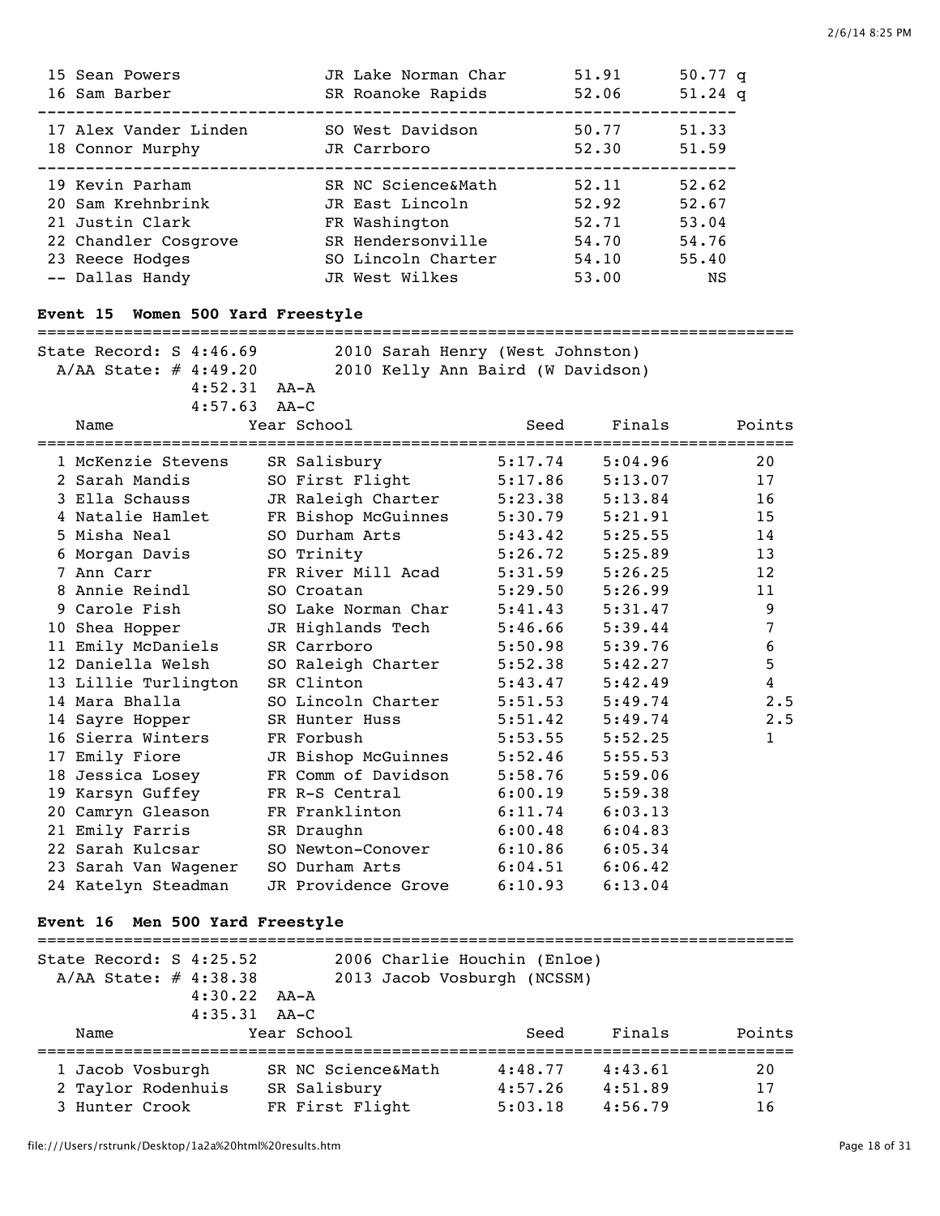| Name | Year | School | Seed | Finals | |
|---|---|---|---|---|---|
| 15 Sean Powers | JR | Lake Norman Char | 51.91 | 50.77 | q |
| 16 Sam Barber | SR | Roanoke Rapids | 52.06 | 51.24 | q |
| 17 Alex Vander Linden | SO | West Davidson | 50.77 | 51.33 | |
| 18 Connor Murphy | JR | Carrboro | 52.30 | 51.59 | |
| 19 Kevin Parham | SR | NC Science&Math | 52.11 | 52.62 | |
| 20 Sam Krehnbrink | JR | East Lincoln | 52.92 | 52.67 | |
| 21 Justin Clark | FR | Washington | 52.71 | 53.04 | |
| 22 Chandler Cosgrove | SR | Hendersonville | 54.70 | 54.76 | |
| 23 Reece Hodges | SO | Lincoln Charter | 54.10 | 55.40 | |
| -- Dallas Handy | JR | West Wilkes | 53.00 | NS | |

### Event 15 Women 500 Yard Freestyle

State Record: S 4:46.69 — 2010 Sarah Henry (West Johnston)
A/AA State: # 4:49.20 — 2010 Kelly Ann Baird (W Davidson)
4:52.31 AA-A
4:57.63 AA-C

| Name | Year | School | Seed | Finals | Points |
|---|---|---|---|---|---|
| 1 McKenzie Stevens | SR | Salisbury | 5:17.74 | 5:04.96 | 20 |
| 2 Sarah Mandis | SO | First Flight | 5:17.86 | 5:13.07 | 17 |
| 3 Ella Schauss | JR | Raleigh Charter | 5:23.38 | 5:13.84 | 16 |
| 4 Natalie Hamlet | FR | Bishop McGuinnes | 5:30.79 | 5:21.91 | 15 |
| 5 Misha Neal | SO | Durham Arts | 5:43.42 | 5:25.55 | 14 |
| 6 Morgan Davis | SO | Trinity | 5:26.72 | 5:25.89 | 13 |
| 7 Ann Carr | FR | River Mill Acad | 5:31.59 | 5:26.25 | 12 |
| 8 Annie Reindl | SO | Croatan | 5:29.50 | 5:26.99 | 11 |
| 9 Carole Fish | SO | Lake Norman Char | 5:41.43 | 5:31.47 | 9 |
| 10 Shea Hopper | JR | Highlands Tech | 5:46.66 | 5:39.44 | 7 |
| 11 Emily McDaniels | SR | Carrboro | 5:50.98 | 5:39.76 | 6 |
| 12 Daniella Welsh | SO | Raleigh Charter | 5:52.38 | 5:42.27 | 5 |
| 13 Lillie Turlington | SR | Clinton | 5:43.47 | 5:42.49 | 4 |
| 14 Mara Bhalla | SO | Lincoln Charter | 5:51.53 | 5:49.74 | 2.5 |
| 14 Sayre Hopper | SR | Hunter Huss | 5:51.42 | 5:49.74 | 2.5 |
| 16 Sierra Winters | FR | Forbush | 5:53.55 | 5:52.25 | 1 |
| 17 Emily Fiore | JR | Bishop McGuinnes | 5:52.46 | 5:55.53 | |
| 18 Jessica Losey | FR | Comm of Davidson | 5:58.76 | 5:59.06 | |
| 19 Karsyn Guffey | FR | R-S Central | 6:00.19 | 5:59.38 | |
| 20 Camryn Gleason | FR | Franklinton | 6:11.74 | 6:03.13 | |
| 21 Emily Farris | SR | Draughn | 6:00.48 | 6:04.83 | |
| 22 Sarah Kulcsar | SO | Newton-Conover | 6:10.86 | 6:05.34 | |
| 23 Sarah Van Wagener | SO | Durham Arts | 6:04.51 | 6:06.42 | |
| 24 Katelyn Steadman | JR | Providence Grove | 6:10.93 | 6:13.04 | |

### Event 16 Men 500 Yard Freestyle

State Record: S 4:25.52 — 2006 Charlie Houchin (Enloe)
A/AA State: # 4:38.38 — 2013 Jacob Vosburgh (NCSSM)
4:30.22 AA-A
4:35.31 AA-C

| Name | Year | School | Seed | Finals | Points |
|---|---|---|---|---|---|
| 1 Jacob Vosburgh | SR | NC Science&Math | 4:48.77 | 4:43.61 | 20 |
| 2 Taylor Rodenhuis | SR | Salisbury | 4:57.26 | 4:51.89 | 17 |
| 3 Hunter Crook | FR | First Flight | 5:03.18 | 4:56.79 | 16 |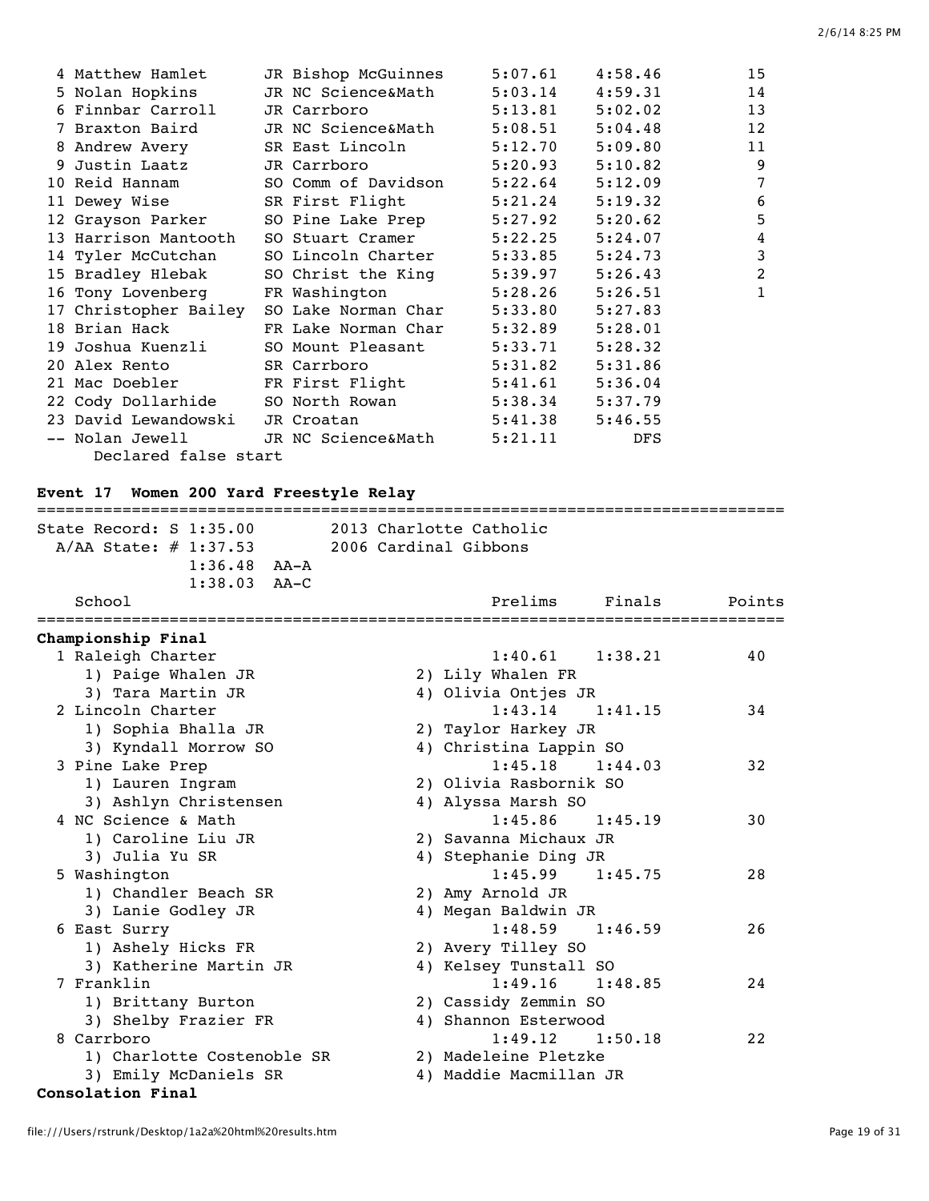| Place | Name | Yr | School | Prelims | Finals | Points |
|---|---|---|---|---|---|---|
| 4 | Matthew Hamlet | JR | Bishop McGuinnes | 5:07.61 | 4:58.46 | 15 |
| 5 | Nolan Hopkins | JR | NC Science&Math | 5:03.14 | 4:59.31 | 14 |
| 6 | Finnbar Carroll | JR | Carrboro | 5:13.81 | 5:02.02 | 13 |
| 7 | Braxton Baird | JR | NC Science&Math | 5:08.51 | 5:04.48 | 12 |
| 8 | Andrew Avery | SR | East Lincoln | 5:12.70 | 5:09.80 | 11 |
| 9 | Justin Laatz | JR | Carrboro | 5:20.93 | 5:10.82 | 9 |
| 10 | Reid Hannam | SO | Comm of Davidson | 5:22.64 | 5:12.09 | 7 |
| 11 | Dewey Wise | SR | First Flight | 5:21.24 | 5:19.32 | 6 |
| 12 | Grayson Parker | SO | Pine Lake Prep | 5:27.92 | 5:20.62 | 5 |
| 13 | Harrison Mantooth | SO | Stuart Cramer | 5:22.25 | 5:24.07 | 4 |
| 14 | Tyler McCutchan | SO | Lincoln Charter | 5:33.85 | 5:24.73 | 3 |
| 15 | Bradley Hlebak | SO | Christ the King | 5:39.97 | 5:26.43 | 2 |
| 16 | Tony Lovenberg | FR | Washington | 5:28.26 | 5:26.51 | 1 |
| 17 | Christopher Bailey | SO | Lake Norman Char | 5:33.80 | 5:27.83 | |
| 18 | Brian Hack | FR | Lake Norman Char | 5:32.89 | 5:28.01 | |
| 19 | Joshua Kuenzli | SO | Mount Pleasant | 5:33.71 | 5:28.32 | |
| 20 | Alex Rento | SR | Carrboro | 5:31.82 | 5:31.86 | |
| 21 | Mac Doebler | FR | First Flight | 5:41.61 | 5:36.04 | |
| 22 | Cody Dollarhide | SO | North Rowan | 5:38.34 | 5:37.79 | |
| 23 | David Lewandowski | JR | Croatan | 5:41.38 | 5:46.55 | |
| -- | Nolan Jewell | JR | NC Science&Math | 5:21.11 | DFS | |

Declared false start

**Event 17 Women 200 Yard Freestyle Relay**

State Record: S 1:35.00 — 2013 Charlotte Catholic
A/AA State: # 1:37.53 — 2006 Cardinal Gibbons
1:36.48 AA-A
1:38.03 AA-C

| School | Prelims | Finals | Points |
|---|---|---|---|
| **Championship Final** | | | |
| 1 Raleigh Charter | 1:40.61 | 1:38.21 | 40 |
| 1) Paige Whalen JR; 2) Lily Whalen FR; 3) Tara Martin JR; 4) Olivia Ontjes JR | | | |
| 2 Lincoln Charter | 1:43.14 | 1:41.15 | 34 |
| 1) Sophia Bhalla JR; 2) Taylor Harkey JR; 3) Kyndall Morrow SO; 4) Christina Lappin SO | | | |
| 3 Pine Lake Prep | 1:45.18 | 1:44.03 | 32 |
| 1) Lauren Ingram; 2) Olivia Rasbornik SO; 3) Ashlyn Christensen; 4) Alyssa Marsh SO | | | |
| 4 NC Science & Math | 1:45.86 | 1:45.19 | 30 |
| 1) Caroline Liu JR; 2) Savanna Michaux JR; 3) Julia Yu SR; 4) Stephanie Ding JR | | | |
| 5 Washington | 1:45.99 | 1:45.75 | 28 |
| 1) Chandler Beach SR; 2) Amy Arnold JR; 3) Lanie Godley JR; 4) Megan Baldwin JR | | | |
| 6 East Surry | 1:48.59 | 1:46.59 | 26 |
| 1) Ashely Hicks FR; 2) Avery Tilley SO; 3) Katherine Martin JR; 4) Kelsey Tunstall SO | | | |
| 7 Franklin | 1:49.16 | 1:48.85 | 24 |
| 1) Brittany Burton; 2) Cassidy Zemmin SO; 3) Shelby Frazier FR; 4) Shannon Esterwood | | | |
| 8 Carrboro | 1:49.12 | 1:50.18 | 22 |
| 1) Charlotte Costenoble SR; 2) Madeleine Pletzke; 3) Emily McDaniels SR; 4) Maddie Macmillan JR | | | |

**Consolation Final**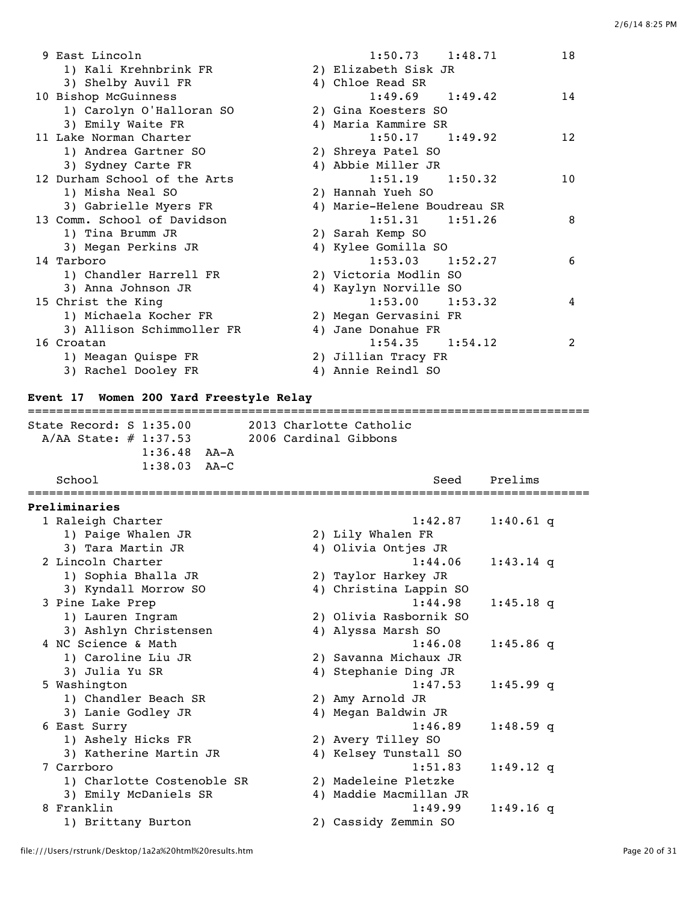```
  9 East Lincoln                                   1:50.73    1:48.71          18
     1) Kali Krehnbrink FR              2) Elizabeth Sisk JR
     3) Shelby Auvil FR                 4) Chloe Read SR
 10 Bishop McGuinness                              1:49.69    1:49.42          14
     1) Carolyn O'Halloran SO           2) Gina Koesters SO
     3) Emily Waite FR                  4) Maria Kammire SR
 11 Lake Norman Charter                            1:50.17    1:49.92          12
     1) Andrea Gartner SO               2) Shreya Patel SO
     3) Sydney Carte FR                 4) Abbie Miller JR
 12 Durham School of the Arts                      1:51.19    1:50.32          10
     1) Misha Neal SO                   2) Hannah Yueh SO
     3) Gabrielle Myers FR              4) Marie-Helene Boudreau SR
 13 Comm. School of Davidson                       1:51.31    1:51.26           8
     1) Tina Brumm JR                   2) Sarah Kemp SO
     3) Megan Perkins JR                4) Kylee Gomilla SO
 14 Tarboro                                        1:53.03    1:52.27           6
     1) Chandler Harrell FR             2) Victoria Modlin SO
     3) Anna Johnson JR                 4) Kaylyn Norville SO
 15 Christ the King                                1:53.00    1:53.32           4
     1) Michaela Kocher FR              2) Megan Gervasini FR
     3) Allison Schimmoller FR          4) Jane Donahue FR
 16 Croatan                                        1:54.35    1:54.12           2
     1) Meagan Quispe FR                2) Jillian Tracy FR
     3) Rachel Dooley FR                4) Annie Reindl SO
```

**Event 17  Women 200 Yard Freestyle Relay**

```
===============================================================================
State Record: S 1:35.00        2013 Charlotte Catholic
  A/AA State: # 1:37.53        2006 Cardinal Gibbons
              1:36.48  AA-A
              1:38.03  AA-C
    School                                            Seed    Prelims
===============================================================================
Preliminaries
  1 Raleigh Charter                                1:42.87    1:40.61 q
     1) Paige Whalen JR                 2) Lily Whalen FR
     3) Tara Martin JR                  4) Olivia Ontjes JR
  2 Lincoln Charter                                1:44.06    1:43.14 q
     1) Sophia Bhalla JR                2) Taylor Harkey JR
     3) Kyndall Morrow SO               4) Christina Lappin SO
  3 Pine Lake Prep                                 1:44.98    1:45.18 q
     1) Lauren Ingram                   2) Olivia Rasbornik SO
     3) Ashlyn Christensen              4) Alyssa Marsh SO
  4 NC Science & Math                              1:46.08    1:45.86 q
     1) Caroline Liu JR                 2) Savanna Michaux JR
     3) Julia Yu SR                     4) Stephanie Ding JR
  5 Washington                                     1:47.53    1:45.99 q
     1) Chandler Beach SR               2) Amy Arnold JR
     3) Lanie Godley JR                 4) Megan Baldwin JR
  6 East Surry                                     1:46.89    1:48.59 q
     1) Ashely Hicks FR                 2) Avery Tilley SO
     3) Katherine Martin JR             4) Kelsey Tunstall SO
  7 Carrboro                                       1:51.83    1:49.12 q
     1) Charlotte Costenoble SR         2) Madeleine Pletzke
     3) Emily McDaniels SR              4) Maddie Macmillan JR
  8 Franklin                                       1:49.99    1:49.16 q
     1) Brittany Burton                 2) Cassidy Zemmin SO
```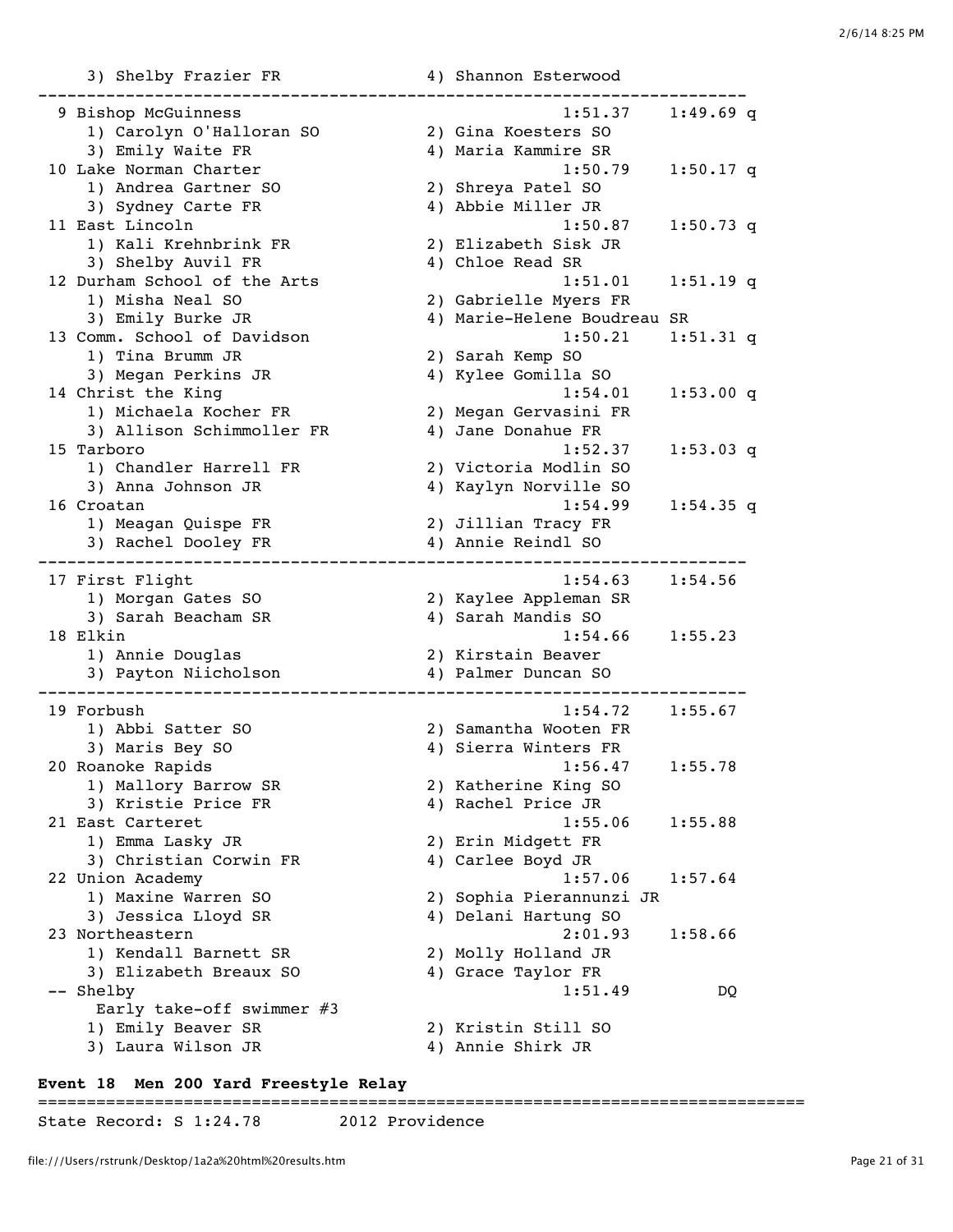```
    3) Shelby Frazier FR              4) Shannon Esterwood
-------------------------------------------------------------------------
  9 Bishop McGuinness                              1:51.37    1:49.69 q
    1) Carolyn O'Halloran SO          2) Gina Koesters SO
    3) Emily Waite FR                 4) Maria Kammire SR
 10 Lake Norman Charter                            1:50.79    1:50.17 q
    1) Andrea Gartner SO              2) Shreya Patel SO
    3) Sydney Carte FR                4) Abbie Miller JR
 11 East Lincoln                                   1:50.87    1:50.73 q
    1) Kali Krehnbrink FR             2) Elizabeth Sisk JR
    3) Shelby Auvil FR                4) Chloe Read SR
 12 Durham School of the Arts                      1:51.01    1:51.19 q
    1) Misha Neal SO                  2) Gabrielle Myers FR
    3) Emily Burke JR                 4) Marie-Helene Boudreau SR
 13 Comm. School of Davidson                       1:50.21    1:51.31 q
    1) Tina Brumm JR                  2) Sarah Kemp SO
    3) Megan Perkins JR               4) Kylee Gomilla SO
 14 Christ the King                                1:54.01    1:53.00 q
    1) Michaela Kocher FR             2) Megan Gervasini FR
    3) Allison Schimmoller FR         4) Jane Donahue FR
 15 Tarboro                                        1:52.37    1:53.03 q
    1) Chandler Harrell FR            2) Victoria Modlin SO
    3) Anna Johnson JR                4) Kaylyn Norville SO
 16 Croatan                                        1:54.99    1:54.35 q
    1) Meagan Quispe FR               2) Jillian Tracy FR
    3) Rachel Dooley FR               4) Annie Reindl SO
-------------------------------------------------------------------------
 17 First Flight                                   1:54.63    1:54.56
    1) Morgan Gates SO                2) Kaylee Appleman SR
    3) Sarah Beacham SR               4) Sarah Mandis SO
 18 Elkin                                          1:54.66    1:55.23
    1) Annie Douglas                  2) Kirstain Beaver
    3) Payton Niicholson              4) Palmer Duncan SO
-------------------------------------------------------------------------
 19 Forbush                                        1:54.72    1:55.67
    1) Abbi Satter SO                 2) Samantha Wooten FR
    3) Maris Bey SO                   4) Sierra Winters FR
 20 Roanoke Rapids                                 1:56.47    1:55.78
    1) Mallory Barrow SR              2) Katherine King SO
    3) Kristie Price FR               4) Rachel Price JR
 21 East Carteret                                  1:55.06    1:55.88
    1) Emma Lasky JR                  2) Erin Midgett FR
    3) Christian Corwin FR            4) Carlee Boyd JR
 22 Union Academy                                  1:57.06    1:57.64
    1) Maxine Warren SO               2) Sophia Pierannunzi JR
    3) Jessica Lloyd SR               4) Delani Hartung SO
 23 Northeastern                                   2:01.93    1:58.66
    1) Kendall Barnett SR             2) Molly Holland JR
    3) Elizabeth Breaux SO            4) Grace Taylor FR
 -- Shelby                                         1:51.49         DQ
     Early take-off swimmer #3
    1) Emily Beaver SR                2) Kristin Still SO
    3) Laura Wilson JR                4) Annie Shirk JR
```

**Event 18  Men 200 Yard Freestyle Relay**

```
===============================================================================
State Record: S 1:24.78        2012 Providence
```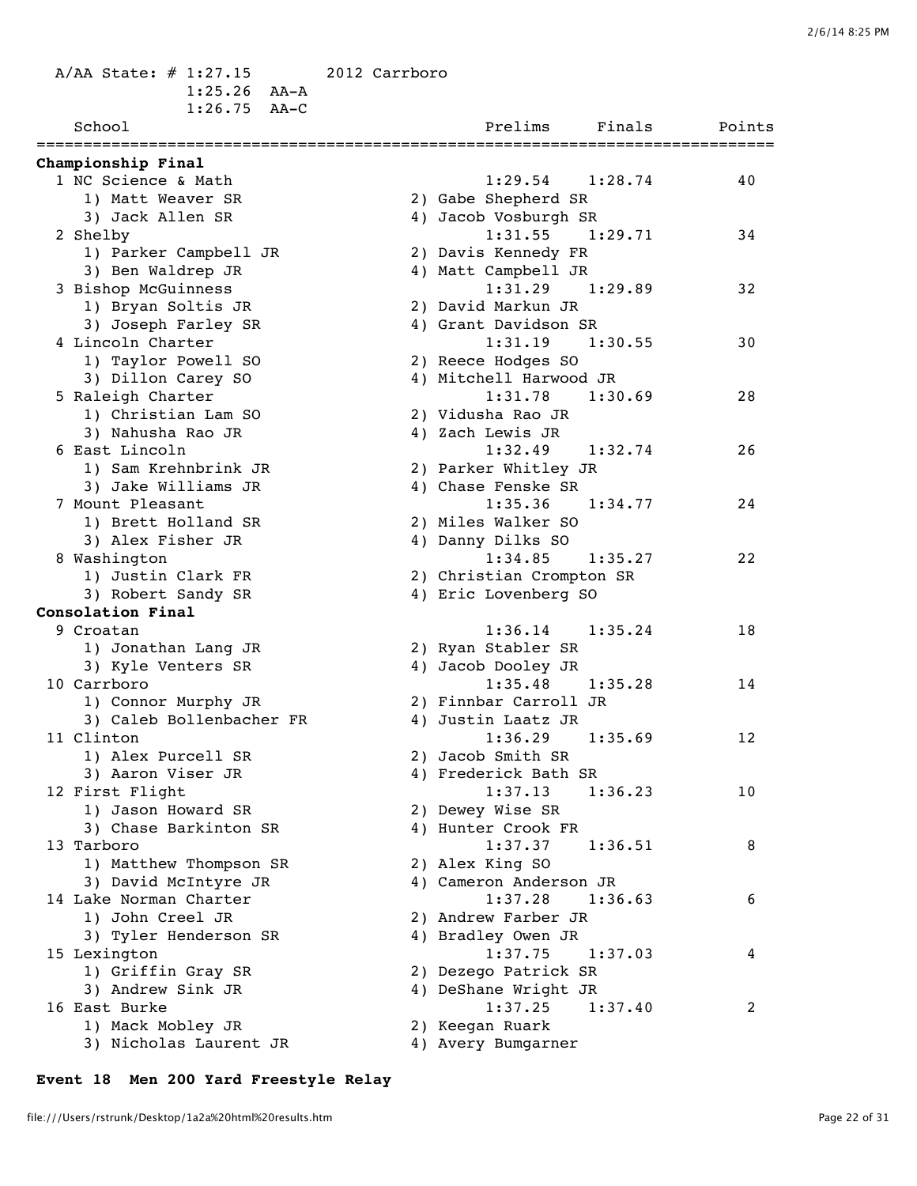A/AA State: # 1:27.15 2012 Carrboro
1:25.26 AA-A
1:26.75 AA-C

| School | Prelims | Finals | Points |
|---|---|---|---|
| **Championship Final** | | | |
| 1 NC Science & Math | 1:29.54 | 1:28.74 | 40 |
| 1) Matt Weaver SR; 2) Gabe Shepherd SR; 3) Jack Allen SR; 4) Jacob Vosburgh SR | | | |
| 2 Shelby | 1:31.55 | 1:29.71 | 34 |
| 1) Parker Campbell JR; 2) Davis Kennedy FR; 3) Ben Waldrep JR; 4) Matt Campbell JR | | | |
| 3 Bishop McGuinness | 1:31.29 | 1:29.89 | 32 |
| 1) Bryan Soltis JR; 2) David Markun JR; 3) Joseph Farley SR; 4) Grant Davidson SR | | | |
| 4 Lincoln Charter | 1:31.19 | 1:30.55 | 30 |
| 1) Taylor Powell SO; 2) Reece Hodges SO; 3) Dillon Carey SO; 4) Mitchell Harwood JR | | | |
| 5 Raleigh Charter | 1:31.78 | 1:30.69 | 28 |
| 1) Christian Lam SO; 2) Vidusha Rao JR; 3) Nahusha Rao JR; 4) Zach Lewis JR | | | |
| 6 East Lincoln | 1:32.49 | 1:32.74 | 26 |
| 1) Sam Krehnbrink JR; 2) Parker Whitley JR; 3) Jake Williams JR; 4) Chase Fenske SR | | | |
| 7 Mount Pleasant | 1:35.36 | 1:34.77 | 24 |
| 1) Brett Holland SR; 2) Miles Walker SO; 3) Alex Fisher JR; 4) Danny Dilks SO | | | |
| 8 Washington | 1:34.85 | 1:35.27 | 22 |
| 1) Justin Clark FR; 2) Christian Crompton SR; 3) Robert Sandy SR; 4) Eric Lovenberg SO | | | |
| **Consolation Final** | | | |
| 9 Croatan | 1:36.14 | 1:35.24 | 18 |
| 1) Jonathan Lang JR; 2) Ryan Stabler SR; 3) Kyle Venters SR; 4) Jacob Dooley JR | | | |
| 10 Carrboro | 1:35.48 | 1:35.28 | 14 |
| 1) Connor Murphy JR; 2) Finnbar Carroll JR; 3) Caleb Bollenbacher FR; 4) Justin Laatz JR | | | |
| 11 Clinton | 1:36.29 | 1:35.69 | 12 |
| 1) Alex Purcell SR; 2) Jacob Smith SR; 3) Aaron Viser JR; 4) Frederick Bath SR | | | |
| 12 First Flight | 1:37.13 | 1:36.23 | 10 |
| 1) Jason Howard SR; 2) Dewey Wise SR; 3) Chase Barkinton SR; 4) Hunter Crook FR | | | |
| 13 Tarboro | 1:37.37 | 1:36.51 | 8 |
| 1) Matthew Thompson SR; 2) Alex King SO; 3) David McIntyre JR; 4) Cameron Anderson JR | | | |
| 14 Lake Norman Charter | 1:37.28 | 1:36.63 | 6 |
| 1) John Creel JR; 2) Andrew Farber JR; 3) Tyler Henderson SR; 4) Bradley Owen JR | | | |
| 15 Lexington | 1:37.75 | 1:37.03 | 4 |
| 1) Griffin Gray SR; 2) Dezego Patrick SR; 3) Andrew Sink JR; 4) DeShane Wright JR | | | |
| 16 East Burke | 1:37.25 | 1:37.40 | 2 |
| 1) Mack Mobley JR; 2) Keegan Ruark; 3) Nicholas Laurent JR; 4) Avery Bumgarner | | | |

**Event 18 Men 200 Yard Freestyle Relay**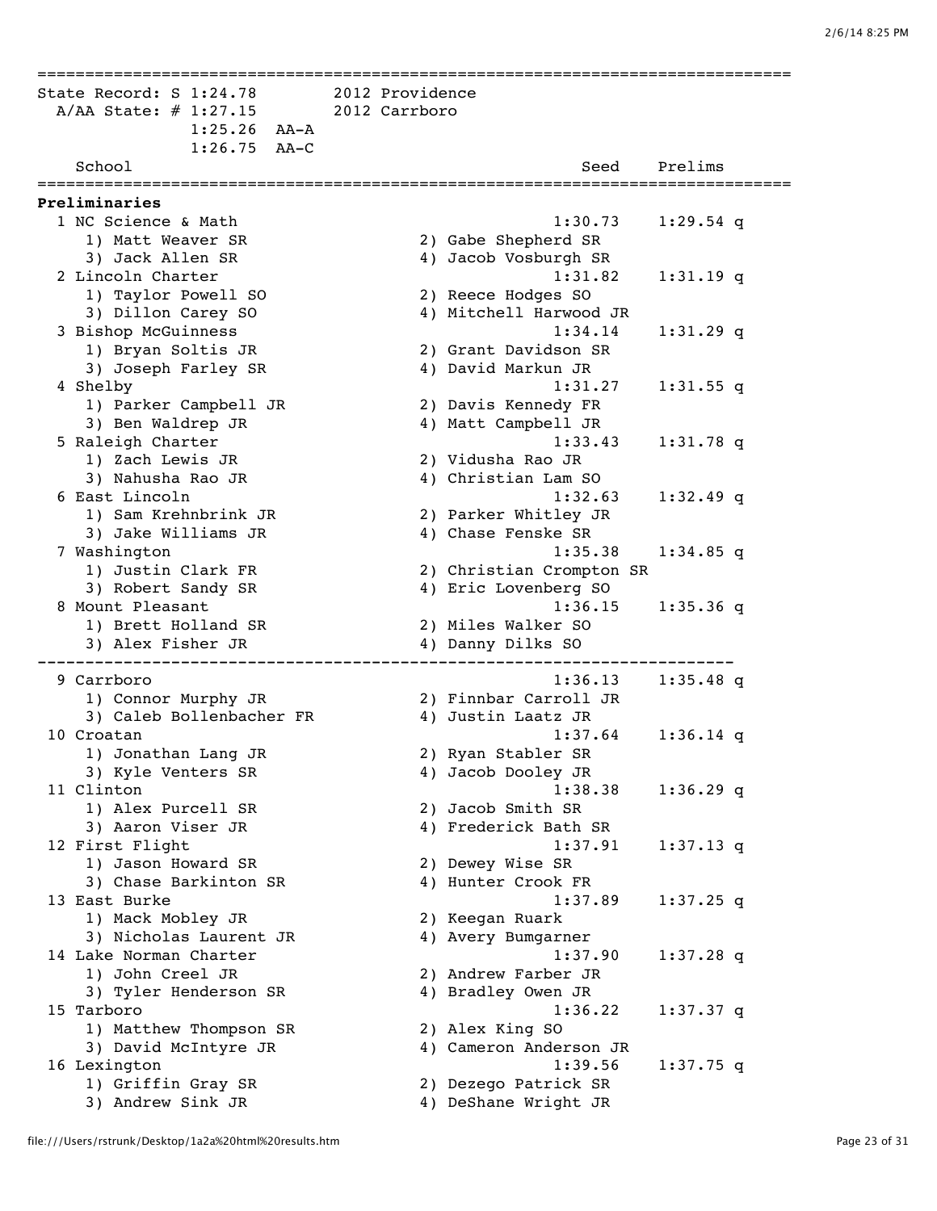State Record: S 1:24.78 2012 Providence
A/AA State: # 1:27.15 2012 Carrboro
1:25.26 AA-A
1:26.75 AA-C

**Preliminaries**

| | School | Seed | Prelims | |
|---|---|---|---|---|
| 1 | NC Science & Math | 1:30.73 | 1:29.54 | q |
| | 1) Matt Weaver SR; 2) Gabe Shepherd SR; 3) Jack Allen SR; 4) Jacob Vosburgh SR | | | |
| 2 | Lincoln Charter | 1:31.82 | 1:31.19 | q |
| | 1) Taylor Powell SO; 2) Reece Hodges SO; 3) Dillon Carey SO; 4) Mitchell Harwood JR | | | |
| 3 | Bishop McGuinness | 1:34.14 | 1:31.29 | q |
| | 1) Bryan Soltis JR; 2) Grant Davidson SR; 3) Joseph Farley SR; 4) David Markun JR | | | |
| 4 | Shelby | 1:31.27 | 1:31.55 | q |
| | 1) Parker Campbell JR; 2) Davis Kennedy FR; 3) Ben Waldrep JR; 4) Matt Campbell JR | | | |
| 5 | Raleigh Charter | 1:33.43 | 1:31.78 | q |
| | 1) Zach Lewis JR; 2) Vidusha Rao JR; 3) Nahusha Rao JR; 4) Christian Lam SO | | | |
| 6 | East Lincoln | 1:32.63 | 1:32.49 | q |
| | 1) Sam Krehnbrink JR; 2) Parker Whitley JR; 3) Jake Williams JR; 4) Chase Fenske SR | | | |
| 7 | Washington | 1:35.38 | 1:34.85 | q |
| | 1) Justin Clark FR; 2) Christian Crompton SR; 3) Robert Sandy SR; 4) Eric Lovenberg SO | | | |
| 8 | Mount Pleasant | 1:36.15 | 1:35.36 | q |
| | 1) Brett Holland SR; 2) Miles Walker SO; 3) Alex Fisher JR; 4) Danny Dilks SO | | | |
| 9 | Carrboro | 1:36.13 | 1:35.48 | q |
| | 1) Connor Murphy JR; 2) Finnbar Carroll JR; 3) Caleb Bollenbacher FR; 4) Justin Laatz JR | | | |
| 10 | Croatan | 1:37.64 | 1:36.14 | q |
| | 1) Jonathan Lang JR; 2) Ryan Stabler SR; 3) Kyle Venters SR; 4) Jacob Dooley JR | | | |
| 11 | Clinton | 1:38.38 | 1:36.29 | q |
| | 1) Alex Purcell SR; 2) Jacob Smith SR; 3) Aaron Viser JR; 4) Frederick Bath SR | | | |
| 12 | First Flight | 1:37.91 | 1:37.13 | q |
| | 1) Jason Howard SR; 2) Dewey Wise SR; 3) Chase Barkinton SR; 4) Hunter Crook FR | | | |
| 13 | East Burke | 1:37.89 | 1:37.25 | q |
| | 1) Mack Mobley JR; 2) Keegan Ruark; 3) Nicholas Laurent JR; 4) Avery Bumgarner | | | |
| 14 | Lake Norman Charter | 1:37.90 | 1:37.28 | q |
| | 1) John Creel JR; 2) Andrew Farber JR; 3) Tyler Henderson SR; 4) Bradley Owen JR | | | |
| 15 | Tarboro | 1:36.22 | 1:37.37 | q |
| | 1) Matthew Thompson SR; 2) Alex King SO; 3) David McIntyre JR; 4) Cameron Anderson JR | | | |
| 16 | Lexington | 1:39.56 | 1:37.75 | q |
| | 1) Griffin Gray SR; 2) Dezego Patrick SR; 3) Andrew Sink JR; 4) DeShane Wright JR | | | |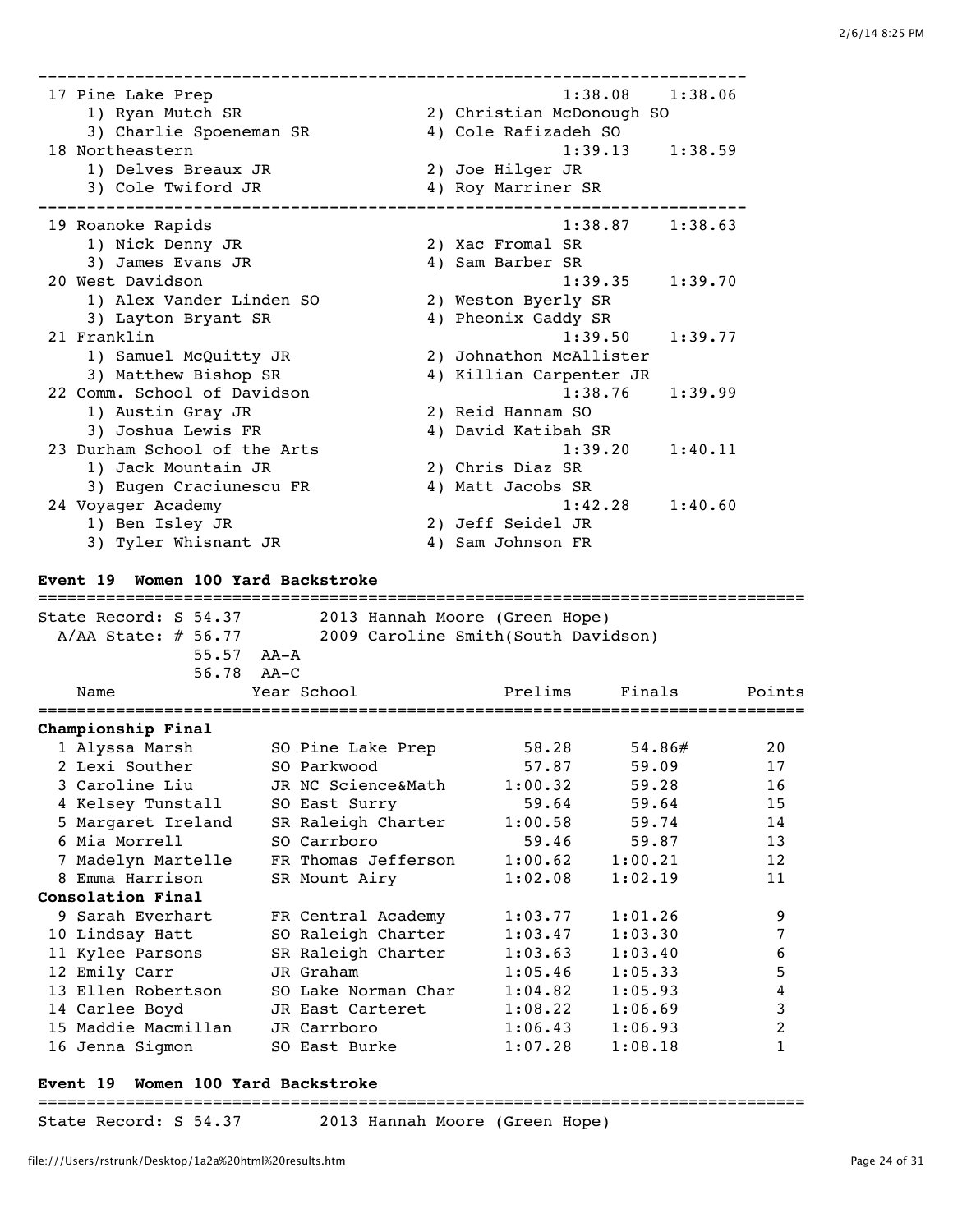| Place | Team | Seed | Finals |
|---|---|---|---|
| 17 | Pine Lake Prep | 1:38.08 | 1:38.06 |
| | 1) Ryan Mutch SR; 2) Christian McDonough SO; 3) Charlie Spoeneman SR; 4) Cole Rafizadeh SO | | |
| 18 | Northeastern | 1:39.13 | 1:38.59 |
| | 1) Delves Breaux JR; 2) Joe Hilger JR; 3) Cole Twiford JR; 4) Roy Marriner SR | | |
| 19 | Roanoke Rapids | 1:38.87 | 1:38.63 |
| | 1) Nick Denny JR; 2) Xac Fromal SR; 3) James Evans JR; 4) Sam Barber SR | | |
| 20 | West Davidson | 1:39.35 | 1:39.70 |
| | 1) Alex Vander Linden SO; 2) Weston Byerly SR; 3) Layton Bryant SR; 4) Pheonix Gaddy SR | | |
| 21 | Franklin | 1:39.50 | 1:39.77 |
| | 1) Samuel McQuitty JR; 2) Johnathon McAllister; 3) Matthew Bishop SR; 4) Killian Carpenter JR | | |
| 22 | Comm. School of Davidson | 1:38.76 | 1:39.99 |
| | 1) Austin Gray JR; 2) Reid Hannam SO; 3) Joshua Lewis FR; 4) David Katibah SR | | |
| 23 | Durham School of the Arts | 1:39.20 | 1:40.11 |
| | 1) Jack Mountain JR; 2) Chris Diaz SR; 3) Eugen Craciunescu FR; 4) Matt Jacobs SR | | |
| 24 | Voyager Academy | 1:42.28 | 1:40.60 |
| | 1) Ben Isley JR; 2) Jeff Seidel JR; 3) Tyler Whisnant JR; 4) Sam Johnson FR | | |

### Event 19 Women 100 Yard Backstroke

State Record: S 54.37 2013 Hannah Moore (Green Hope)
A/AA State: # 56.77 2009 Caroline Smith(South Davidson)
55.57 AA-A
56.78 AA-C

| | Name | Year | School | Prelims | Finals | Points |
|---|---|---|---|---|---|---|
| **Championship Final** | | | | | | |
| 1 | Alyssa Marsh | SO | Pine Lake Prep | 58.28 | 54.86# | 20 |
| 2 | Lexi Souther | SO | Parkwood | 57.87 | 59.09 | 17 |
| 3 | Caroline Liu | JR | NC Science&Math | 1:00.32 | 59.28 | 16 |
| 4 | Kelsey Tunstall | SO | East Surry | 59.64 | 59.64 | 15 |
| 5 | Margaret Ireland | SR | Raleigh Charter | 1:00.58 | 59.74 | 14 |
| 6 | Mia Morrell | SO | Carrboro | 59.46 | 59.87 | 13 |
| 7 | Madelyn Martelle | FR | Thomas Jefferson | 1:00.62 | 1:00.21 | 12 |
| 8 | Emma Harrison | SR | Mount Airy | 1:02.08 | 1:02.19 | 11 |
| **Consolation Final** | | | | | | |
| 9 | Sarah Everhart | FR | Central Academy | 1:03.77 | 1:01.26 | 9 |
| 10 | Lindsay Hatt | SO | Raleigh Charter | 1:03.47 | 1:03.30 | 7 |
| 11 | Kylee Parsons | SR | Raleigh Charter | 1:03.63 | 1:03.40 | 6 |
| 12 | Emily Carr | JR | Graham | 1:05.46 | 1:05.33 | 5 |
| 13 | Ellen Robertson | SO | Lake Norman Char | 1:04.82 | 1:05.93 | 4 |
| 14 | Carlee Boyd | JR | East Carteret | 1:08.22 | 1:06.69 | 3 |
| 15 | Maddie Macmillan | JR | Carrboro | 1:06.43 | 1:06.93 | 2 |
| 16 | Jenna Sigmon | SO | East Burke | 1:07.28 | 1:08.18 | 1 |

### Event 19 Women 100 Yard Backstroke

State Record: S 54.37 2013 Hannah Moore (Green Hope)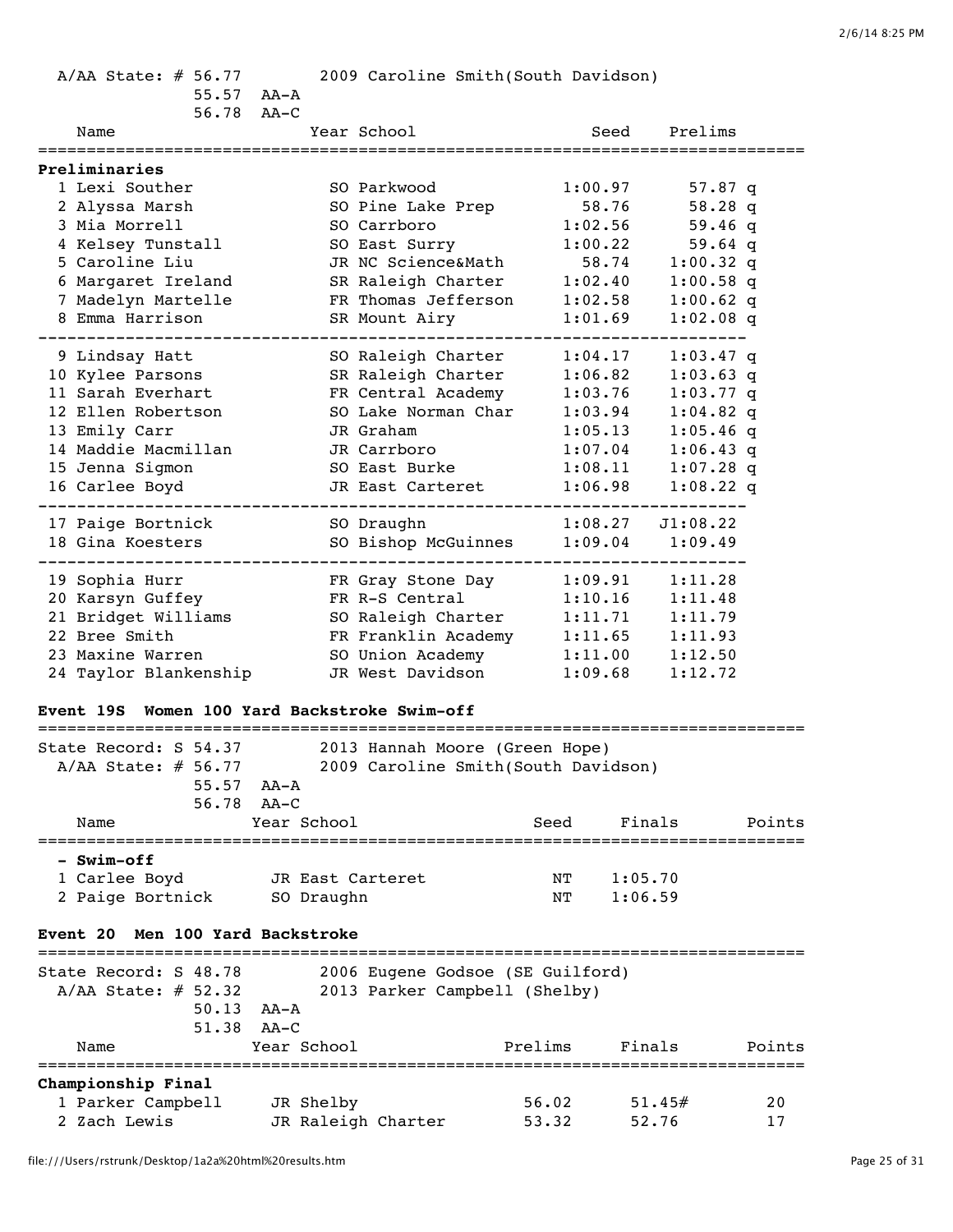A/AA State: # 56.77 2009 Caroline Smith(South Davidson)
55.57 AA-A
56.78 AA-C

| Name | Year | School | Seed | Prelims | |
|---|---|---|---|---|---|
| **Preliminaries** | | | | | |
| 1 Lexi Souther | SO | Parkwood | 1:00.97 | 57.87 | q |
| 2 Alyssa Marsh | SO | Pine Lake Prep | 58.76 | 58.28 | q |
| 3 Mia Morrell | SO | Carrboro | 1:02.56 | 59.46 | q |
| 4 Kelsey Tunstall | SO | East Surry | 1:00.22 | 59.64 | q |
| 5 Caroline Liu | JR | NC Science&Math | 58.74 | 1:00.32 | q |
| 6 Margaret Ireland | SR | Raleigh Charter | 1:02.40 | 1:00.58 | q |
| 7 Madelyn Martelle | FR | Thomas Jefferson | 1:02.58 | 1:00.62 | q |
| 8 Emma Harrison | SR | Mount Airy | 1:01.69 | 1:02.08 | q |
| 9 Lindsay Hatt | SO | Raleigh Charter | 1:04.17 | 1:03.47 | q |
| 10 Kylee Parsons | SR | Raleigh Charter | 1:06.82 | 1:03.63 | q |
| 11 Sarah Everhart | FR | Central Academy | 1:03.76 | 1:03.77 | q |
| 12 Ellen Robertson | SO | Lake Norman Char | 1:03.94 | 1:04.82 | q |
| 13 Emily Carr | JR | Graham | 1:05.13 | 1:05.46 | q |
| 14 Maddie Macmillan | JR | Carrboro | 1:07.04 | 1:06.43 | q |
| 15 Jenna Sigmon | SO | East Burke | 1:08.11 | 1:07.28 | q |
| 16 Carlee Boyd | JR | East Carteret | 1:06.98 | 1:08.22 | q |
| 17 Paige Bortnick | SO | Draughn | 1:08.27 | J1:08.22 | |
| 18 Gina Koesters | SO | Bishop McGuinnes | 1:09.04 | 1:09.49 | |
| 19 Sophia Hurr | FR | Gray Stone Day | 1:09.91 | 1:11.28 | |
| 20 Karsyn Guffey | FR | R-S Central | 1:10.16 | 1:11.48 | |
| 21 Bridget Williams | SO | Raleigh Charter | 1:11.71 | 1:11.79 | |
| 22 Bree Smith | FR | Franklin Academy | 1:11.65 | 1:11.93 | |
| 23 Maxine Warren | SO | Union Academy | 1:11.00 | 1:12.50 | |
| 24 Taylor Blankenship | JR | West Davidson | 1:09.68 | 1:12.72 | |

### Event 19S Women 100 Yard Backstroke Swim-off

State Record: S 54.37 2013 Hannah Moore (Green Hope)
A/AA State: # 56.77 2009 Caroline Smith(South Davidson)
55.57 AA-A
56.78 AA-C

| Name | Year | School | Seed | Finals | Points |
|---|---|---|---|---|---|
| **- Swim-off** | | | | | |
| 1 Carlee Boyd | JR | East Carteret | NT | 1:05.70 | |
| 2 Paige Bortnick | SO | Draughn | NT | 1:06.59 | |

### Event 20 Men 100 Yard Backstroke

State Record: S 48.78 2006 Eugene Godsoe (SE Guilford)
A/AA State: # 52.32 2013 Parker Campbell (Shelby)
50.13 AA-A
51.38 AA-C

| Name | Year | School | Prelims | Finals | Points |
|---|---|---|---|---|---|
| **Championship Final** | | | | | |
| 1 Parker Campbell | JR | Shelby | 56.02 | 51.45# | 20 |
| 2 Zach Lewis | JR | Raleigh Charter | 53.32 | 52.76 | 17 |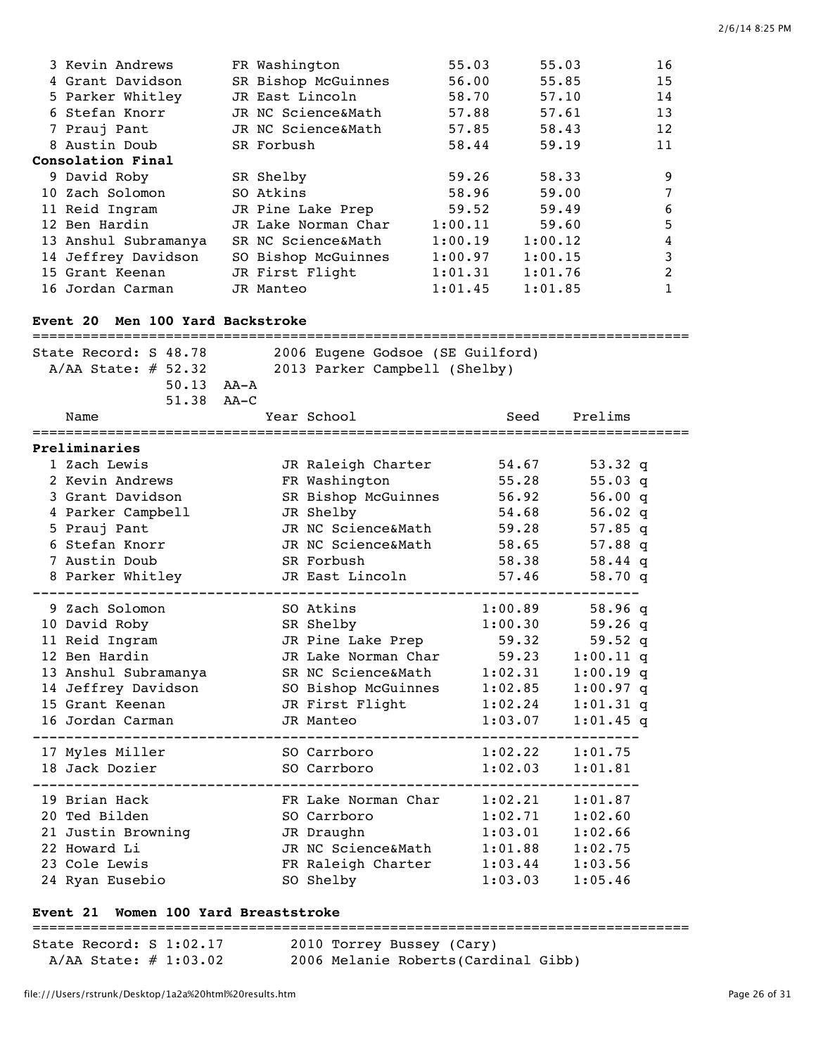| Place | Name | Year | School | Prelims | Finals | Points |
|---|---|---|---|---|---|---|
| 3 | Kevin Andrews | FR | Washington | 55.03 | 55.03 | 16 |
| 4 | Grant Davidson | SR | Bishop McGuinnes | 56.00 | 55.85 | 15 |
| 5 | Parker Whitley | JR | East Lincoln | 58.70 | 57.10 | 14 |
| 6 | Stefan Knorr | JR | NC Science&Math | 57.88 | 57.61 | 13 |
| 7 | Prauj Pant | JR | NC Science&Math | 57.85 | 58.43 | 12 |
| 8 | Austin Doub | SR | Forbush | 58.44 | 59.19 | 11 |
| **Consolation Final** | | | | | | |
| 9 | David Roby | SR | Shelby | 59.26 | 58.33 | 9 |
| 10 | Zach Solomon | SO | Atkins | 58.96 | 59.00 | 7 |
| 11 | Reid Ingram | JR | Pine Lake Prep | 59.52 | 59.49 | 6 |
| 12 | Ben Hardin | JR | Lake Norman Char | 1:00.11 | 59.60 | 5 |
| 13 | Anshul Subramanya | SR | NC Science&Math | 1:00.19 | 1:00.12 | 4 |
| 14 | Jeffrey Davidson | SO | Bishop McGuinnes | 1:00.97 | 1:00.15 | 3 |
| 15 | Grant Keenan | JR | First Flight | 1:01.31 | 1:01.76 | 2 |
| 16 | Jordan Carman | JR | Manteo | 1:01.45 | 1:01.85 | 1 |

### Event 20 Men 100 Yard Backstroke

State Record: S 48.78 — 2006 Eugene Godsoe (SE Guilford)
A/AA State: # 52.32 — 2013 Parker Campbell (Shelby)
50.13 AA-A
51.38 AA-C

| Place | Name | Year | School | Seed | Prelims |
|---|---|---|---|---|---|
| **Preliminaries** | | | | | |
| 1 | Zach Lewis | JR | Raleigh Charter | 54.67 | 53.32 q |
| 2 | Kevin Andrews | FR | Washington | 55.28 | 55.03 q |
| 3 | Grant Davidson | SR | Bishop McGuinnes | 56.92 | 56.00 q |
| 4 | Parker Campbell | JR | Shelby | 54.68 | 56.02 q |
| 5 | Prauj Pant | JR | NC Science&Math | 59.28 | 57.85 q |
| 6 | Stefan Knorr | JR | NC Science&Math | 58.65 | 57.88 q |
| 7 | Austin Doub | SR | Forbush | 58.38 | 58.44 q |
| 8 | Parker Whitley | JR | East Lincoln | 57.46 | 58.70 q |
| 9 | Zach Solomon | SO | Atkins | 1:00.89 | 58.96 q |
| 10 | David Roby | SR | Shelby | 1:00.30 | 59.26 q |
| 11 | Reid Ingram | JR | Pine Lake Prep | 59.32 | 59.52 q |
| 12 | Ben Hardin | JR | Lake Norman Char | 59.23 | 1:00.11 q |
| 13 | Anshul Subramanya | SR | NC Science&Math | 1:02.31 | 1:00.19 q |
| 14 | Jeffrey Davidson | SO | Bishop McGuinnes | 1:02.85 | 1:00.97 q |
| 15 | Grant Keenan | JR | First Flight | 1:02.24 | 1:01.31 q |
| 16 | Jordan Carman | JR | Manteo | 1:03.07 | 1:01.45 q |
| 17 | Myles Miller | SO | Carrboro | 1:02.22 | 1:01.75 |
| 18 | Jack Dozier | SO | Carrboro | 1:02.03 | 1:01.81 |
| 19 | Brian Hack | FR | Lake Norman Char | 1:02.21 | 1:01.87 |
| 20 | Ted Bilden | SO | Carrboro | 1:02.71 | 1:02.60 |
| 21 | Justin Browning | JR | Draughn | 1:03.01 | 1:02.66 |
| 22 | Howard Li | JR | NC Science&Math | 1:01.88 | 1:02.75 |
| 23 | Cole Lewis | FR | Raleigh Charter | 1:03.44 | 1:03.56 |
| 24 | Ryan Eusebio | SO | Shelby | 1:03.03 | 1:05.46 |

### Event 21 Women 100 Yard Breaststroke

State Record: S 1:02.17 — 2010 Torrey Bussey (Cary)
A/AA State: # 1:03.02 — 2006 Melanie Roberts(Cardinal Gibb)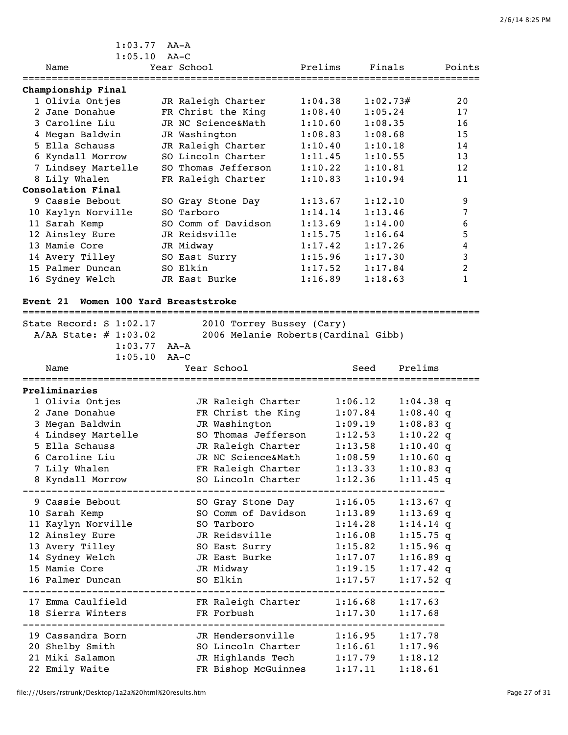1:03.77 AA-A
1:05.10 AA-C

| Name | Year | School | Prelims | Finals | Points |
|---|---|---|---|---|---|
| **Championship Final** | | | | | |
| 1 Olivia Ontjes | JR | Raleigh Charter | 1:04.38 | 1:02.73# | 20 |
| 2 Jane Donahue | FR | Christ the King | 1:08.40 | 1:05.24 | 17 |
| 3 Caroline Liu | JR | NC Science&Math | 1:10.60 | 1:08.35 | 16 |
| 4 Megan Baldwin | JR | Washington | 1:08.83 | 1:08.68 | 15 |
| 5 Ella Schauss | JR | Raleigh Charter | 1:10.40 | 1:10.18 | 14 |
| 6 Kyndall Morrow | SO | Lincoln Charter | 1:11.45 | 1:10.55 | 13 |
| 7 Lindsey Martelle | SO | Thomas Jefferson | 1:10.22 | 1:10.81 | 12 |
| 8 Lily Whalen | FR | Raleigh Charter | 1:10.83 | 1:10.94 | 11 |
| **Consolation Final** | | | | | |
| 9 Cassie Bebout | SO | Gray Stone Day | 1:13.67 | 1:12.10 | 9 |
| 10 Kaylyn Norville | SO | Tarboro | 1:14.14 | 1:13.46 | 7 |
| 11 Sarah Kemp | SO | Comm of Davidson | 1:13.69 | 1:14.00 | 6 |
| 12 Ainsley Eure | JR | Reidsville | 1:15.75 | 1:16.64 | 5 |
| 13 Mamie Core | JR | Midway | 1:17.42 | 1:17.26 | 4 |
| 14 Avery Tilley | SO | East Surry | 1:15.96 | 1:17.30 | 3 |
| 15 Palmer Duncan | SO | Elkin | 1:17.52 | 1:17.84 | 2 |
| 16 Sydney Welch | JR | East Burke | 1:16.89 | 1:18.63 | 1 |

## Event 21 Women 100 Yard Breaststroke

State Record: S 1:02.17 2010 Torrey Bussey (Cary)
A/AA State: # 1:03.02 2006 Melanie Roberts(Cardinal Gibb)
1:03.77 AA-A
1:05.10 AA-C

| Name | Year | School | Seed | Prelims |
|---|---|---|---|---|
| **Preliminaries** | | | | |
| 1 Olivia Ontjes | JR | Raleigh Charter | 1:06.12 | 1:04.38 q |
| 2 Jane Donahue | FR | Christ the King | 1:07.84 | 1:08.40 q |
| 3 Megan Baldwin | JR | Washington | 1:09.19 | 1:08.83 q |
| 4 Lindsey Martelle | SO | Thomas Jefferson | 1:12.53 | 1:10.22 q |
| 5 Ella Schauss | JR | Raleigh Charter | 1:13.58 | 1:10.40 q |
| 6 Caroline Liu | JR | NC Science&Math | 1:08.59 | 1:10.60 q |
| 7 Lily Whalen | FR | Raleigh Charter | 1:13.33 | 1:10.83 q |
| 8 Kyndall Morrow | SO | Lincoln Charter | 1:12.36 | 1:11.45 q |
| 9 Cassie Bebout | SO | Gray Stone Day | 1:16.05 | 1:13.67 q |
| 10 Sarah Kemp | SO | Comm of Davidson | 1:13.89 | 1:13.69 q |
| 11 Kaylyn Norville | SO | Tarboro | 1:14.28 | 1:14.14 q |
| 12 Ainsley Eure | JR | Reidsville | 1:16.08 | 1:15.75 q |
| 13 Avery Tilley | SO | East Surry | 1:15.82 | 1:15.96 q |
| 14 Sydney Welch | JR | East Burke | 1:17.07 | 1:16.89 q |
| 15 Mamie Core | JR | Midway | 1:19.15 | 1:17.42 q |
| 16 Palmer Duncan | SO | Elkin | 1:17.57 | 1:17.52 q |
| 17 Emma Caulfield | FR | Raleigh Charter | 1:16.68 | 1:17.63 |
| 18 Sierra Winters | FR | Forbush | 1:17.30 | 1:17.68 |
| 19 Cassandra Born | JR | Hendersonville | 1:16.95 | 1:17.78 |
| 20 Shelby Smith | SO | Lincoln Charter | 1:16.61 | 1:17.96 |
| 21 Miki Salamon | JR | Highlands Tech | 1:17.79 | 1:18.12 |
| 22 Emily Waite | FR | Bishop McGuinnes | 1:17.11 | 1:18.61 |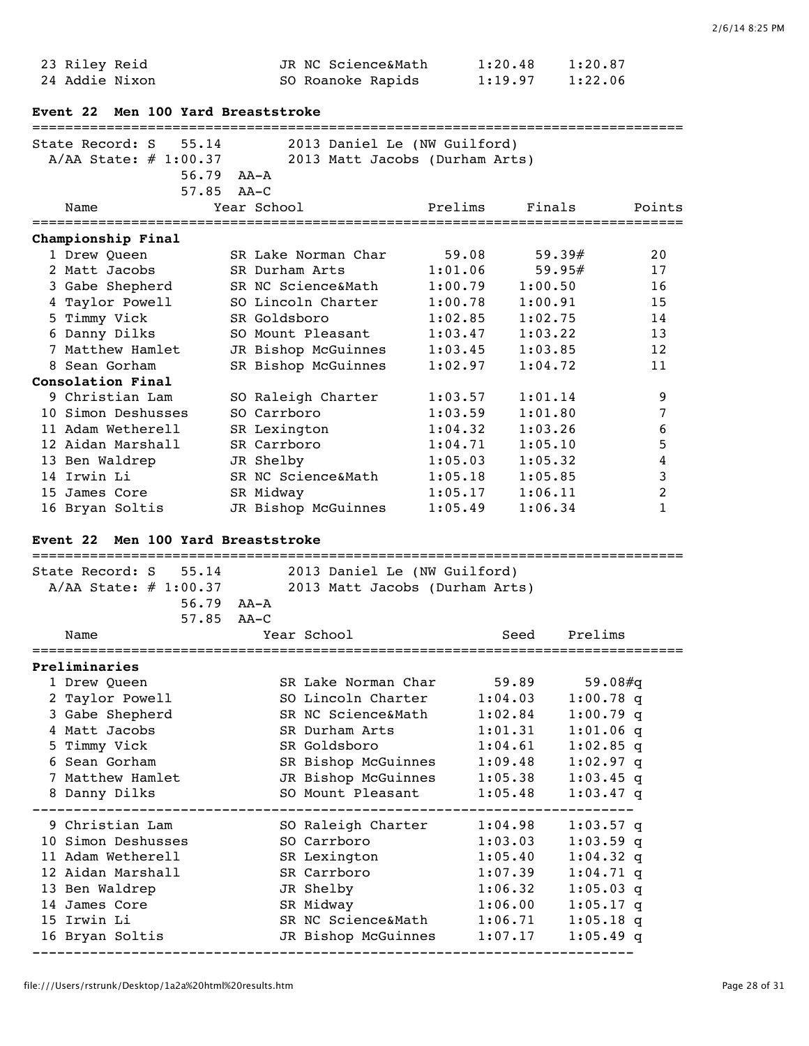| | Name | Year | School | Prelims | Finals |
|---|---|---|---|---|---|
| 23 | Riley Reid | JR | NC Science&Math | 1:20.48 | 1:20.87 |
| 24 | Addie Nixon | SO | Roanoke Rapids | 1:19.97 | 1:22.06 |

**Event 22 Men 100 Yard Breaststroke**

State Record: S 55.14 2013 Daniel Le (NW Guilford)
A/AA State: # 1:00.37 2013 Matt Jacobs (Durham Arts)
56.79 AA-A
57.85 AA-C

| | Name | Year | School | Prelims | Finals | Points |
|---|---|---|---|---|---|---|
| **Championship Final** | | | | | | |
| 1 | Drew Queen | SR | Lake Norman Char | 59.08 | 59.39# | 20 |
| 2 | Matt Jacobs | SR | Durham Arts | 1:01.06 | 59.95# | 17 |
| 3 | Gabe Shepherd | SR | NC Science&Math | 1:00.79 | 1:00.50 | 16 |
| 4 | Taylor Powell | SO | Lincoln Charter | 1:00.78 | 1:00.91 | 15 |
| 5 | Timmy Vick | SR | Goldsboro | 1:02.85 | 1:02.75 | 14 |
| 6 | Danny Dilks | SO | Mount Pleasant | 1:03.47 | 1:03.22 | 13 |
| 7 | Matthew Hamlet | JR | Bishop McGuinnes | 1:03.45 | 1:03.85 | 12 |
| 8 | Sean Gorham | SR | Bishop McGuinnes | 1:02.97 | 1:04.72 | 11 |
| **Consolation Final** | | | | | | |
| 9 | Christian Lam | SO | Raleigh Charter | 1:03.57 | 1:01.14 | 9 |
| 10 | Simon Deshusses | SO | Carrboro | 1:03.59 | 1:01.80 | 7 |
| 11 | Adam Wetherell | SR | Lexington | 1:04.32 | 1:03.26 | 6 |
| 12 | Aidan Marshall | SR | Carrboro | 1:04.71 | 1:05.10 | 5 |
| 13 | Ben Waldrep | JR | Shelby | 1:05.03 | 1:05.32 | 4 |
| 14 | Irwin Li | SR | NC Science&Math | 1:05.18 | 1:05.85 | 3 |
| 15 | James Core | SR | Midway | 1:05.17 | 1:06.11 | 2 |
| 16 | Bryan Soltis | JR | Bishop McGuinnes | 1:05.49 | 1:06.34 | 1 |

**Event 22 Men 100 Yard Breaststroke**

State Record: S 55.14 2013 Daniel Le (NW Guilford)
A/AA State: # 1:00.37 2013 Matt Jacobs (Durham Arts)
56.79 AA-A
57.85 AA-C

| | Name | Year | School | Seed | Prelims |
|---|---|---|---|---|---|
| **Preliminaries** | | | | | |
| 1 | Drew Queen | SR | Lake Norman Char | 59.89 | 59.08#q |
| 2 | Taylor Powell | SO | Lincoln Charter | 1:04.03 | 1:00.78 q |
| 3 | Gabe Shepherd | SR | NC Science&Math | 1:02.84 | 1:00.79 q |
| 4 | Matt Jacobs | SR | Durham Arts | 1:01.31 | 1:01.06 q |
| 5 | Timmy Vick | SR | Goldsboro | 1:04.61 | 1:02.85 q |
| 6 | Sean Gorham | SR | Bishop McGuinnes | 1:09.48 | 1:02.97 q |
| 7 | Matthew Hamlet | JR | Bishop McGuinnes | 1:05.38 | 1:03.45 q |
| 8 | Danny Dilks | SO | Mount Pleasant | 1:05.48 | 1:03.47 q |
| 9 | Christian Lam | SO | Raleigh Charter | 1:04.98 | 1:03.57 q |
| 10 | Simon Deshusses | SO | Carrboro | 1:03.03 | 1:03.59 q |
| 11 | Adam Wetherell | SR | Lexington | 1:05.40 | 1:04.32 q |
| 12 | Aidan Marshall | SR | Carrboro | 1:07.39 | 1:04.71 q |
| 13 | Ben Waldrep | JR | Shelby | 1:06.32 | 1:05.03 q |
| 14 | James Core | SR | Midway | 1:06.00 | 1:05.17 q |
| 15 | Irwin Li | SR | NC Science&Math | 1:06.71 | 1:05.18 q |
| 16 | Bryan Soltis | JR | Bishop McGuinnes | 1:07.17 | 1:05.49 q |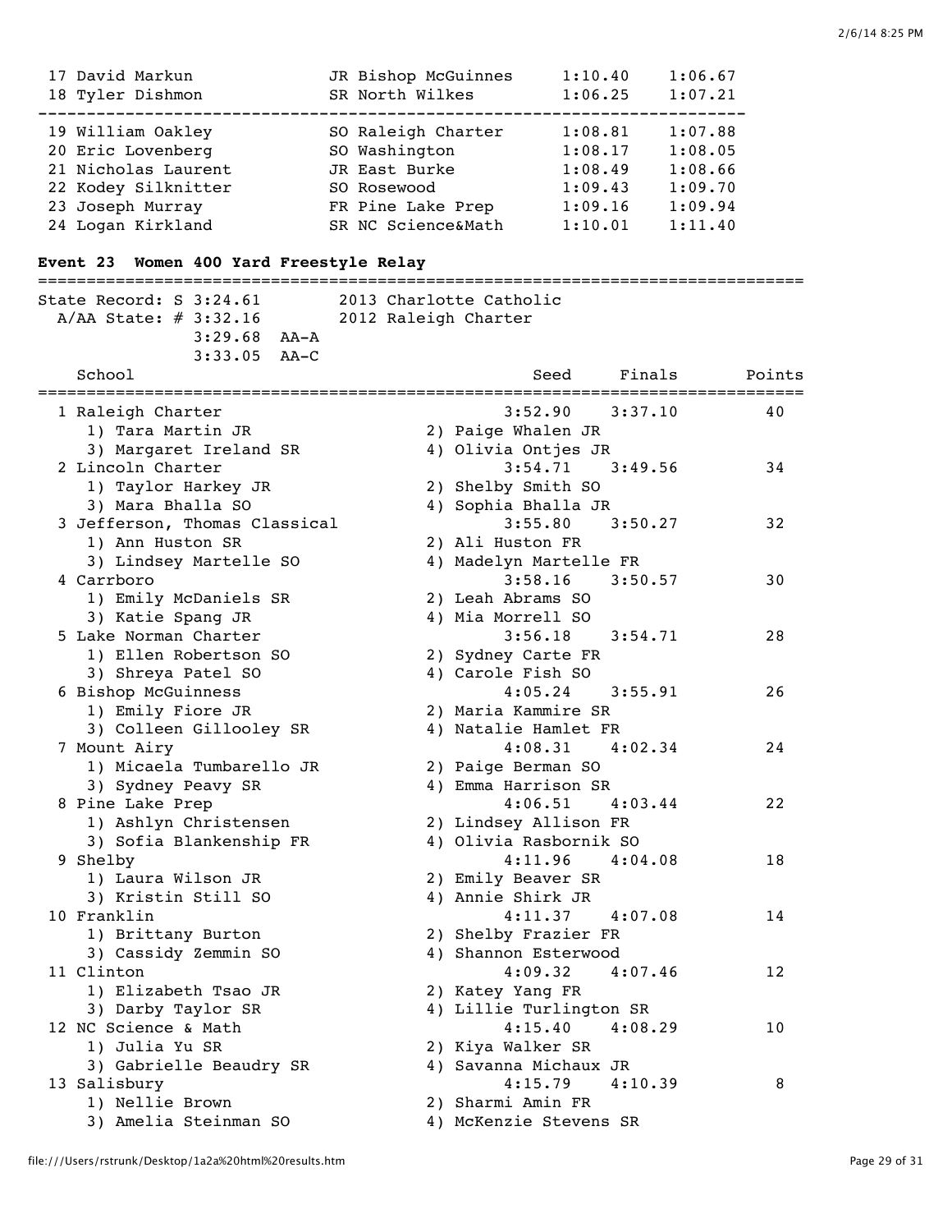| | Name | Yr | School | Seed | Finals |
|---|---|---|---|---|---|
| 17 | David Markun | JR | Bishop McGuinnes | 1:10.40 | 1:06.67 |
| 18 | Tyler Dishmon | SR | North Wilkes | 1:06.25 | 1:07.21 |
| 19 | William Oakley | SO | Raleigh Charter | 1:08.81 | 1:07.88 |
| 20 | Eric Lovenberg | SO | Washington | 1:08.17 | 1:08.05 |
| 21 | Nicholas Laurent | JR | East Burke | 1:08.49 | 1:08.66 |
| 22 | Kodey Silknitter | SO | Rosewood | 1:09.43 | 1:09.70 |
| 23 | Joseph Murray | FR | Pine Lake Prep | 1:09.16 | 1:09.94 |
| 24 | Logan Kirkland | SR | NC Science&Math | 1:10.01 | 1:11.40 |

**Event 23 Women 400 Yard Freestyle Relay**

```
State Record: S 3:24.61       2013 Charlotte Catholic
  A/AA State: # 3:32.16       2012 Raleigh Charter
              3:29.68  AA-A
              3:33.05  AA-C
```

| | School | Seed | Finals | Points |
|---|---|---|---|---|
| 1 | Raleigh Charter | 3:52.90 | 3:37.10 | 40 |
| | 1) Tara Martin JR; 2) Paige Whalen JR; 3) Margaret Ireland SR; 4) Olivia Ontjes JR | | | |
| 2 | Lincoln Charter | 3:54.71 | 3:49.56 | 34 |
| | 1) Taylor Harkey JR; 2) Shelby Smith SO; 3) Mara Bhalla SO; 4) Sophia Bhalla JR | | | |
| 3 | Jefferson, Thomas Classical | 3:55.80 | 3:50.27 | 32 |
| | 1) Ann Huston SR; 2) Ali Huston FR; 3) Lindsey Martelle SO; 4) Madelyn Martelle FR | | | |
| 4 | Carrboro | 3:58.16 | 3:50.57 | 30 |
| | 1) Emily McDaniels SR; 2) Leah Abrams SO; 3) Katie Spang JR; 4) Mia Morrell SO | | | |
| 5 | Lake Norman Charter | 3:56.18 | 3:54.71 | 28 |
| | 1) Ellen Robertson SO; 2) Sydney Carte FR; 3) Shreya Patel SO; 4) Carole Fish SO | | | |
| 6 | Bishop McGuinness | 4:05.24 | 3:55.91 | 26 |
| | 1) Emily Fiore JR; 2) Maria Kammire SR; 3) Colleen Gillooley SR; 4) Natalie Hamlet FR | | | |
| 7 | Mount Airy | 4:08.31 | 4:02.34 | 24 |
| | 1) Micaela Tumbarello JR; 2) Paige Berman SO; 3) Sydney Peavy SR; 4) Emma Harrison SR | | | |
| 8 | Pine Lake Prep | 4:06.51 | 4:03.44 | 22 |
| | 1) Ashlyn Christensen; 2) Lindsey Allison FR; 3) Sofia Blankenship FR; 4) Olivia Rasbornik SO | | | |
| 9 | Shelby | 4:11.96 | 4:04.08 | 18 |
| | 1) Laura Wilson JR; 2) Emily Beaver SR; 3) Kristin Still SO; 4) Annie Shirk JR | | | |
| 10 | Franklin | 4:11.37 | 4:07.08 | 14 |
| | 1) Brittany Burton; 2) Shelby Frazier FR; 3) Cassidy Zemmin SO; 4) Shannon Esterwood | | | |
| 11 | Clinton | 4:09.32 | 4:07.46 | 12 |
| | 1) Elizabeth Tsao JR; 2) Katey Yang FR; 3) Darby Taylor SR; 4) Lillie Turlington SR | | | |
| 12 | NC Science & Math | 4:15.40 | 4:08.29 | 10 |
| | 1) Julia Yu SR; 2) Kiya Walker SR; 3) Gabrielle Beaudry SR; 4) Savanna Michaux JR | | | |
| 13 | Salisbury | 4:15.79 | 4:10.39 | 8 |
| | 1) Nellie Brown; 2) Sharmi Amin FR; 3) Amelia Steinman SO; 4) McKenzie Stevens SR | | | |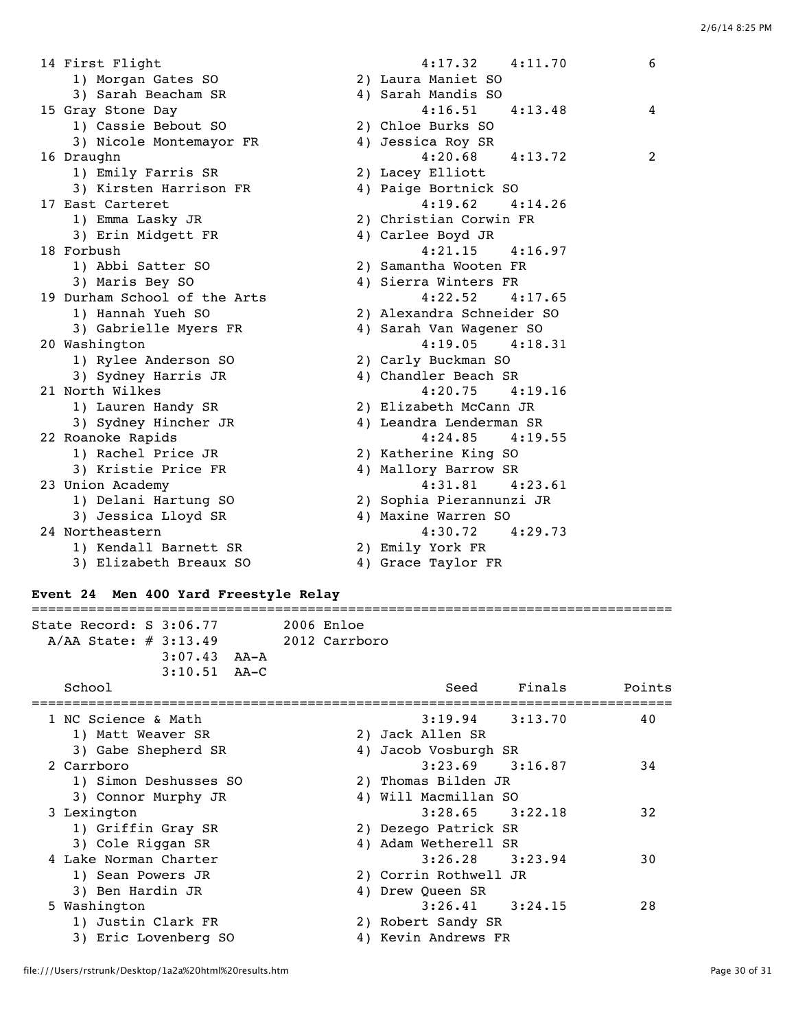```
 14 First Flight                                   4:17.32    4:11.70          6
     1) Morgan Gates SO                 2) Laura Maniet SO
     3) Sarah Beacham SR                4) Sarah Mandis SO
 15 Gray Stone Day                                 4:16.51    4:13.48          4
     1) Cassie Bebout SO                2) Chloe Burks SO
     3) Nicole Montemayor FR            4) Jessica Roy SR
 16 Draughn                                        4:20.68    4:13.72          2
     1) Emily Farris SR                 2) Lacey Elliott
     3) Kirsten Harrison FR             4) Paige Bortnick SO
 17 East Carteret                                  4:19.62    4:14.26
     1) Emma Lasky JR                   2) Christian Corwin FR
     3) Erin Midgett FR                 4) Carlee Boyd JR
 18 Forbush                                        4:21.15    4:16.97
     1) Abbi Satter SO                  2) Samantha Wooten FR
     3) Maris Bey SO                    4) Sierra Winters FR
 19 Durham School of the Arts                      4:22.52    4:17.65
     1) Hannah Yueh SO                  2) Alexandra Schneider SO
     3) Gabrielle Myers FR              4) Sarah Van Wagener SO
 20 Washington                                     4:19.05    4:18.31
     1) Rylee Anderson SO               2) Carly Buckman SO
     3) Sydney Harris JR                4) Chandler Beach SR
 21 North Wilkes                                   4:20.75    4:19.16
     1) Lauren Handy SR                 2) Elizabeth McCann JR
     3) Sydney Hincher JR               4) Leandra Lenderman SR
 22 Roanoke Rapids                                 4:24.85    4:19.55
     1) Rachel Price JR                 2) Katherine King SO
     3) Kristie Price FR                4) Mallory Barrow SR
 23 Union Academy                                  4:31.81    4:23.61
     1) Delani Hartung SO               2) Sophia Pierannunzi JR
     3) Jessica Lloyd SR                4) Maxine Warren SO
 24 Northeastern                                   4:30.72    4:29.73
     1) Kendall Barnett SR              2) Emily York FR
     3) Elizabeth Breaux SO             4) Grace Taylor FR
```

**Event 24  Men 400 Yard Freestyle Relay**

```
===============================================================================
State Record: S 3:06.77        2006 Enloe
  A/AA State: # 3:13.49        2012 Carrboro
              3:07.43  AA-A
              3:10.51  AA-C
    School                                           Seed     Finals      Points
===============================================================================
  1 NC Science & Math                              3:19.94    3:13.70         40
     1) Matt Weaver SR                  2) Jack Allen SR
     3) Gabe Shepherd SR                4) Jacob Vosburgh SR
  2 Carrboro                                       3:23.69    3:16.87         34
     1) Simon Deshusses SO              2) Thomas Bilden JR
     3) Connor Murphy JR                4) Will Macmillan SO
  3 Lexington                                      3:28.65    3:22.18         32
     1) Griffin Gray SR                 2) Dezego Patrick SR
     3) Cole Riggan SR                  4) Adam Wetherell SR
  4 Lake Norman Charter                            3:26.28    3:23.94         30
     1) Sean Powers JR                  2) Corrin Rothwell JR
     3) Ben Hardin JR                   4) Drew Queen SR
  5 Washington                                     3:26.41    3:24.15         28
     1) Justin Clark FR                 2) Robert Sandy SR
     3) Eric Lovenberg SO               4) Kevin Andrews FR
```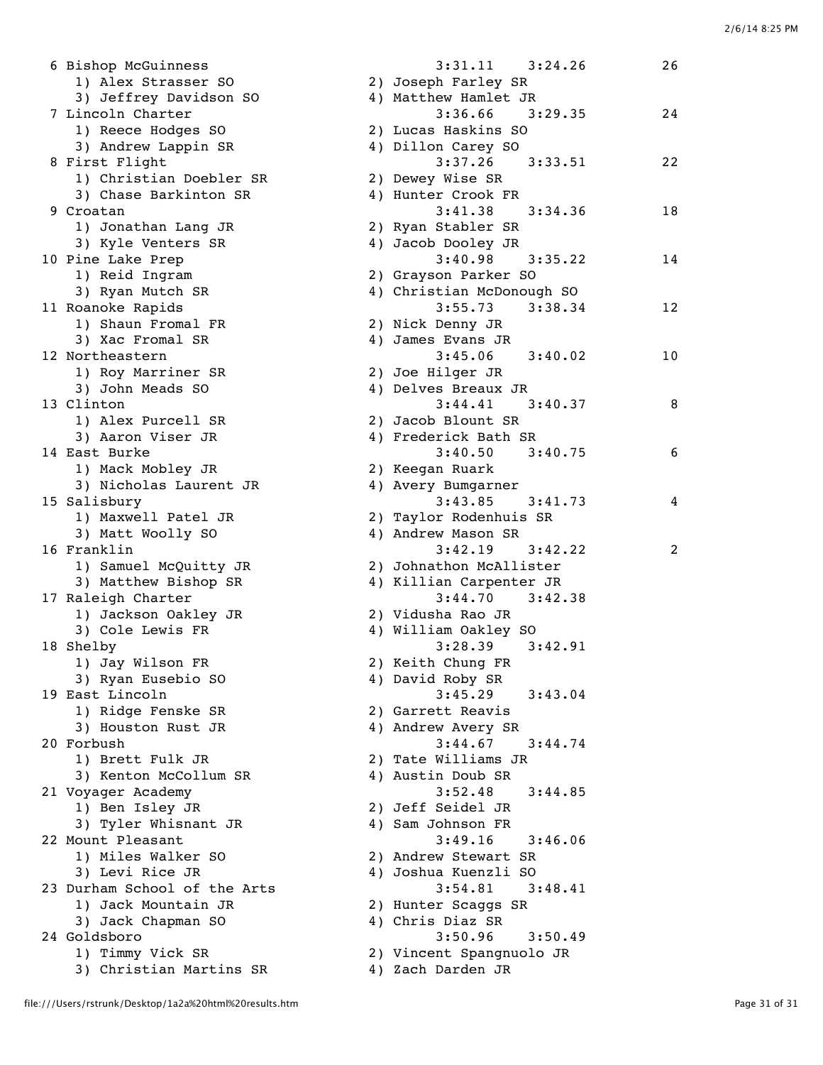```
  6 Bishop McGuinness                                3:31.11    3:24.26          26 
     1) Alex Strasser SO                      2) Joseph Farley SR                  
     3) Jeffrey Davidson SO                   4) Matthew Hamlet JR                 
  7 Lincoln Charter                                  3:36.66    3:29.35          24 
     1) Reece Hodges SO                       2) Lucas Haskins SO                  
     3) Andrew Lappin SR                      4) Dillon Carey SO                   
  8 First Flight                                     3:37.26    3:33.51          22 
     1) Christian Doebler SR                  2) Dewey Wise SR                     
     3) Chase Barkinton SR                    4) Hunter Crook FR                   
  9 Croatan                                          3:41.38    3:34.36          18 
     1) Jonathan Lang JR                      2) Ryan Stabler SR                   
     3) Kyle Venters SR                       4) Jacob Dooley JR                   
 10 Pine Lake Prep                                   3:40.98    3:35.22          14 
     1) Reid Ingram                           2) Grayson Parker SO                 
     3) Ryan Mutch SR                         4) Christian McDonough SO            
 11 Roanoke Rapids                                   3:55.73    3:38.34          12 
     1) Shaun Fromal FR                       2) Nick Denny JR                     
     3) Xac Fromal SR                         4) James Evans JR                    
 12 Northeastern                                     3:45.06    3:40.02          10 
     1) Roy Marriner SR                       2) Joe Hilger JR                     
     3) John Meads SO                         4) Delves Breaux JR                  
 13 Clinton                                          3:44.41    3:40.37           8 
     1) Alex Purcell SR                       2) Jacob Blount SR                   
     3) Aaron Viser JR                        4) Frederick Bath SR                 
 14 East Burke                                       3:40.50    3:40.75           6 
     1) Mack Mobley JR                        2) Keegan Ruark                      
     3) Nicholas Laurent JR                   4) Avery Bumgarner                   
 15 Salisbury                                        3:43.85    3:41.73           4 
     1) Maxwell Patel JR                      2) Taylor Rodenhuis SR               
     3) Matt Woolly SO                        4) Andrew Mason SR                   
 16 Franklin                                         3:42.19    3:42.22           2 
     1) Samuel McQuitty JR                    2) Johnathon McAllister              
     3) Matthew Bishop SR                     4) Killian Carpenter JR              
 17 Raleigh Charter                                  3:44.70    3:42.38             
     1) Jackson Oakley JR                     2) Vidusha Rao JR                    
     3) Cole Lewis FR                         4) William Oakley SO                 
 18 Shelby                                           3:28.39    3:42.91             
     1) Jay Wilson FR                         2) Keith Chung FR                    
     3) Ryan Eusebio SO                       4) David Roby SR                     
 19 East Lincoln                                     3:45.29    3:43.04             
     1) Ridge Fenske SR                       2) Garrett Reavis                    
     3) Houston Rust JR                       4) Andrew Avery SR                   
 20 Forbush                                          3:44.67    3:44.74             
     1) Brett Fulk JR                         2) Tate Williams JR                  
     3) Kenton McCollum SR                    4) Austin Doub SR                    
 21 Voyager Academy                                  3:52.48    3:44.85             
     1) Ben Isley JR                          2) Jeff Seidel JR                    
     3) Tyler Whisnant JR                     4) Sam Johnson FR                    
 22 Mount Pleasant                                   3:49.16    3:46.06             
     1) Miles Walker SO                       2) Andrew Stewart SR                 
     3) Levi Rice JR                          4) Joshua Kuenzli SO                 
 23 Durham School of the Arts                        3:54.81    3:48.41             
     1) Jack Mountain JR                      2) Hunter Scaggs SR                  
     3) Jack Chapman SO                       4) Chris Diaz SR                     
 24 Goldsboro                                        3:50.96    3:50.49             
     1) Timmy Vick SR                         2) Vincent Spangnuolo JR             
     3) Christian Martins SR                  4) Zach Darden JR                    
```